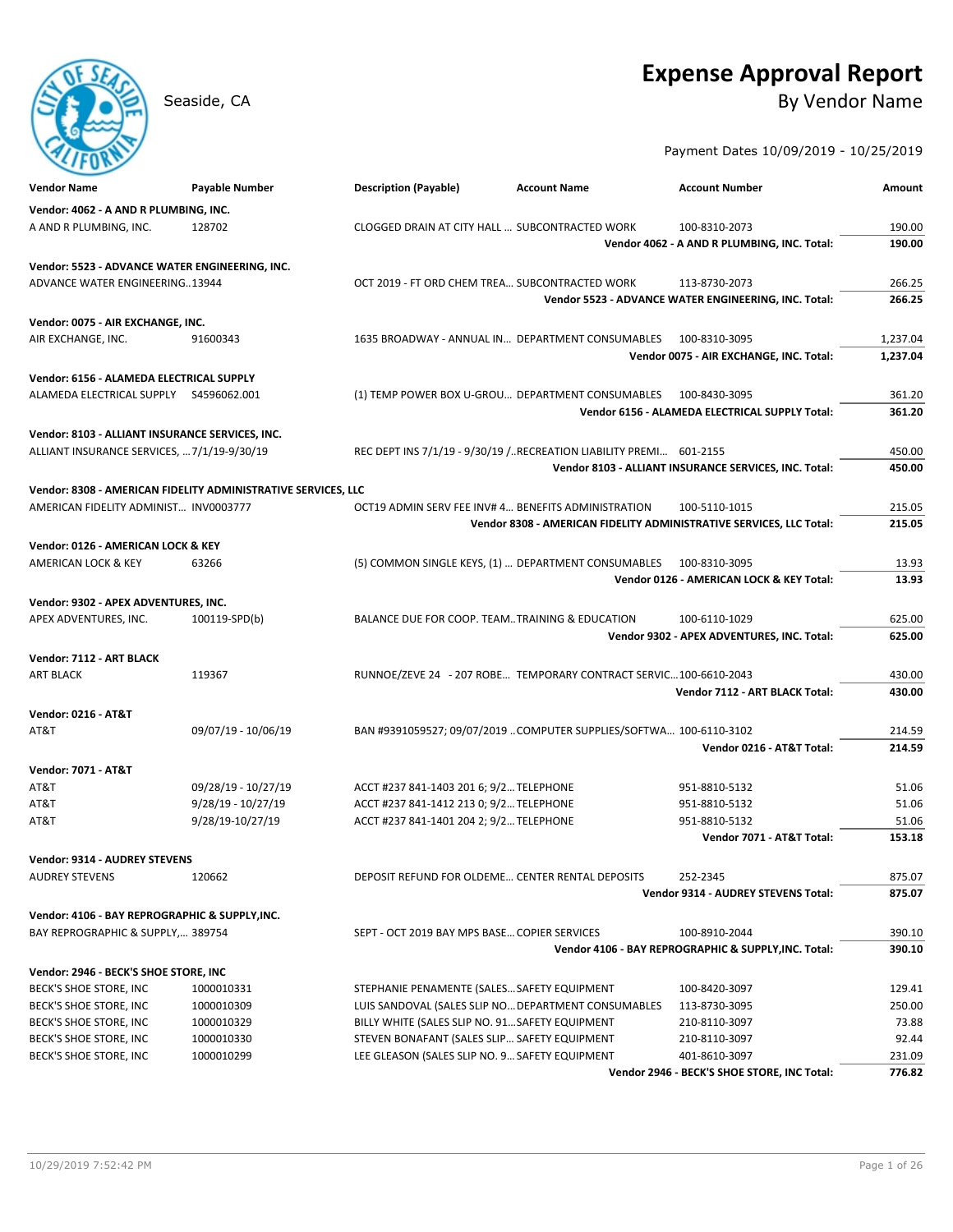# Expense Approval Report

Seaside, CA

## By Vendor Name

Payment Dates 10/09/2019 - 10/25/2019

| Vendor Name | Payable Number | Description (Payable) | Account Name | Account Number | Amount |
|---|---|---|---|---|---|
| **Vendor: 4062 - A AND R PLUMBING, INC.** | | | | | |
| A AND R PLUMBING, INC. | 128702 | CLOGGED DRAIN AT CITY HALL ... | SUBCONTRACTED WORK | 100-8310-2073 | 190.00 |
| | | | | **Vendor 4062 - A AND R PLUMBING, INC. Total:** | **190.00** |
| **Vendor: 5523 - ADVANCE WATER ENGINEERING, INC.** | | | | | |
| ADVANCE WATER ENGINEERING... | 13944 | OCT 2019 - FT ORD CHEM TREA... | SUBCONTRACTED WORK | 113-8730-2073 | 266.25 |
| | | | | **Vendor 5523 - ADVANCE WATER ENGINEERING, INC. Total:** | **266.25** |
| **Vendor: 0075 - AIR EXCHANGE, INC.** | | | | | |
| AIR EXCHANGE, INC. | 91600343 | 1635 BROADWAY - ANNUAL IN... | DEPARTMENT CONSUMABLES | 100-8310-3095 | 1,237.04 |
| | | | | **Vendor 0075 - AIR EXCHANGE, INC. Total:** | **1,237.04** |
| **Vendor: 6156 - ALAMEDA ELECTRICAL SUPPLY** | | | | | |
| ALAMEDA ELECTRICAL SUPPLY | S4596062.001 | (1) TEMP POWER BOX U-GROU... | DEPARTMENT CONSUMABLES | 100-8430-3095 | 361.20 |
| | | | | **Vendor 6156 - ALAMEDA ELECTRICAL SUPPLY Total:** | **361.20** |
| **Vendor: 8103 - ALLIANT INSURANCE SERVICES, INC.** | | | | | |
| ALLIANT INSURANCE SERVICES, ... | 7/1/19-9/30/19 | REC DEPT INS 7/1/19 - 9/30/19 /... | RECREATION LIABILITY PREMI... | 601-2155 | 450.00 |
| | | | | **Vendor 8103 - ALLIANT INSURANCE SERVICES, INC. Total:** | **450.00** |
| **Vendor: 8308 - AMERICAN FIDELITY ADMINISTRATIVE SERVICES, LLC** | | | | | |
| AMERICAN FIDELITY ADMINIST... | INV0003777 | OCT19 ADMIN SERV FEE INV# 4... | BENEFITS ADMINISTRATION | 100-5110-1015 | 215.05 |
| | | | | **Vendor 8308 - AMERICAN FIDELITY ADMINISTRATIVE SERVICES, LLC Total:** | **215.05** |
| **Vendor: 0126 - AMERICAN LOCK & KEY** | | | | | |
| AMERICAN LOCK & KEY | 63266 | (5) COMMON SINGLE KEYS, (1) ... | DEPARTMENT CONSUMABLES | 100-8310-3095 | 13.93 |
| | | | | **Vendor 0126 - AMERICAN LOCK & KEY Total:** | **13.93** |
| **Vendor: 9302 - APEX ADVENTURES, INC.** | | | | | |
| APEX ADVENTURES, INC. | 100119-SPD(b) | BALANCE DUE FOR COOP. TEAM... | TRAINING & EDUCATION | 100-6110-1029 | 625.00 |
| | | | | **Vendor 9302 - APEX ADVENTURES, INC. Total:** | **625.00** |
| **Vendor: 7112 - ART BLACK** | | | | | |
| ART BLACK | 119367 | RUNNOE/ZEVE 24 - 207 ROBE... | TEMPORARY CONTRACT SERVIC... | 100-6610-2043 | 430.00 |
| | | | | **Vendor 7112 - ART BLACK Total:** | **430.00** |
| **Vendor: 0216 - AT&T** | | | | | |
| AT&T | 09/07/19 - 10/06/19 | BAN #9391059527; 09/07/2019 ... | COMPUTER SUPPLIES/SOFTWA... | 100-6110-3102 | 214.59 |
| | | | | **Vendor 0216 - AT&T Total:** | **214.59** |
| **Vendor: 7071 - AT&T** | | | | | |
| AT&T | 09/28/19 - 10/27/19 | ACCT #237 841-1403 201 6; 9/2... | TELEPHONE | 951-8810-5132 | 51.06 |
| AT&T | 9/28/19 - 10/27/19 | ACCT #237 841-1412 213 0; 9/2... | TELEPHONE | 951-8810-5132 | 51.06 |
| AT&T | 9/28/19-10/27/19 | ACCT #237 841-1401 204 2; 9/2... | TELEPHONE | 951-8810-5132 | 51.06 |
| | | | | **Vendor 7071 - AT&T Total:** | **153.18** |
| **Vendor: 9314 - AUDREY STEVENS** | | | | | |
| AUDREY STEVENS | 120662 | DEPOSIT REFUND FOR OLDEME... | CENTER RENTAL DEPOSITS | 252-2345 | 875.07 |
| | | | | **Vendor 9314 - AUDREY STEVENS Total:** | **875.07** |
| **Vendor: 4106 - BAY REPROGRAPHIC & SUPPLY,INC.** | | | | | |
| BAY REPROGRAPHIC & SUPPLY,... | 389754 | SEPT - OCT 2019 BAY MPS BASE... | COPIER SERVICES | 100-8910-2044 | 390.10 |
| | | | | **Vendor 4106 - BAY REPROGRAPHIC & SUPPLY,INC. Total:** | **390.10** |
| **Vendor: 2946 - BECK'S SHOE STORE, INC** | | | | | |
| BECK'S SHOE STORE, INC | 1000010331 | STEPHANIE PENAMENTE (SALES... | SAFETY EQUIPMENT | 100-8420-3097 | 129.41 |
| BECK'S SHOE STORE, INC | 1000010309 | LUIS SANDOVAL (SALES SLIP NO... | DEPARTMENT CONSUMABLES | 113-8730-3095 | 250.00 |
| BECK'S SHOE STORE, INC | 1000010329 | BILLY WHITE (SALES SLIP NO. 91... | SAFETY EQUIPMENT | 210-8110-3097 | 73.88 |
| BECK'S SHOE STORE, INC | 1000010330 | STEVEN BONAFANT (SALES SLIP... | SAFETY EQUIPMENT | 210-8110-3097 | 92.44 |
| BECK'S SHOE STORE, INC | 1000010299 | LEE GLEASON (SALES SLIP NO. 9... | SAFETY EQUIPMENT | 401-8610-3097 | 231.09 |
| | | | | **Vendor 2946 - BECK'S SHOE STORE, INC Total:** | **776.82** |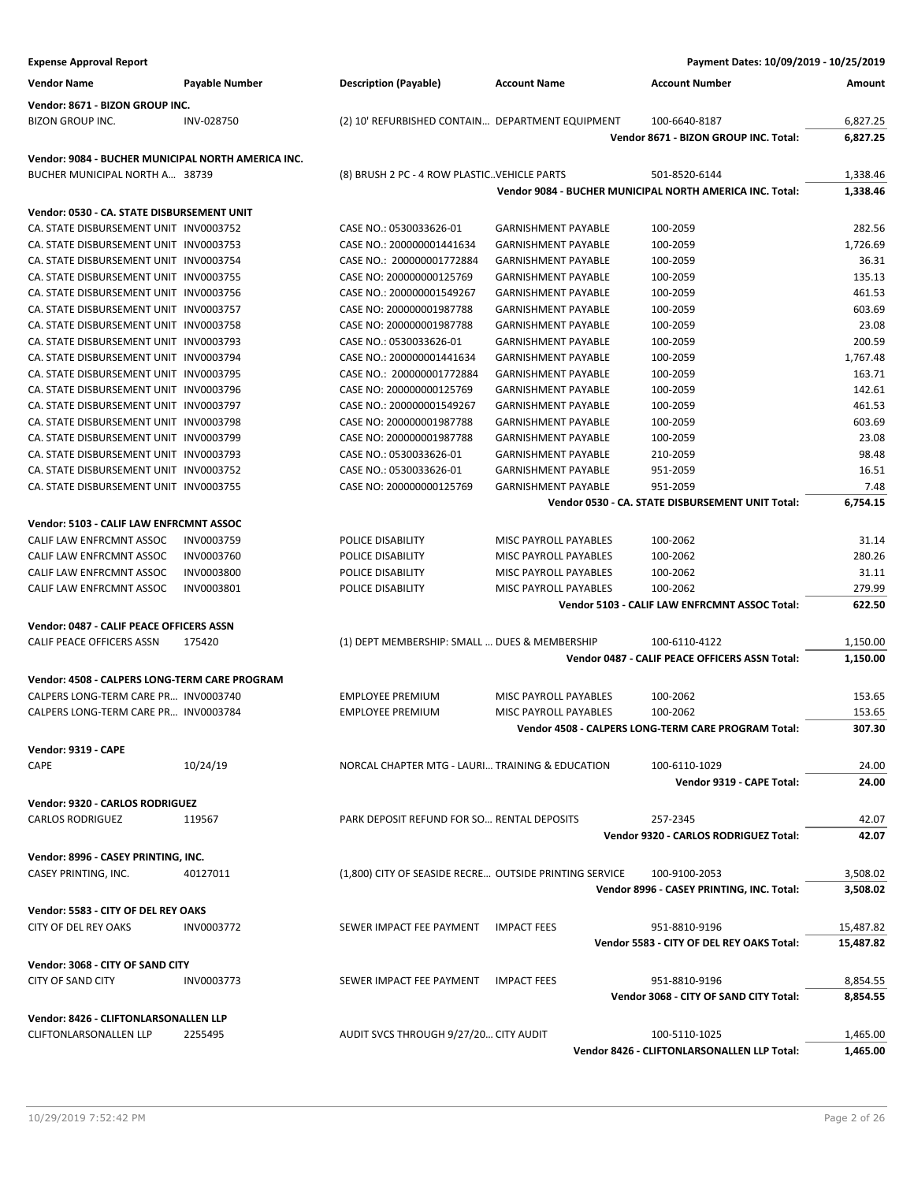**Expense Approval Report** | **Payment Dates: 10/09/2019 - 10/25/2019**

| Vendor Name | Payable Number | Description (Payable) | Account Name | Account Number | Amount |
|---|---|---|---|---|---|
| **Vendor: 8671 - BIZON GROUP INC.** | | | | | |
| BIZON GROUP INC. | INV-028750 | (2) 10' REFURBISHED CONTAIN... | DEPARTMENT EQUIPMENT | 100-6640-8187 | 6,827.25 |
| | | | | **Vendor 8671 - BIZON GROUP INC. Total:** | **6,827.25** |
| **Vendor: 9084 - BUCHER MUNICIPAL NORTH AMERICA INC.** | | | | | |
| BUCHER MUNICIPAL NORTH A... | 38739 | (8) BRUSH 2 PC - 4 ROW PLASTIC... | VEHICLE PARTS | 501-8520-6144 | 1,338.46 |
| | | | | **Vendor 9084 - BUCHER MUNICIPAL NORTH AMERICA INC. Total:** | **1,338.46** |
| **Vendor: 0530 - CA. STATE DISBURSEMENT UNIT** | | | | | |
| CA. STATE DISBURSEMENT UNIT | INV0003752 | CASE NO.: 0530033626-01 | GARNISHMENT PAYABLE | 100-2059 | 282.56 |
| CA. STATE DISBURSEMENT UNIT | INV0003753 | CASE NO.: 200000001441634 | GARNISHMENT PAYABLE | 100-2059 | 1,726.69 |
| CA. STATE DISBURSEMENT UNIT | INV0003754 | CASE NO.: 200000001772884 | GARNISHMENT PAYABLE | 100-2059 | 36.31 |
| CA. STATE DISBURSEMENT UNIT | INV0003755 | CASE NO: 200000000125769 | GARNISHMENT PAYABLE | 100-2059 | 135.13 |
| CA. STATE DISBURSEMENT UNIT | INV0003756 | CASE NO.: 200000001549267 | GARNISHMENT PAYABLE | 100-2059 | 461.53 |
| CA. STATE DISBURSEMENT UNIT | INV0003757 | CASE NO: 200000001987788 | GARNISHMENT PAYABLE | 100-2059 | 603.69 |
| CA. STATE DISBURSEMENT UNIT | INV0003758 | CASE NO: 200000001987788 | GARNISHMENT PAYABLE | 100-2059 | 23.08 |
| CA. STATE DISBURSEMENT UNIT | INV0003793 | CASE NO.: 0530033626-01 | GARNISHMENT PAYABLE | 100-2059 | 200.59 |
| CA. STATE DISBURSEMENT UNIT | INV0003794 | CASE NO.: 200000001441634 | GARNISHMENT PAYABLE | 100-2059 | 1,767.48 |
| CA. STATE DISBURSEMENT UNIT | INV0003795 | CASE NO.: 200000001772884 | GARNISHMENT PAYABLE | 100-2059 | 163.71 |
| CA. STATE DISBURSEMENT UNIT | INV0003796 | CASE NO: 200000000125769 | GARNISHMENT PAYABLE | 100-2059 | 142.61 |
| CA. STATE DISBURSEMENT UNIT | INV0003797 | CASE NO.: 200000001549267 | GARNISHMENT PAYABLE | 100-2059 | 461.53 |
| CA. STATE DISBURSEMENT UNIT | INV0003798 | CASE NO: 200000001987788 | GARNISHMENT PAYABLE | 100-2059 | 603.69 |
| CA. STATE DISBURSEMENT UNIT | INV0003799 | CASE NO: 200000001987788 | GARNISHMENT PAYABLE | 100-2059 | 23.08 |
| CA. STATE DISBURSEMENT UNIT | INV0003793 | CASE NO.: 0530033626-01 | GARNISHMENT PAYABLE | 210-2059 | 98.48 |
| CA. STATE DISBURSEMENT UNIT | INV0003752 | CASE NO.: 0530033626-01 | GARNISHMENT PAYABLE | 951-2059 | 16.51 |
| CA. STATE DISBURSEMENT UNIT | INV0003755 | CASE NO: 200000000125769 | GARNISHMENT PAYABLE | 951-2059 | 7.48 |
| | | | | **Vendor 0530 - CA. STATE DISBURSEMENT UNIT Total:** | **6,754.15** |
| **Vendor: 5103 - CALIF LAW ENFRCMNT ASSOC** | | | | | |
| CALIF LAW ENFRCMNT ASSOC | INV0003759 | POLICE DISABILITY | MISC PAYROLL PAYABLES | 100-2062 | 31.14 |
| CALIF LAW ENFRCMNT ASSOC | INV0003760 | POLICE DISABILITY | MISC PAYROLL PAYABLES | 100-2062 | 280.26 |
| CALIF LAW ENFRCMNT ASSOC | INV0003800 | POLICE DISABILITY | MISC PAYROLL PAYABLES | 100-2062 | 31.11 |
| CALIF LAW ENFRCMNT ASSOC | INV0003801 | POLICE DISABILITY | MISC PAYROLL PAYABLES | 100-2062 | 279.99 |
| | | | | **Vendor 5103 - CALIF LAW ENFRCMNT ASSOC Total:** | **622.50** |
| **Vendor: 0487 - CALIF PEACE OFFICERS ASSN** | | | | | |
| CALIF PEACE OFFICERS ASSN | 175420 | (1) DEPT MEMBERSHIP: SMALL ... | DUES & MEMBERSHIP | 100-6110-4122 | 1,150.00 |
| | | | | **Vendor 0487 - CALIF PEACE OFFICERS ASSN Total:** | **1,150.00** |
| **Vendor: 4508 - CALPERS LONG-TERM CARE PROGRAM** | | | | | |
| CALPERS LONG-TERM CARE PR... | INV0003740 | EMPLOYEE PREMIUM | MISC PAYROLL PAYABLES | 100-2062 | 153.65 |
| CALPERS LONG-TERM CARE PR... | INV0003784 | EMPLOYEE PREMIUM | MISC PAYROLL PAYABLES | 100-2062 | 153.65 |
| | | | | **Vendor 4508 - CALPERS LONG-TERM CARE PROGRAM Total:** | **307.30** |
| **Vendor: 9319 - CAPE** | | | | | |
| CAPE | 10/24/19 | NORCAL CHAPTER MTG - LAURI... | TRAINING & EDUCATION | 100-6110-1029 | 24.00 |
| | | | | **Vendor 9319 - CAPE Total:** | **24.00** |
| **Vendor: 9320 - CARLOS RODRIGUEZ** | | | | | |
| CARLOS RODRIGUEZ | 119567 | PARK DEPOSIT REFUND FOR SO... | RENTAL DEPOSITS | 257-2345 | 42.07 |
| | | | | **Vendor 9320 - CARLOS RODRIGUEZ Total:** | **42.07** |
| **Vendor: 8996 - CASEY PRINTING, INC.** | | | | | |
| CASEY PRINTING, INC. | 40127011 | (1,800) CITY OF SEASIDE RECRE... | OUTSIDE PRINTING SERVICE | 100-9100-2053 | 3,508.02 |
| | | | | **Vendor 8996 - CASEY PRINTING, INC. Total:** | **3,508.02** |
| **Vendor: 5583 - CITY OF DEL REY OAKS** | | | | | |
| CITY OF DEL REY OAKS | INV0003772 | SEWER IMPACT FEE PAYMENT | IMPACT FEES | 951-8810-9196 | 15,487.82 |
| | | | | **Vendor 5583 - CITY OF DEL REY OAKS Total:** | **15,487.82** |
| **Vendor: 3068 - CITY OF SAND CITY** | | | | | |
| CITY OF SAND CITY | INV0003773 | SEWER IMPACT FEE PAYMENT | IMPACT FEES | 951-8810-9196 | 8,854.55 |
| | | | | **Vendor 3068 - CITY OF SAND CITY Total:** | **8,854.55** |
| **Vendor: 8426 - CLIFTONLARSONALLEN LLP** | | | | | |
| CLIFTONLARSONALLEN LLP | 2255495 | AUDIT SVCS THROUGH 9/27/20... | CITY AUDIT | 100-5110-1025 | 1,465.00 |
| | | | | **Vendor 8426 - CLIFTONLARSONALLEN LLP Total:** | **1,465.00** |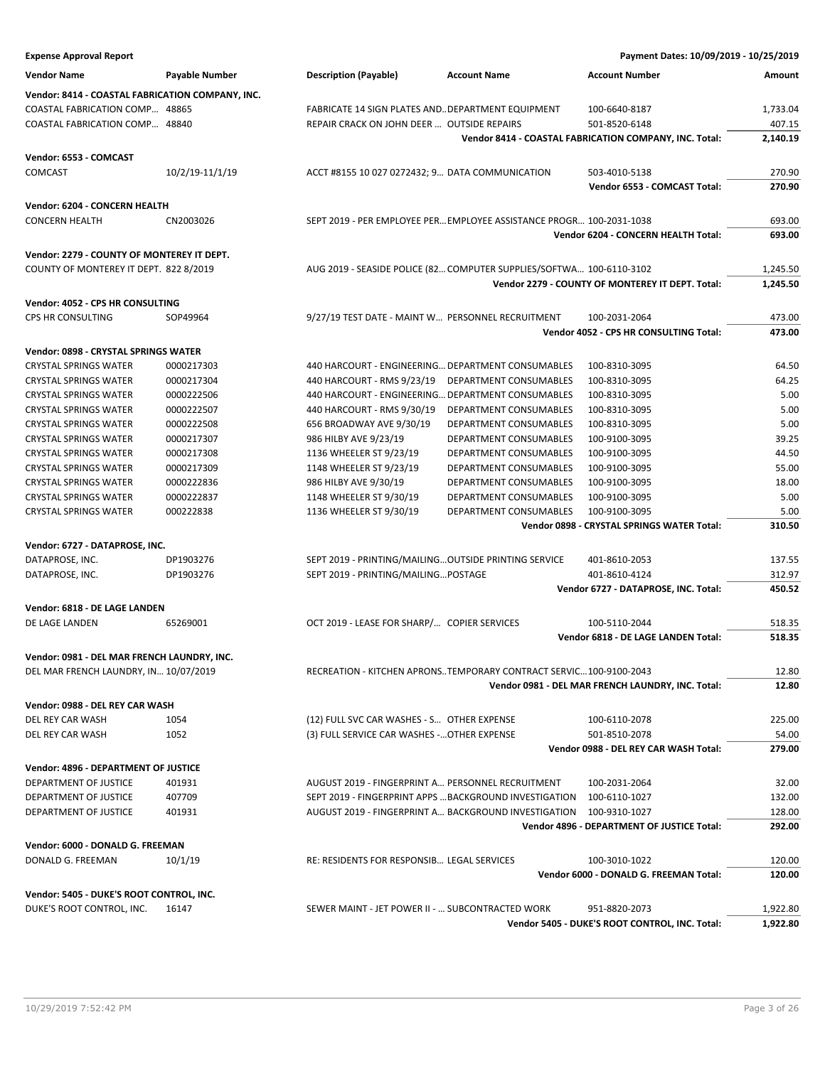**Expense Approval Report** — Payment Dates: 10/09/2019 - 10/25/2019

| Vendor Name | Payable Number | Description (Payable) | Account Name | Account Number | Amount |
|---|---|---|---|---|---|
| **Vendor: 8414 - COASTAL FABRICATION COMPANY, INC.** | | | | | |
| COASTAL FABRICATION COMP... | 48865 | FABRICATE 14 SIGN PLATES AND... | DEPARTMENT EQUIPMENT | 100-6640-8187 | 1,733.04 |
| COASTAL FABRICATION COMP... | 48840 | REPAIR CRACK ON JOHN DEER ... | OUTSIDE REPAIRS | 501-8520-6148 | 407.15 |
| | | | | **Vendor 8414 - COASTAL FABRICATION COMPANY, INC. Total:** | **2,140.19** |
| **Vendor: 6553 - COMCAST** | | | | | |
| COMCAST | 10/2/19-11/1/19 | ACCT #8155 10 027 0272432; 9... | DATA COMMUNICATION | 503-4010-5138 | 270.90 |
| | | | | **Vendor 6553 - COMCAST Total:** | **270.90** |
| **Vendor: 6204 - CONCERN HEALTH** | | | | | |
| CONCERN HEALTH | CN2003026 | SEPT 2019 - PER EMPLOYEE PER... | EMPLOYEE ASSISTANCE PROGR... | 100-2031-1038 | 693.00 |
| | | | | **Vendor 6204 - CONCERN HEALTH Total:** | **693.00** |
| **Vendor: 2279 - COUNTY OF MONTEREY IT DEPT.** | | | | | |
| COUNTY OF MONTEREY IT DEPT. | 822 8/2019 | AUG 2019 - SEASIDE POLICE (82... | COMPUTER SUPPLIES/SOFTWA... | 100-6110-3102 | 1,245.50 |
| | | | | **Vendor 2279 - COUNTY OF MONTEREY IT DEPT. Total:** | **1,245.50** |
| **Vendor: 4052 - CPS HR CONSULTING** | | | | | |
| CPS HR CONSULTING | SOP49964 | 9/27/19 TEST DATE - MAINT W... | PERSONNEL RECRUITMENT | 100-2031-2064 | 473.00 |
| | | | | **Vendor 4052 - CPS HR CONSULTING Total:** | **473.00** |
| **Vendor: 0898 - CRYSTAL SPRINGS WATER** | | | | | |
| CRYSTAL SPRINGS WATER | 0000217303 | 440 HARCOURT - ENGINEERING... | DEPARTMENT CONSUMABLES | 100-8310-3095 | 64.50 |
| CRYSTAL SPRINGS WATER | 0000217304 | 440 HARCOURT - RMS 9/23/19 | DEPARTMENT CONSUMABLES | 100-8310-3095 | 64.25 |
| CRYSTAL SPRINGS WATER | 0000222506 | 440 HARCOURT - ENGINEERING... | DEPARTMENT CONSUMABLES | 100-8310-3095 | 5.00 |
| CRYSTAL SPRINGS WATER | 0000222507 | 440 HARCOURT - RMS 9/30/19 | DEPARTMENT CONSUMABLES | 100-8310-3095 | 5.00 |
| CRYSTAL SPRINGS WATER | 0000222508 | 656 BROADWAY AVE 9/30/19 | DEPARTMENT CONSUMABLES | 100-8310-3095 | 5.00 |
| CRYSTAL SPRINGS WATER | 0000217307 | 986 HILBY AVE 9/23/19 | DEPARTMENT CONSUMABLES | 100-9100-3095 | 39.25 |
| CRYSTAL SPRINGS WATER | 0000217308 | 1136 WHEELER ST 9/23/19 | DEPARTMENT CONSUMABLES | 100-9100-3095 | 44.50 |
| CRYSTAL SPRINGS WATER | 0000217309 | 1148 WHEELER ST 9/23/19 | DEPARTMENT CONSUMABLES | 100-9100-3095 | 55.00 |
| CRYSTAL SPRINGS WATER | 0000222836 | 986 HILBY AVE 9/30/19 | DEPARTMENT CONSUMABLES | 100-9100-3095 | 18.00 |
| CRYSTAL SPRINGS WATER | 0000222837 | 1148 WHEELER ST 9/30/19 | DEPARTMENT CONSUMABLES | 100-9100-3095 | 5.00 |
| CRYSTAL SPRINGS WATER | 000222838 | 1136 WHEELER ST 9/30/19 | DEPARTMENT CONSUMABLES | 100-9100-3095 | 5.00 |
| | | | | **Vendor 0898 - CRYSTAL SPRINGS WATER Total:** | **310.50** |
| **Vendor: 6727 - DATAPROSE, INC.** | | | | | |
| DATAPROSE, INC. | DP1903276 | SEPT 2019 - PRINTING/MAILING... | OUTSIDE PRINTING SERVICE | 401-8610-2053 | 137.55 |
| DATAPROSE, INC. | DP1903276 | SEPT 2019 - PRINTING/MAILING... | POSTAGE | 401-8610-4124 | 312.97 |
| | | | | **Vendor 6727 - DATAPROSE, INC. Total:** | **450.52** |
| **Vendor: 6818 - DE LAGE LANDEN** | | | | | |
| DE LAGE LANDEN | 65269001 | OCT 2019 - LEASE FOR SHARP/... | COPIER SERVICES | 100-5110-2044 | 518.35 |
| | | | | **Vendor 6818 - DE LAGE LANDEN Total:** | **518.35** |
| **Vendor: 0981 - DEL MAR FRENCH LAUNDRY, INC.** | | | | | |
| DEL MAR FRENCH LAUNDRY, IN... | 10/07/2019 | RECREATION - KITCHEN APRONS... | TEMPORARY CONTRACT SERVIC... | 100-9100-2043 | 12.80 |
| | | | | **Vendor 0981 - DEL MAR FRENCH LAUNDRY, INC. Total:** | **12.80** |
| **Vendor: 0988 - DEL REY CAR WASH** | | | | | |
| DEL REY CAR WASH | 1054 | (12) FULL SVC CAR WASHES - S... | OTHER EXPENSE | 100-6110-2078 | 225.00 |
| DEL REY CAR WASH | 1052 | (3) FULL SERVICE CAR WASHES -... | OTHER EXPENSE | 501-8510-2078 | 54.00 |
| | | | | **Vendor 0988 - DEL REY CAR WASH Total:** | **279.00** |
| **Vendor: 4896 - DEPARTMENT OF JUSTICE** | | | | | |
| DEPARTMENT OF JUSTICE | 401931 | AUGUST 2019 - FINGERPRINT A... | PERSONNEL RECRUITMENT | 100-2031-2064 | 32.00 |
| DEPARTMENT OF JUSTICE | 407709 | SEPT 2019 - FINGERPRINT APPS ... | BACKGROUND INVESTIGATION | 100-6110-1027 | 132.00 |
| DEPARTMENT OF JUSTICE | 401931 | AUGUST 2019 - FINGERPRINT A... | BACKGROUND INVESTIGATION | 100-9310-1027 | 128.00 |
| | | | | **Vendor 4896 - DEPARTMENT OF JUSTICE Total:** | **292.00** |
| **Vendor: 6000 - DONALD G. FREEMAN** | | | | | |
| DONALD G. FREEMAN | 10/1/19 | RE: RESIDENTS FOR RESPONSIB... | LEGAL SERVICES | 100-3010-1022 | 120.00 |
| | | | | **Vendor 6000 - DONALD G. FREEMAN Total:** | **120.00** |
| **Vendor: 5405 - DUKE'S ROOT CONTROL, INC.** | | | | | |
| DUKE'S ROOT CONTROL, INC. | 16147 | SEWER MAINT - JET POWER II - ... | SUBCONTRACTED WORK | 951-8820-2073 | 1,922.80 |
| | | | | **Vendor 5405 - DUKE'S ROOT CONTROL, INC. Total:** | **1,922.80** |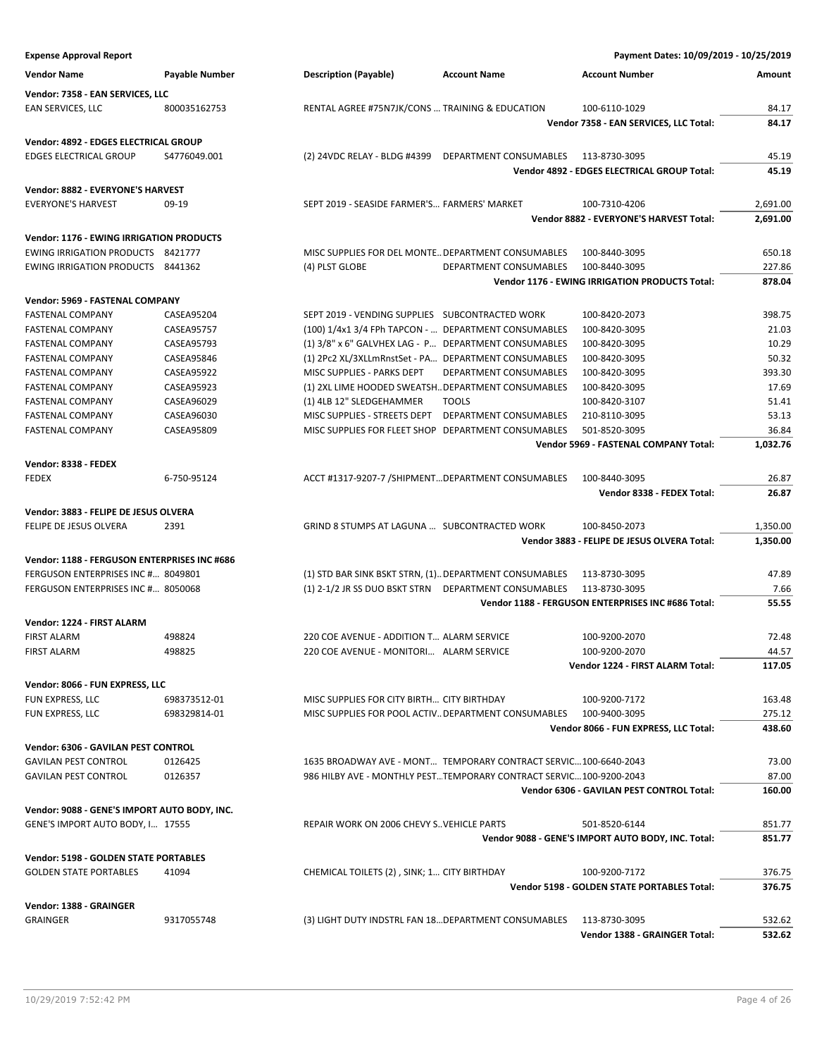**Expense Approval Report** — Payment Dates: 10/09/2019 - 10/25/2019

| Vendor Name | Payable Number | Description (Payable) | Account Name | Account Number | Amount |
|---|---|---|---|---|---|
| **Vendor: 7358 - EAN SERVICES, LLC** | | | | | |
| EAN SERVICES, LLC | 800035162753 | RENTAL AGREE #75N7JK/CONS ... | TRAINING & EDUCATION | 100-6110-1029 | 84.17 |
| | | | | **Vendor 7358 - EAN SERVICES, LLC Total:** | **84.17** |
| **Vendor: 4892 - EDGES ELECTRICAL GROUP** | | | | | |
| EDGES ELECTRICAL GROUP | S4776049.001 | (2) 24VDC RELAY - BLDG #4399 | DEPARTMENT CONSUMABLES | 113-8730-3095 | 45.19 |
| | | | | **Vendor 4892 - EDGES ELECTRICAL GROUP Total:** | **45.19** |
| **Vendor: 8882 - EVERYONE'S HARVEST** | | | | | |
| EVERYONE'S HARVEST | 09-19 | SEPT 2019 - SEASIDE FARMER'S... | FARMERS' MARKET | 100-7310-4206 | 2,691.00 |
| | | | | **Vendor 8882 - EVERYONE'S HARVEST Total:** | **2,691.00** |
| **Vendor: 1176 - EWING IRRIGATION PRODUCTS** | | | | | |
| EWING IRRIGATION PRODUCTS | 8421777 | MISC SUPPLIES FOR DEL MONTE... | DEPARTMENT CONSUMABLES | 100-8440-3095 | 650.18 |
| EWING IRRIGATION PRODUCTS | 8441362 | (4) PLST GLOBE | DEPARTMENT CONSUMABLES | 100-8440-3095 | 227.86 |
| | | | | **Vendor 1176 - EWING IRRIGATION PRODUCTS Total:** | **878.04** |
| **Vendor: 5969 - FASTENAL COMPANY** | | | | | |
| FASTENAL COMPANY | CASEA95204 | SEPT 2019 - VENDING SUPPLIES | SUBCONTRACTED WORK | 100-8420-2073 | 398.75 |
| FASTENAL COMPANY | CASEA95757 | (100) 1/4x1 3/4 FPh TAPCON - ... | DEPARTMENT CONSUMABLES | 100-8420-3095 | 21.03 |
| FASTENAL COMPANY | CASEA95793 | (1) 3/8" x 6" GALVHEX LAG - P... | DEPARTMENT CONSUMABLES | 100-8420-3095 | 10.29 |
| FASTENAL COMPANY | CASEA95846 | (1) 2Pc2 XL/3XLLmRnstSet - PA... | DEPARTMENT CONSUMABLES | 100-8420-3095 | 50.32 |
| FASTENAL COMPANY | CASEA95922 | MISC SUPPLIES - PARKS DEPT | DEPARTMENT CONSUMABLES | 100-8420-3095 | 393.30 |
| FASTENAL COMPANY | CASEA95923 | (1) 2XL LIME HOODED SWEATSH... | DEPARTMENT CONSUMABLES | 100-8420-3095 | 17.69 |
| FASTENAL COMPANY | CASEA96029 | (1) 4LB 12" SLEDGEHAMMER | TOOLS | 100-8420-3107 | 51.41 |
| FASTENAL COMPANY | CASEA96030 | MISC SUPPLIES - STREETS DEPT | DEPARTMENT CONSUMABLES | 210-8110-3095 | 53.13 |
| FASTENAL COMPANY | CASEA95809 | MISC SUPPLIES FOR FLEET SHOP | DEPARTMENT CONSUMABLES | 501-8520-3095 | 36.84 |
| | | | | **Vendor 5969 - FASTENAL COMPANY Total:** | **1,032.76** |
| **Vendor: 8338 - FEDEX** | | | | | |
| FEDEX | 6-750-95124 | ACCT #1317-9207-7 /SHIPMENT... | DEPARTMENT CONSUMABLES | 100-8440-3095 | 26.87 |
| | | | | **Vendor 8338 - FEDEX Total:** | **26.87** |
| **Vendor: 3883 - FELIPE DE JESUS OLVERA** | | | | | |
| FELIPE DE JESUS OLVERA | 2391 | GRIND 8 STUMPS AT LAGUNA ... | SUBCONTRACTED WORK | 100-8450-2073 | 1,350.00 |
| | | | | **Vendor 3883 - FELIPE DE JESUS OLVERA Total:** | **1,350.00** |
| **Vendor: 1188 - FERGUSON ENTERPRISES INC #686** | | | | | |
| FERGUSON ENTERPRISES INC #... | 8049801 | (1) STD BAR SINK BSKT STRN, (1)... | DEPARTMENT CONSUMABLES | 113-8730-3095 | 47.89 |
| FERGUSON ENTERPRISES INC #... | 8050068 | (1) 2-1/2 JR SS DUO BSKT STRN | DEPARTMENT CONSUMABLES | 113-8730-3095 | 7.66 |
| | | | | **Vendor 1188 - FERGUSON ENTERPRISES INC #686 Total:** | **55.55** |
| **Vendor: 1224 - FIRST ALARM** | | | | | |
| FIRST ALARM | 498824 | 220 COE AVENUE - ADDITION T... | ALARM SERVICE | 100-9200-2070 | 72.48 |
| FIRST ALARM | 498825 | 220 COE AVENUE - MONITORI... | ALARM SERVICE | 100-9200-2070 | 44.57 |
| | | | | **Vendor 1224 - FIRST ALARM Total:** | **117.05** |
| **Vendor: 8066 - FUN EXPRESS, LLC** | | | | | |
| FUN EXPRESS, LLC | 698373512-01 | MISC SUPPLIES FOR CITY BIRTH... | CITY BIRTHDAY | 100-9200-7172 | 163.48 |
| FUN EXPRESS, LLC | 698329814-01 | MISC SUPPLIES FOR POOL ACTIV... | DEPARTMENT CONSUMABLES | 100-9400-3095 | 275.12 |
| | | | | **Vendor 8066 - FUN EXPRESS, LLC Total:** | **438.60** |
| **Vendor: 6306 - GAVILAN PEST CONTROL** | | | | | |
| GAVILAN PEST CONTROL | 0126425 | 1635 BROADWAY AVE - MONT... | TEMPORARY CONTRACT SERVIC... | 100-6640-2043 | 73.00 |
| GAVILAN PEST CONTROL | 0126357 | 986 HILBY AVE - MONTHLY PEST... | TEMPORARY CONTRACT SERVIC... | 100-9200-2043 | 87.00 |
| | | | | **Vendor 6306 - GAVILAN PEST CONTROL Total:** | **160.00** |
| **Vendor: 9088 - GENE'S IMPORT AUTO BODY, INC.** | | | | | |
| GENE'S IMPORT AUTO BODY, I... | 17555 | REPAIR WORK ON 2006 CHEVY S... | VEHICLE PARTS | 501-8520-6144 | 851.77 |
| | | | | **Vendor 9088 - GENE'S IMPORT AUTO BODY, INC. Total:** | **851.77** |
| **Vendor: 5198 - GOLDEN STATE PORTABLES** | | | | | |
| GOLDEN STATE PORTABLES | 41094 | CHEMICAL TOILETS (2) , SINK; 1... | CITY BIRTHDAY | 100-9200-7172 | 376.75 |
| | | | | **Vendor 5198 - GOLDEN STATE PORTABLES Total:** | **376.75** |
| **Vendor: 1388 - GRAINGER** | | | | | |
| GRAINGER | 9317055748 | (3) LIGHT DUTY INDSTRL FAN 18... | DEPARTMENT CONSUMABLES | 113-8730-3095 | 532.62 |
| | | | | **Vendor 1388 - GRAINGER Total:** | **532.62** |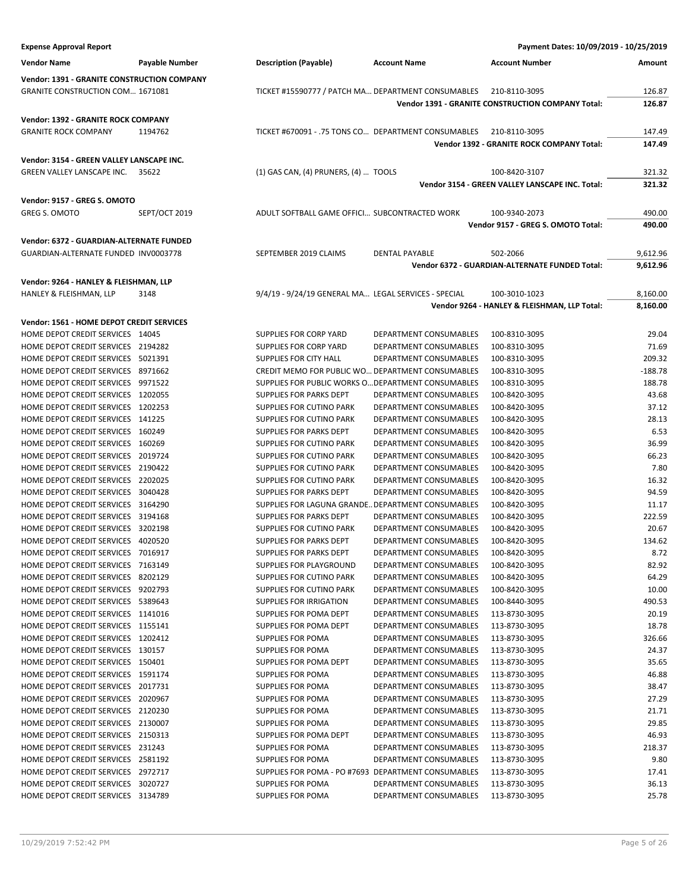**Expense Approval Report** — Payment Dates: 10/09/2019 - 10/25/2019

| Vendor Name | Payable Number | Description (Payable) | Account Name | Account Number | Amount |
|---|---|---|---|---|---|
| **Vendor: 1391 - GRANITE CONSTRUCTION COMPANY** | | | | | |
| GRANITE CONSTRUCTION COM… | 1671081 | TICKET #15590777 / PATCH MA… | DEPARTMENT CONSUMABLES | 210-8110-3095 | 126.87 |
| | | | | **Vendor 1391 - GRANITE CONSTRUCTION COMPANY Total:** | **126.87** |
| **Vendor: 1392 - GRANITE ROCK COMPANY** | | | | | |
| GRANITE ROCK COMPANY | 1194762 | TICKET #670091 - .75 TONS CO… | DEPARTMENT CONSUMABLES | 210-8110-3095 | 147.49 |
| | | | | **Vendor 1392 - GRANITE ROCK COMPANY Total:** | **147.49** |
| **Vendor: 3154 - GREEN VALLEY LANSCAPE INC.** | | | | | |
| GREEN VALLEY LANSCAPE INC. | 35622 | (1) GAS CAN, (4) PRUNERS, (4) … | TOOLS | 100-8420-3107 | 321.32 |
| | | | | **Vendor 3154 - GREEN VALLEY LANSCAPE INC. Total:** | **321.32** |
| **Vendor: 9157 - GREG S. OMOTO** | | | | | |
| GREG S. OMOTO | SEPT/OCT 2019 | ADULT SOFTBALL GAME OFFICI… | SUBCONTRACTED WORK | 100-9340-2073 | 490.00 |
| | | | | **Vendor 9157 - GREG S. OMOTO Total:** | **490.00** |
| **Vendor: 6372 - GUARDIAN-ALTERNATE FUNDED** | | | | | |
| GUARDIAN-ALTERNATE FUNDED | INV0003778 | SEPTEMBER 2019 CLAIMS | DENTAL PAYABLE | 502-2066 | 9,612.96 |
| | | | | **Vendor 6372 - GUARDIAN-ALTERNATE FUNDED Total:** | **9,612.96** |
| **Vendor: 9264 - HANLEY & FLEISHMAN, LLP** | | | | | |
| HANLEY & FLEISHMAN, LLP | 3148 | 9/4/19 - 9/24/19 GENERAL MA… | LEGAL SERVICES - SPECIAL | 100-3010-1023 | 8,160.00 |
| | | | | **Vendor 9264 - HANLEY & FLEISHMAN, LLP Total:** | **8,160.00** |
| **Vendor: 1561 - HOME DEPOT CREDIT SERVICES** | | | | | |
| HOME DEPOT CREDIT SERVICES | 14045 | SUPPLIES FOR CORP YARD | DEPARTMENT CONSUMABLES | 100-8310-3095 | 29.04 |
| HOME DEPOT CREDIT SERVICES | 2194282 | SUPPLIES FOR CORP YARD | DEPARTMENT CONSUMABLES | 100-8310-3095 | 71.69 |
| HOME DEPOT CREDIT SERVICES | 5021391 | SUPPLIES FOR CITY HALL | DEPARTMENT CONSUMABLES | 100-8310-3095 | 209.32 |
| HOME DEPOT CREDIT SERVICES | 8971662 | CREDIT MEMO FOR PUBLIC WO… | DEPARTMENT CONSUMABLES | 100-8310-3095 | -188.78 |
| HOME DEPOT CREDIT SERVICES | 9971522 | SUPPLIES FOR PUBLIC WORKS O… | DEPARTMENT CONSUMABLES | 100-8310-3095 | 188.78 |
| HOME DEPOT CREDIT SERVICES | 1202055 | SUPPLIES FOR PARKS DEPT | DEPARTMENT CONSUMABLES | 100-8420-3095 | 43.68 |
| HOME DEPOT CREDIT SERVICES | 1202253 | SUPPLIES FOR CUTINO PARK | DEPARTMENT CONSUMABLES | 100-8420-3095 | 37.12 |
| HOME DEPOT CREDIT SERVICES | 141225 | SUPPLIES FOR CUTINO PARK | DEPARTMENT CONSUMABLES | 100-8420-3095 | 28.13 |
| HOME DEPOT CREDIT SERVICES | 160249 | SUPPLIES FOR PARKS DEPT | DEPARTMENT CONSUMABLES | 100-8420-3095 | 6.53 |
| HOME DEPOT CREDIT SERVICES | 160269 | SUPPLIES FOR CUTINO PARK | DEPARTMENT CONSUMABLES | 100-8420-3095 | 36.99 |
| HOME DEPOT CREDIT SERVICES | 2019724 | SUPPLIES FOR CUTINO PARK | DEPARTMENT CONSUMABLES | 100-8420-3095 | 66.23 |
| HOME DEPOT CREDIT SERVICES | 2190422 | SUPPLIES FOR CUTINO PARK | DEPARTMENT CONSUMABLES | 100-8420-3095 | 7.80 |
| HOME DEPOT CREDIT SERVICES | 2202025 | SUPPLIES FOR CUTINO PARK | DEPARTMENT CONSUMABLES | 100-8420-3095 | 16.32 |
| HOME DEPOT CREDIT SERVICES | 3040428 | SUPPLIES FOR PARKS DEPT | DEPARTMENT CONSUMABLES | 100-8420-3095 | 94.59 |
| HOME DEPOT CREDIT SERVICES | 3164290 | SUPPLIES FOR LAGUNA GRANDE… | DEPARTMENT CONSUMABLES | 100-8420-3095 | 11.17 |
| HOME DEPOT CREDIT SERVICES | 3194168 | SUPPLIES FOR PARKS DEPT | DEPARTMENT CONSUMABLES | 100-8420-3095 | 222.59 |
| HOME DEPOT CREDIT SERVICES | 3202198 | SUPPLIES FOR CUTINO PARK | DEPARTMENT CONSUMABLES | 100-8420-3095 | 20.67 |
| HOME DEPOT CREDIT SERVICES | 4020520 | SUPPLIES FOR PARKS DEPT | DEPARTMENT CONSUMABLES | 100-8420-3095 | 134.62 |
| HOME DEPOT CREDIT SERVICES | 7016917 | SUPPLIES FOR PARKS DEPT | DEPARTMENT CONSUMABLES | 100-8420-3095 | 8.72 |
| HOME DEPOT CREDIT SERVICES | 7163149 | SUPPLIES FOR PLAYGROUND | DEPARTMENT CONSUMABLES | 100-8420-3095 | 82.92 |
| HOME DEPOT CREDIT SERVICES | 8202129 | SUPPLIES FOR CUTINO PARK | DEPARTMENT CONSUMABLES | 100-8420-3095 | 64.29 |
| HOME DEPOT CREDIT SERVICES | 9202793 | SUPPLIES FOR CUTINO PARK | DEPARTMENT CONSUMABLES | 100-8420-3095 | 10.00 |
| HOME DEPOT CREDIT SERVICES | 5389643 | SUPPLIES FOR IRRIGATION | DEPARTMENT CONSUMABLES | 100-8440-3095 | 490.53 |
| HOME DEPOT CREDIT SERVICES | 1141016 | SUPPLIES FOR POMA DEPT | DEPARTMENT CONSUMABLES | 113-8730-3095 | 20.19 |
| HOME DEPOT CREDIT SERVICES | 1155141 | SUPPLIES FOR POMA DEPT | DEPARTMENT CONSUMABLES | 113-8730-3095 | 18.78 |
| HOME DEPOT CREDIT SERVICES | 1202412 | SUPPLIES FOR POMA | DEPARTMENT CONSUMABLES | 113-8730-3095 | 326.66 |
| HOME DEPOT CREDIT SERVICES | 130157 | SUPPLIES FOR POMA | DEPARTMENT CONSUMABLES | 113-8730-3095 | 24.37 |
| HOME DEPOT CREDIT SERVICES | 150401 | SUPPLIES FOR POMA DEPT | DEPARTMENT CONSUMABLES | 113-8730-3095 | 35.65 |
| HOME DEPOT CREDIT SERVICES | 1591174 | SUPPLIES FOR POMA | DEPARTMENT CONSUMABLES | 113-8730-3095 | 46.88 |
| HOME DEPOT CREDIT SERVICES | 2017731 | SUPPLIES FOR POMA | DEPARTMENT CONSUMABLES | 113-8730-3095 | 38.47 |
| HOME DEPOT CREDIT SERVICES | 2020967 | SUPPLIES FOR POMA | DEPARTMENT CONSUMABLES | 113-8730-3095 | 27.29 |
| HOME DEPOT CREDIT SERVICES | 2120230 | SUPPLIES FOR POMA | DEPARTMENT CONSUMABLES | 113-8730-3095 | 21.71 |
| HOME DEPOT CREDIT SERVICES | 2130007 | SUPPLIES FOR POMA | DEPARTMENT CONSUMABLES | 113-8730-3095 | 29.85 |
| HOME DEPOT CREDIT SERVICES | 2150313 | SUPPLIES FOR POMA DEPT | DEPARTMENT CONSUMABLES | 113-8730-3095 | 46.93 |
| HOME DEPOT CREDIT SERVICES | 231243 | SUPPLIES FOR POMA | DEPARTMENT CONSUMABLES | 113-8730-3095 | 218.37 |
| HOME DEPOT CREDIT SERVICES | 2581192 | SUPPLIES FOR POMA | DEPARTMENT CONSUMABLES | 113-8730-3095 | 9.80 |
| HOME DEPOT CREDIT SERVICES | 2972717 | SUPPLIES FOR POMA - PO #7693 | DEPARTMENT CONSUMABLES | 113-8730-3095 | 17.41 |
| HOME DEPOT CREDIT SERVICES | 3020727 | SUPPLIES FOR POMA | DEPARTMENT CONSUMABLES | 113-8730-3095 | 36.13 |
| HOME DEPOT CREDIT SERVICES | 3134789 | SUPPLIES FOR POMA | DEPARTMENT CONSUMABLES | 113-8730-3095 | 25.78 |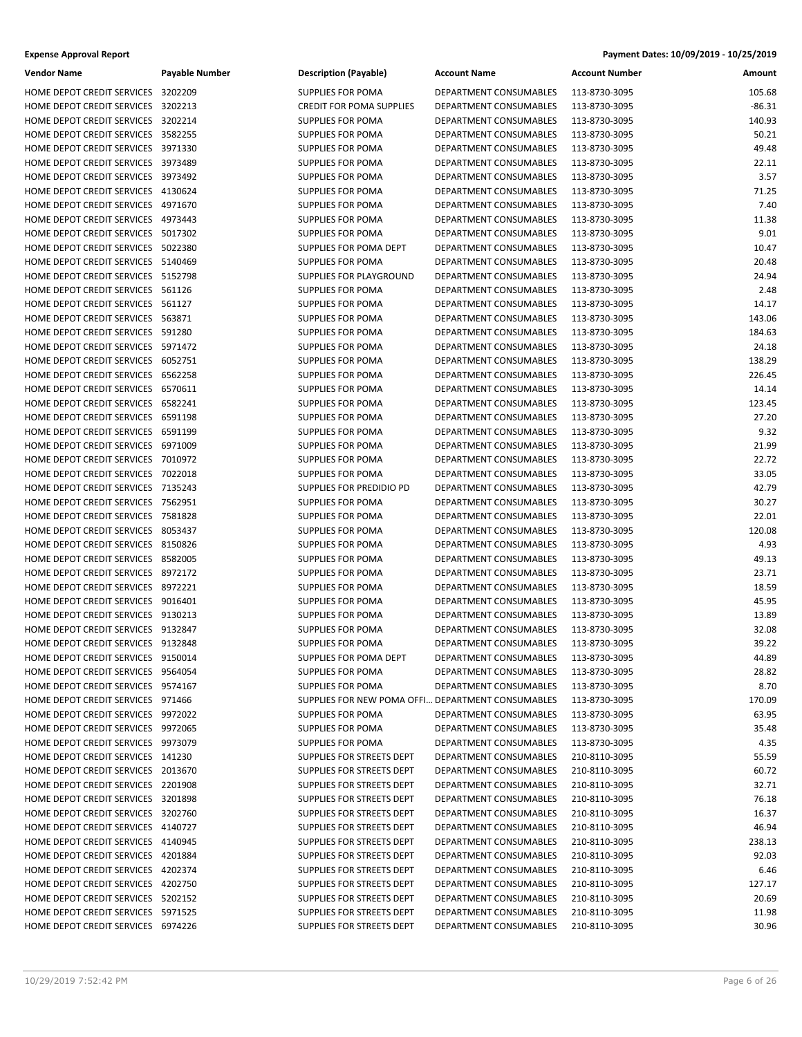**Expense Approval Report** **Payment Dates: 10/09/2019 - 10/25/2019**

| Vendor Name | Payable Number | Description (Payable) | Account Name | Account Number | Amount |
|---|---|---|---|---|---|
| HOME DEPOT CREDIT SERVICES | 3202209 | SUPPLIES FOR POMA | DEPARTMENT CONSUMABLES | 113-8730-3095 | 105.68 |
| HOME DEPOT CREDIT SERVICES | 3202213 | CREDIT FOR POMA SUPPLIES | DEPARTMENT CONSUMABLES | 113-8730-3095 | -86.31 |
| HOME DEPOT CREDIT SERVICES | 3202214 | SUPPLIES FOR POMA | DEPARTMENT CONSUMABLES | 113-8730-3095 | 140.93 |
| HOME DEPOT CREDIT SERVICES | 3582255 | SUPPLIES FOR POMA | DEPARTMENT CONSUMABLES | 113-8730-3095 | 50.21 |
| HOME DEPOT CREDIT SERVICES | 3971330 | SUPPLIES FOR POMA | DEPARTMENT CONSUMABLES | 113-8730-3095 | 49.48 |
| HOME DEPOT CREDIT SERVICES | 3973489 | SUPPLIES FOR POMA | DEPARTMENT CONSUMABLES | 113-8730-3095 | 22.11 |
| HOME DEPOT CREDIT SERVICES | 3973492 | SUPPLIES FOR POMA | DEPARTMENT CONSUMABLES | 113-8730-3095 | 3.57 |
| HOME DEPOT CREDIT SERVICES | 4130624 | SUPPLIES FOR POMA | DEPARTMENT CONSUMABLES | 113-8730-3095 | 71.25 |
| HOME DEPOT CREDIT SERVICES | 4971670 | SUPPLIES FOR POMA | DEPARTMENT CONSUMABLES | 113-8730-3095 | 7.40 |
| HOME DEPOT CREDIT SERVICES | 4973443 | SUPPLIES FOR POMA | DEPARTMENT CONSUMABLES | 113-8730-3095 | 11.38 |
| HOME DEPOT CREDIT SERVICES | 5017302 | SUPPLIES FOR POMA | DEPARTMENT CONSUMABLES | 113-8730-3095 | 9.01 |
| HOME DEPOT CREDIT SERVICES | 5022380 | SUPPLIES FOR POMA DEPT | DEPARTMENT CONSUMABLES | 113-8730-3095 | 10.47 |
| HOME DEPOT CREDIT SERVICES | 5140469 | SUPPLIES FOR POMA | DEPARTMENT CONSUMABLES | 113-8730-3095 | 20.48 |
| HOME DEPOT CREDIT SERVICES | 5152798 | SUPPLIES FOR PLAYGROUND | DEPARTMENT CONSUMABLES | 113-8730-3095 | 24.94 |
| HOME DEPOT CREDIT SERVICES | 561126 | SUPPLIES FOR POMA | DEPARTMENT CONSUMABLES | 113-8730-3095 | 2.48 |
| HOME DEPOT CREDIT SERVICES | 561127 | SUPPLIES FOR POMA | DEPARTMENT CONSUMABLES | 113-8730-3095 | 14.17 |
| HOME DEPOT CREDIT SERVICES | 563871 | SUPPLIES FOR POMA | DEPARTMENT CONSUMABLES | 113-8730-3095 | 143.06 |
| HOME DEPOT CREDIT SERVICES | 591280 | SUPPLIES FOR POMA | DEPARTMENT CONSUMABLES | 113-8730-3095 | 184.63 |
| HOME DEPOT CREDIT SERVICES | 5971472 | SUPPLIES FOR POMA | DEPARTMENT CONSUMABLES | 113-8730-3095 | 24.18 |
| HOME DEPOT CREDIT SERVICES | 6052751 | SUPPLIES FOR POMA | DEPARTMENT CONSUMABLES | 113-8730-3095 | 138.29 |
| HOME DEPOT CREDIT SERVICES | 6562258 | SUPPLIES FOR POMA | DEPARTMENT CONSUMABLES | 113-8730-3095 | 226.45 |
| HOME DEPOT CREDIT SERVICES | 6570611 | SUPPLIES FOR POMA | DEPARTMENT CONSUMABLES | 113-8730-3095 | 14.14 |
| HOME DEPOT CREDIT SERVICES | 6582241 | SUPPLIES FOR POMA | DEPARTMENT CONSUMABLES | 113-8730-3095 | 123.45 |
| HOME DEPOT CREDIT SERVICES | 6591198 | SUPPLIES FOR POMA | DEPARTMENT CONSUMABLES | 113-8730-3095 | 27.20 |
| HOME DEPOT CREDIT SERVICES | 6591199 | SUPPLIES FOR POMA | DEPARTMENT CONSUMABLES | 113-8730-3095 | 9.32 |
| HOME DEPOT CREDIT SERVICES | 6971009 | SUPPLIES FOR POMA | DEPARTMENT CONSUMABLES | 113-8730-3095 | 21.99 |
| HOME DEPOT CREDIT SERVICES | 7010972 | SUPPLIES FOR POMA | DEPARTMENT CONSUMABLES | 113-8730-3095 | 22.72 |
| HOME DEPOT CREDIT SERVICES | 7022018 | SUPPLIES FOR POMA | DEPARTMENT CONSUMABLES | 113-8730-3095 | 33.05 |
| HOME DEPOT CREDIT SERVICES | 7135243 | SUPPLIES FOR PREDIDIO PD | DEPARTMENT CONSUMABLES | 113-8730-3095 | 42.79 |
| HOME DEPOT CREDIT SERVICES | 7562951 | SUPPLIES FOR POMA | DEPARTMENT CONSUMABLES | 113-8730-3095 | 30.27 |
| HOME DEPOT CREDIT SERVICES | 7581828 | SUPPLIES FOR POMA | DEPARTMENT CONSUMABLES | 113-8730-3095 | 22.01 |
| HOME DEPOT CREDIT SERVICES | 8053437 | SUPPLIES FOR POMA | DEPARTMENT CONSUMABLES | 113-8730-3095 | 120.08 |
| HOME DEPOT CREDIT SERVICES | 8150826 | SUPPLIES FOR POMA | DEPARTMENT CONSUMABLES | 113-8730-3095 | 4.93 |
| HOME DEPOT CREDIT SERVICES | 8582005 | SUPPLIES FOR POMA | DEPARTMENT CONSUMABLES | 113-8730-3095 | 49.13 |
| HOME DEPOT CREDIT SERVICES | 8972172 | SUPPLIES FOR POMA | DEPARTMENT CONSUMABLES | 113-8730-3095 | 23.71 |
| HOME DEPOT CREDIT SERVICES | 8972221 | SUPPLIES FOR POMA | DEPARTMENT CONSUMABLES | 113-8730-3095 | 18.59 |
| HOME DEPOT CREDIT SERVICES | 9016401 | SUPPLIES FOR POMA | DEPARTMENT CONSUMABLES | 113-8730-3095 | 45.95 |
| HOME DEPOT CREDIT SERVICES | 9130213 | SUPPLIES FOR POMA | DEPARTMENT CONSUMABLES | 113-8730-3095 | 13.89 |
| HOME DEPOT CREDIT SERVICES | 9132847 | SUPPLIES FOR POMA | DEPARTMENT CONSUMABLES | 113-8730-3095 | 32.08 |
| HOME DEPOT CREDIT SERVICES | 9132848 | SUPPLIES FOR POMA | DEPARTMENT CONSUMABLES | 113-8730-3095 | 39.22 |
| HOME DEPOT CREDIT SERVICES | 9150014 | SUPPLIES FOR POMA DEPT | DEPARTMENT CONSUMABLES | 113-8730-3095 | 44.89 |
| HOME DEPOT CREDIT SERVICES | 9564054 | SUPPLIES FOR POMA | DEPARTMENT CONSUMABLES | 113-8730-3095 | 28.82 |
| HOME DEPOT CREDIT SERVICES | 9574167 | SUPPLIES FOR POMA | DEPARTMENT CONSUMABLES | 113-8730-3095 | 8.70 |
| HOME DEPOT CREDIT SERVICES | 971466 | SUPPLIES FOR NEW POMA OFFI... | DEPARTMENT CONSUMABLES | 113-8730-3095 | 170.09 |
| HOME DEPOT CREDIT SERVICES | 9972022 | SUPPLIES FOR POMA | DEPARTMENT CONSUMABLES | 113-8730-3095 | 63.95 |
| HOME DEPOT CREDIT SERVICES | 9972065 | SUPPLIES FOR POMA | DEPARTMENT CONSUMABLES | 113-8730-3095 | 35.48 |
| HOME DEPOT CREDIT SERVICES | 9973079 | SUPPLIES FOR POMA | DEPARTMENT CONSUMABLES | 113-8730-3095 | 4.35 |
| HOME DEPOT CREDIT SERVICES | 141230 | SUPPLIES FOR STREETS DEPT | DEPARTMENT CONSUMABLES | 210-8110-3095 | 55.59 |
| HOME DEPOT CREDIT SERVICES | 2013670 | SUPPLIES FOR STREETS DEPT | DEPARTMENT CONSUMABLES | 210-8110-3095 | 60.72 |
| HOME DEPOT CREDIT SERVICES | 2201908 | SUPPLIES FOR STREETS DEPT | DEPARTMENT CONSUMABLES | 210-8110-3095 | 32.71 |
| HOME DEPOT CREDIT SERVICES | 3201898 | SUPPLIES FOR STREETS DEPT | DEPARTMENT CONSUMABLES | 210-8110-3095 | 76.18 |
| HOME DEPOT CREDIT SERVICES | 3202760 | SUPPLIES FOR STREETS DEPT | DEPARTMENT CONSUMABLES | 210-8110-3095 | 16.37 |
| HOME DEPOT CREDIT SERVICES | 4140727 | SUPPLIES FOR STREETS DEPT | DEPARTMENT CONSUMABLES | 210-8110-3095 | 46.94 |
| HOME DEPOT CREDIT SERVICES | 4140945 | SUPPLIES FOR STREETS DEPT | DEPARTMENT CONSUMABLES | 210-8110-3095 | 238.13 |
| HOME DEPOT CREDIT SERVICES | 4201884 | SUPPLIES FOR STREETS DEPT | DEPARTMENT CONSUMABLES | 210-8110-3095 | 92.03 |
| HOME DEPOT CREDIT SERVICES | 4202374 | SUPPLIES FOR STREETS DEPT | DEPARTMENT CONSUMABLES | 210-8110-3095 | 6.46 |
| HOME DEPOT CREDIT SERVICES | 4202750 | SUPPLIES FOR STREETS DEPT | DEPARTMENT CONSUMABLES | 210-8110-3095 | 127.17 |
| HOME DEPOT CREDIT SERVICES | 5202152 | SUPPLIES FOR STREETS DEPT | DEPARTMENT CONSUMABLES | 210-8110-3095 | 20.69 |
| HOME DEPOT CREDIT SERVICES | 5971525 | SUPPLIES FOR STREETS DEPT | DEPARTMENT CONSUMABLES | 210-8110-3095 | 11.98 |
| HOME DEPOT CREDIT SERVICES | 6974226 | SUPPLIES FOR STREETS DEPT | DEPARTMENT CONSUMABLES | 210-8110-3095 | 30.96 |

10/29/2019 7:52:42 PM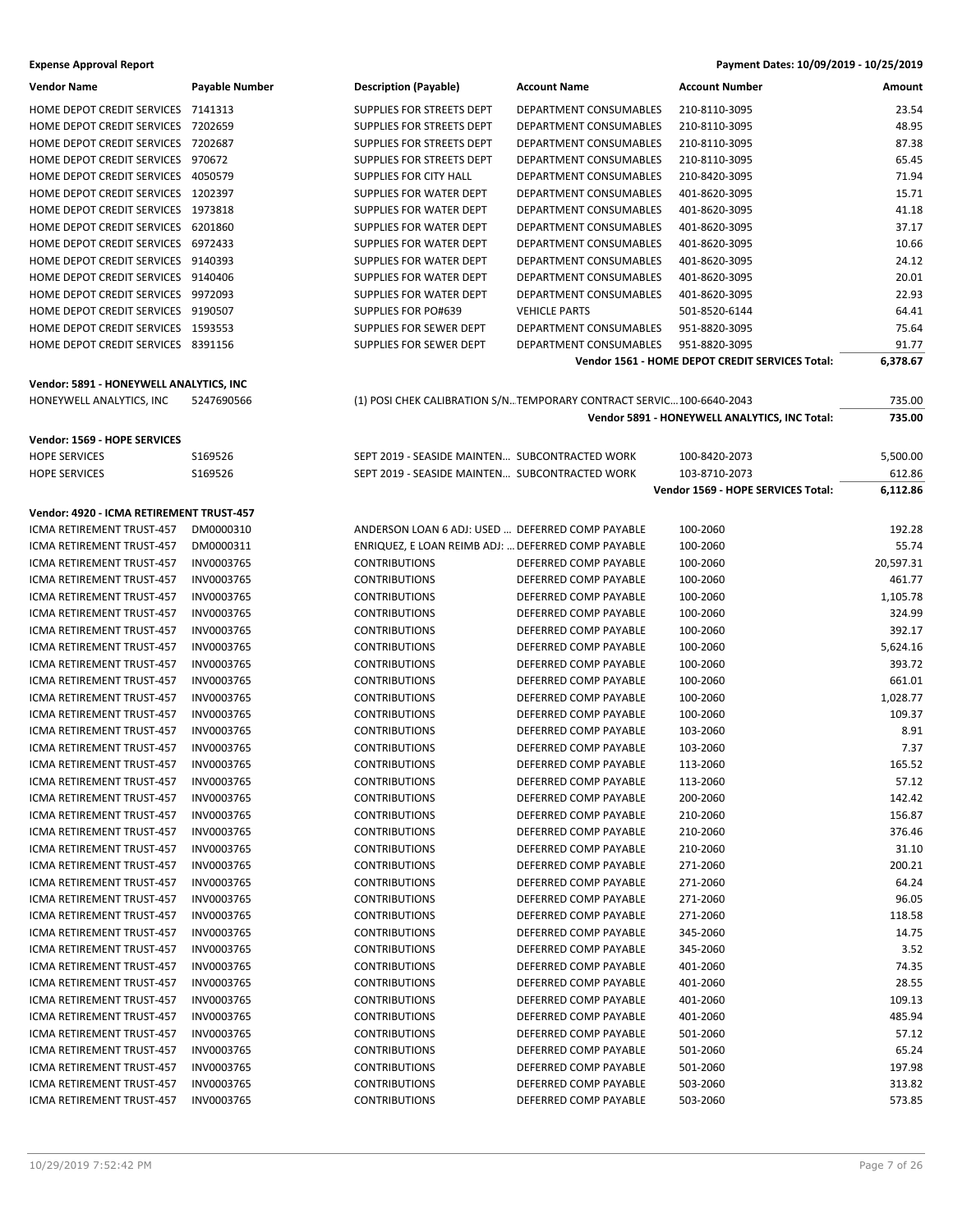| Vendor Name | Payable Number | Description (Payable) | Account Name | Account Number | Amount |
|---|---|---|---|---|---|
| HOME DEPOT CREDIT SERVICES | 7141313 | SUPPLIES FOR STREETS DEPT | DEPARTMENT CONSUMABLES | 210-8110-3095 | 23.54 |
| HOME DEPOT CREDIT SERVICES | 7202659 | SUPPLIES FOR STREETS DEPT | DEPARTMENT CONSUMABLES | 210-8110-3095 | 48.95 |
| HOME DEPOT CREDIT SERVICES | 7202687 | SUPPLIES FOR STREETS DEPT | DEPARTMENT CONSUMABLES | 210-8110-3095 | 87.38 |
| HOME DEPOT CREDIT SERVICES | 970672 | SUPPLIES FOR STREETS DEPT | DEPARTMENT CONSUMABLES | 210-8110-3095 | 65.45 |
| HOME DEPOT CREDIT SERVICES | 4050579 | SUPPLIES FOR CITY HALL | DEPARTMENT CONSUMABLES | 210-8420-3095 | 71.94 |
| HOME DEPOT CREDIT SERVICES | 1202397 | SUPPLIES FOR WATER DEPT | DEPARTMENT CONSUMABLES | 401-8620-3095 | 15.71 |
| HOME DEPOT CREDIT SERVICES | 1973818 | SUPPLIES FOR WATER DEPT | DEPARTMENT CONSUMABLES | 401-8620-3095 | 41.18 |
| HOME DEPOT CREDIT SERVICES | 6201860 | SUPPLIES FOR WATER DEPT | DEPARTMENT CONSUMABLES | 401-8620-3095 | 37.17 |
| HOME DEPOT CREDIT SERVICES | 6972433 | SUPPLIES FOR WATER DEPT | DEPARTMENT CONSUMABLES | 401-8620-3095 | 10.66 |
| HOME DEPOT CREDIT SERVICES | 9140393 | SUPPLIES FOR WATER DEPT | DEPARTMENT CONSUMABLES | 401-8620-3095 | 24.12 |
| HOME DEPOT CREDIT SERVICES | 9140406 | SUPPLIES FOR WATER DEPT | DEPARTMENT CONSUMABLES | 401-8620-3095 | 20.01 |
| HOME DEPOT CREDIT SERVICES | 9972093 | SUPPLIES FOR WATER DEPT | DEPARTMENT CONSUMABLES | 401-8620-3095 | 22.93 |
| HOME DEPOT CREDIT SERVICES | 9190507 | SUPPLIES FOR PO#639 | VEHICLE PARTS | 501-8520-6144 | 64.41 |
| HOME DEPOT CREDIT SERVICES | 1593553 | SUPPLIES FOR SEWER DEPT | DEPARTMENT CONSUMABLES | 951-8820-3095 | 75.64 |
| HOME DEPOT CREDIT SERVICES | 8391156 | SUPPLIES FOR SEWER DEPT | DEPARTMENT CONSUMABLES | 951-8820-3095 | 91.77 |
| | | | | **Vendor 1561 - HOME DEPOT CREDIT SERVICES Total:** | **6,378.67** |
| **Vendor: 5891 - HONEYWELL ANALYTICS, INC** | | | | | |
| HONEYWELL ANALYTICS, INC | 5247690566 | (1) POSI CHEK CALIBRATION S/N... | TEMPORARY CONTRACT SERVIC... | 100-6640-2043 | 735.00 |
| | | | | **Vendor 5891 - HONEYWELL ANALYTICS, INC Total:** | **735.00** |
| **Vendor: 1569 - HOPE SERVICES** | | | | | |
| HOPE SERVICES | S169526 | SEPT 2019 - SEASIDE MAINTEN... | SUBCONTRACTED WORK | 100-8420-2073 | 5,500.00 |
| HOPE SERVICES | S169526 | SEPT 2019 - SEASIDE MAINTEN... | SUBCONTRACTED WORK | 103-8710-2073 | 612.86 |
| | | | | **Vendor 1569 - HOPE SERVICES Total:** | **6,112.86** |
| **Vendor: 4920 - ICMA RETIREMENT TRUST-457** | | | | | |
| ICMA RETIREMENT TRUST-457 | DM0000310 | ANDERSON LOAN 6 ADJ: USED ... | DEFERRED COMP PAYABLE | 100-2060 | 192.28 |
| ICMA RETIREMENT TRUST-457 | DM0000311 | ENRIQUEZ, E LOAN REIMB ADJ: ... | DEFERRED COMP PAYABLE | 100-2060 | 55.74 |
| ICMA RETIREMENT TRUST-457 | INV0003765 | CONTRIBUTIONS | DEFERRED COMP PAYABLE | 100-2060 | 20,597.31 |
| ICMA RETIREMENT TRUST-457 | INV0003765 | CONTRIBUTIONS | DEFERRED COMP PAYABLE | 100-2060 | 461.77 |
| ICMA RETIREMENT TRUST-457 | INV0003765 | CONTRIBUTIONS | DEFERRED COMP PAYABLE | 100-2060 | 1,105.78 |
| ICMA RETIREMENT TRUST-457 | INV0003765 | CONTRIBUTIONS | DEFERRED COMP PAYABLE | 100-2060 | 324.99 |
| ICMA RETIREMENT TRUST-457 | INV0003765 | CONTRIBUTIONS | DEFERRED COMP PAYABLE | 100-2060 | 392.17 |
| ICMA RETIREMENT TRUST-457 | INV0003765 | CONTRIBUTIONS | DEFERRED COMP PAYABLE | 100-2060 | 5,624.16 |
| ICMA RETIREMENT TRUST-457 | INV0003765 | CONTRIBUTIONS | DEFERRED COMP PAYABLE | 100-2060 | 393.72 |
| ICMA RETIREMENT TRUST-457 | INV0003765 | CONTRIBUTIONS | DEFERRED COMP PAYABLE | 100-2060 | 661.01 |
| ICMA RETIREMENT TRUST-457 | INV0003765 | CONTRIBUTIONS | DEFERRED COMP PAYABLE | 100-2060 | 1,028.77 |
| ICMA RETIREMENT TRUST-457 | INV0003765 | CONTRIBUTIONS | DEFERRED COMP PAYABLE | 100-2060 | 109.37 |
| ICMA RETIREMENT TRUST-457 | INV0003765 | CONTRIBUTIONS | DEFERRED COMP PAYABLE | 103-2060 | 8.91 |
| ICMA RETIREMENT TRUST-457 | INV0003765 | CONTRIBUTIONS | DEFERRED COMP PAYABLE | 103-2060 | 7.37 |
| ICMA RETIREMENT TRUST-457 | INV0003765 | CONTRIBUTIONS | DEFERRED COMP PAYABLE | 113-2060 | 165.52 |
| ICMA RETIREMENT TRUST-457 | INV0003765 | CONTRIBUTIONS | DEFERRED COMP PAYABLE | 113-2060 | 57.12 |
| ICMA RETIREMENT TRUST-457 | INV0003765 | CONTRIBUTIONS | DEFERRED COMP PAYABLE | 200-2060 | 142.42 |
| ICMA RETIREMENT TRUST-457 | INV0003765 | CONTRIBUTIONS | DEFERRED COMP PAYABLE | 210-2060 | 156.87 |
| ICMA RETIREMENT TRUST-457 | INV0003765 | CONTRIBUTIONS | DEFERRED COMP PAYABLE | 210-2060 | 376.46 |
| ICMA RETIREMENT TRUST-457 | INV0003765 | CONTRIBUTIONS | DEFERRED COMP PAYABLE | 210-2060 | 31.10 |
| ICMA RETIREMENT TRUST-457 | INV0003765 | CONTRIBUTIONS | DEFERRED COMP PAYABLE | 271-2060 | 200.21 |
| ICMA RETIREMENT TRUST-457 | INV0003765 | CONTRIBUTIONS | DEFERRED COMP PAYABLE | 271-2060 | 64.24 |
| ICMA RETIREMENT TRUST-457 | INV0003765 | CONTRIBUTIONS | DEFERRED COMP PAYABLE | 271-2060 | 96.05 |
| ICMA RETIREMENT TRUST-457 | INV0003765 | CONTRIBUTIONS | DEFERRED COMP PAYABLE | 271-2060 | 118.58 |
| ICMA RETIREMENT TRUST-457 | INV0003765 | CONTRIBUTIONS | DEFERRED COMP PAYABLE | 345-2060 | 14.75 |
| ICMA RETIREMENT TRUST-457 | INV0003765 | CONTRIBUTIONS | DEFERRED COMP PAYABLE | 345-2060 | 3.52 |
| ICMA RETIREMENT TRUST-457 | INV0003765 | CONTRIBUTIONS | DEFERRED COMP PAYABLE | 401-2060 | 74.35 |
| ICMA RETIREMENT TRUST-457 | INV0003765 | CONTRIBUTIONS | DEFERRED COMP PAYABLE | 401-2060 | 28.55 |
| ICMA RETIREMENT TRUST-457 | INV0003765 | CONTRIBUTIONS | DEFERRED COMP PAYABLE | 401-2060 | 109.13 |
| ICMA RETIREMENT TRUST-457 | INV0003765 | CONTRIBUTIONS | DEFERRED COMP PAYABLE | 401-2060 | 485.94 |
| ICMA RETIREMENT TRUST-457 | INV0003765 | CONTRIBUTIONS | DEFERRED COMP PAYABLE | 501-2060 | 57.12 |
| ICMA RETIREMENT TRUST-457 | INV0003765 | CONTRIBUTIONS | DEFERRED COMP PAYABLE | 501-2060 | 65.24 |
| ICMA RETIREMENT TRUST-457 | INV0003765 | CONTRIBUTIONS | DEFERRED COMP PAYABLE | 501-2060 | 197.98 |
| ICMA RETIREMENT TRUST-457 | INV0003765 | CONTRIBUTIONS | DEFERRED COMP PAYABLE | 503-2060 | 313.82 |
| ICMA RETIREMENT TRUST-457 | INV0003765 | CONTRIBUTIONS | DEFERRED COMP PAYABLE | 503-2060 | 573.85 |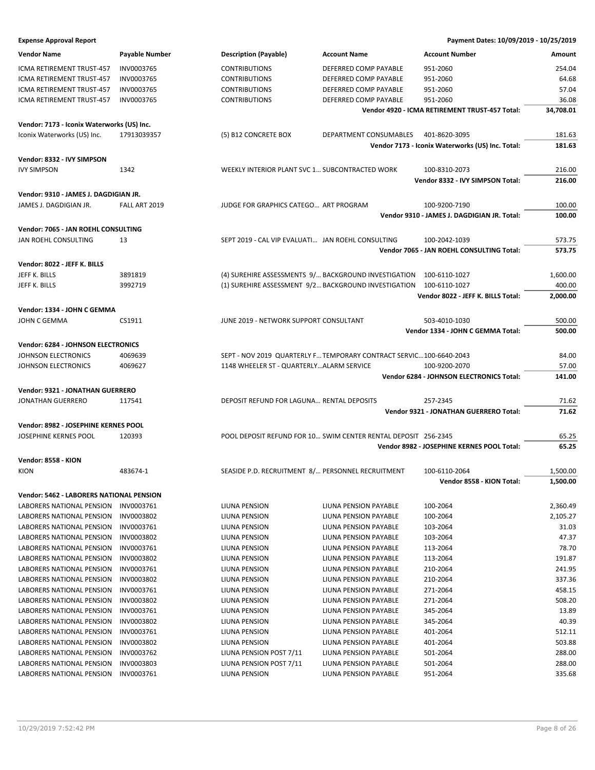**Expense Approval Report** | **Payment Dates: 10/09/2019 - 10/25/2019**

| Vendor Name | Payable Number | Description (Payable) | Account Name | Account Number | Amount |
|---|---|---|---|---|---|
| ICMA RETIREMENT TRUST-457 | INV0003765 | CONTRIBUTIONS | DEFERRED COMP PAYABLE | 951-2060 | 254.04 |
| ICMA RETIREMENT TRUST-457 | INV0003765 | CONTRIBUTIONS | DEFERRED COMP PAYABLE | 951-2060 | 64.68 |
| ICMA RETIREMENT TRUST-457 | INV0003765 | CONTRIBUTIONS | DEFERRED COMP PAYABLE | 951-2060 | 57.04 |
| ICMA RETIREMENT TRUST-457 | INV0003765 | CONTRIBUTIONS | DEFERRED COMP PAYABLE | 951-2060 | 36.08 |
| | | | | **Vendor 4920 - ICMA RETIREMENT TRUST-457 Total:** | **34,708.01** |
| **Vendor: 7173 - Iconix Waterworks (US) Inc.** | | | | | |
| Iconix Waterworks (US) Inc. | 17913039357 | (5) B12 CONCRETE BOX | DEPARTMENT CONSUMABLES | 401-8620-3095 | 181.63 |
| | | | | **Vendor 7173 - Iconix Waterworks (US) Inc. Total:** | **181.63** |
| **Vendor: 8332 - IVY SIMPSON** | | | | | |
| IVY SIMPSON | 1342 | WEEKLY INTERIOR PLANT SVC 1... | SUBCONTRACTED WORK | 100-8310-2073 | 216.00 |
| | | | | **Vendor 8332 - IVY SIMPSON Total:** | **216.00** |
| **Vendor: 9310 - JAMES J. DAGDIGIAN JR.** | | | | | |
| JAMES J. DAGDIGIAN JR. | FALL ART 2019 | JUDGE FOR GRAPHICS CATEGO... | ART PROGRAM | 100-9200-7190 | 100.00 |
| | | | | **Vendor 9310 - JAMES J. DAGDIGIAN JR. Total:** | **100.00** |
| **Vendor: 7065 - JAN ROEHL CONSULTING** | | | | | |
| JAN ROEHL CONSULTING | 13 | SEPT 2019 - CAL VIP EVALUATI... | JAN ROEHL CONSULTING | 100-2042-1039 | 573.75 |
| | | | | **Vendor 7065 - JAN ROEHL CONSULTING Total:** | **573.75** |
| **Vendor: 8022 - JEFF K. BILLS** | | | | | |
| JEFF K. BILLS | 3891819 | (4) SUREHIRE ASSESSMENTS 9/... | BACKGROUND INVESTIGATION | 100-6110-1027 | 1,600.00 |
| JEFF K. BILLS | 3992719 | (1) SUREHIRE ASSESSMENT 9/2... | BACKGROUND INVESTIGATION | 100-6110-1027 | 400.00 |
| | | | | **Vendor 8022 - JEFF K. BILLS Total:** | **2,000.00** |
| **Vendor: 1334 - JOHN C GEMMA** | | | | | |
| JOHN C GEMMA | CS1911 | JUNE 2019 - NETWORK SUPPORT | CONSULTANT | 503-4010-1030 | 500.00 |
| | | | | **Vendor 1334 - JOHN C GEMMA Total:** | **500.00** |
| **Vendor: 6284 - JOHNSON ELECTRONICS** | | | | | |
| JOHNSON ELECTRONICS | 4069639 | SEPT - NOV 2019 QUARTERLY F... | TEMPORARY CONTRACT SERVIC... | 100-6640-2043 | 84.00 |
| JOHNSON ELECTRONICS | 4069627 | 1148 WHEELER ST - QUARTERLY... | ALARM SERVICE | 100-9200-2070 | 57.00 |
| | | | | **Vendor 6284 - JOHNSON ELECTRONICS Total:** | **141.00** |
| **Vendor: 9321 - JONATHAN GUERRERO** | | | | | |
| JONATHAN GUERRERO | 117541 | DEPOSIT REFUND FOR LAGUNA... | RENTAL DEPOSITS | 257-2345 | 71.62 |
| | | | | **Vendor 9321 - JONATHAN GUERRERO Total:** | **71.62** |
| **Vendor: 8982 - JOSEPHINE KERNES POOL** | | | | | |
| JOSEPHINE KERNES POOL | 120393 | POOL DEPOSIT REFUND FOR 10... | SWIM CENTER RENTAL DEPOSIT | 256-2345 | 65.25 |
| | | | | **Vendor 8982 - JOSEPHINE KERNES POOL Total:** | **65.25** |
| **Vendor: 8558 - KION** | | | | | |
| KION | 483674-1 | SEASIDE P.D. RECRUITMENT 8/... | PERSONNEL RECRUITMENT | 100-6110-2064 | 1,500.00 |
| | | | | **Vendor 8558 - KION Total:** | **1,500.00** |
| **Vendor: 5462 - LABORERS NATIONAL PENSION** | | | | | |
| LABORERS NATIONAL PENSION | INV0003761 | LIUNA PENSION | LIUNA PENSION PAYABLE | 100-2064 | 2,360.49 |
| LABORERS NATIONAL PENSION | INV0003802 | LIUNA PENSION | LIUNA PENSION PAYABLE | 100-2064 | 2,105.27 |
| LABORERS NATIONAL PENSION | INV0003761 | LIUNA PENSION | LIUNA PENSION PAYABLE | 103-2064 | 31.03 |
| LABORERS NATIONAL PENSION | INV0003802 | LIUNA PENSION | LIUNA PENSION PAYABLE | 103-2064 | 47.37 |
| LABORERS NATIONAL PENSION | INV0003761 | LIUNA PENSION | LIUNA PENSION PAYABLE | 113-2064 | 78.70 |
| LABORERS NATIONAL PENSION | INV0003802 | LIUNA PENSION | LIUNA PENSION PAYABLE | 113-2064 | 191.87 |
| LABORERS NATIONAL PENSION | INV0003761 | LIUNA PENSION | LIUNA PENSION PAYABLE | 210-2064 | 241.95 |
| LABORERS NATIONAL PENSION | INV0003802 | LIUNA PENSION | LIUNA PENSION PAYABLE | 210-2064 | 337.36 |
| LABORERS NATIONAL PENSION | INV0003761 | LIUNA PENSION | LIUNA PENSION PAYABLE | 271-2064 | 458.15 |
| LABORERS NATIONAL PENSION | INV0003802 | LIUNA PENSION | LIUNA PENSION PAYABLE | 271-2064 | 508.20 |
| LABORERS NATIONAL PENSION | INV0003761 | LIUNA PENSION | LIUNA PENSION PAYABLE | 345-2064 | 13.89 |
| LABORERS NATIONAL PENSION | INV0003802 | LIUNA PENSION | LIUNA PENSION PAYABLE | 345-2064 | 40.39 |
| LABORERS NATIONAL PENSION | INV0003761 | LIUNA PENSION | LIUNA PENSION PAYABLE | 401-2064 | 512.11 |
| LABORERS NATIONAL PENSION | INV0003802 | LIUNA PENSION | LIUNA PENSION PAYABLE | 401-2064 | 503.88 |
| LABORERS NATIONAL PENSION | INV0003762 | LIUNA PENSION POST 7/11 | LIUNA PENSION PAYABLE | 501-2064 | 288.00 |
| LABORERS NATIONAL PENSION | INV0003803 | LIUNA PENSION POST 7/11 | LIUNA PENSION PAYABLE | 501-2064 | 288.00 |
| LABORERS NATIONAL PENSION | INV0003761 | LIUNA PENSION | LIUNA PENSION PAYABLE | 951-2064 | 335.68 |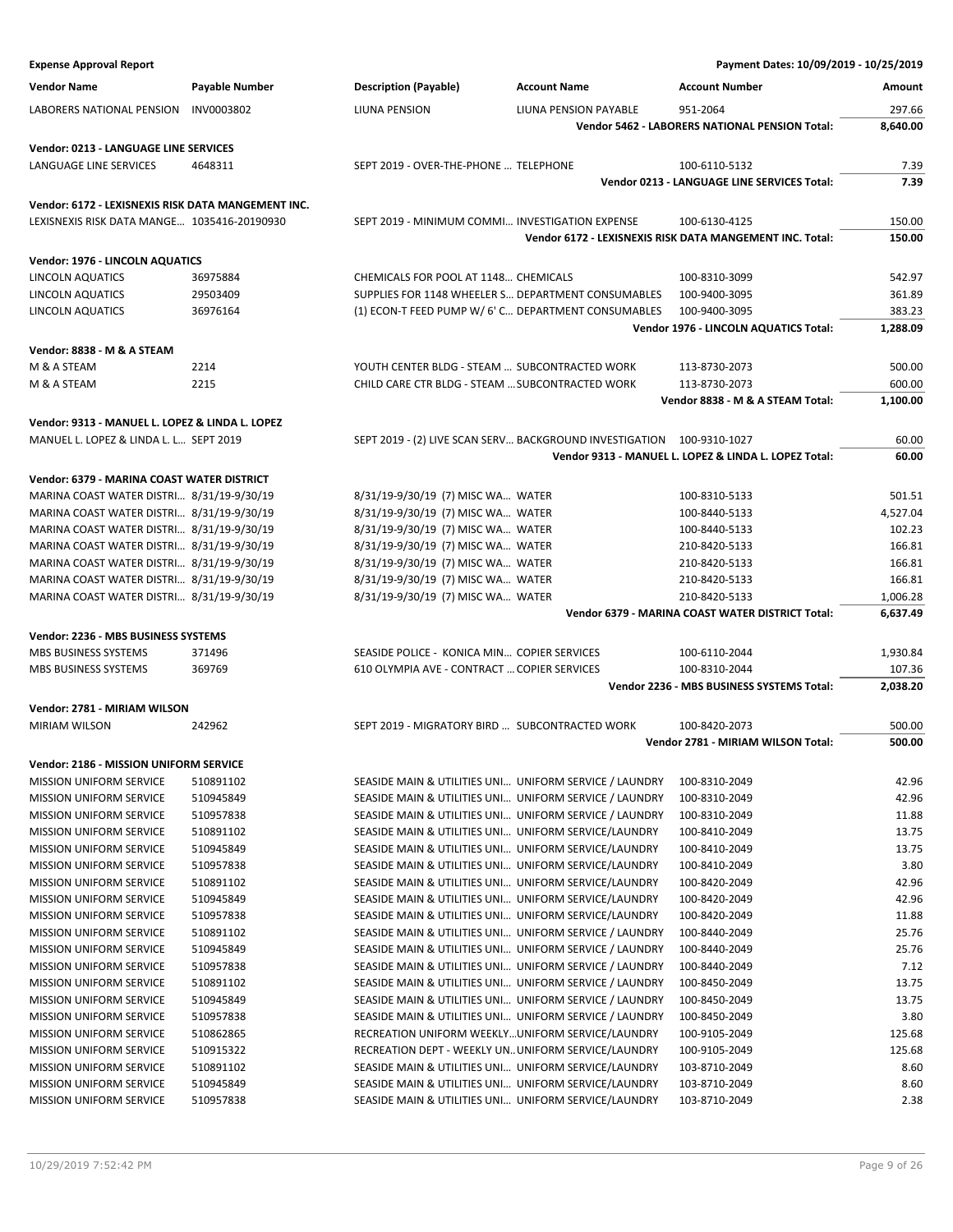**Expense Approval Report** — Payment Dates: 10/09/2019 - 10/25/2019

| Vendor Name | Payable Number | Description (Payable) | Account Name | Account Number | Amount |
|---|---|---|---|---|---|
| LABORERS NATIONAL PENSION | INV0003802 | LIUNA PENSION | LIUNA PENSION PAYABLE | 951-2064 | 297.66 |
| | | | | **Vendor 5462 - LABORERS NATIONAL PENSION Total:** | **8,640.00** |
| **Vendor: 0213 - LANGUAGE LINE SERVICES** | | | | | |
| LANGUAGE LINE SERVICES | 4648311 | SEPT 2019 - OVER-THE-PHONE ... | TELEPHONE | 100-6110-5132 | 7.39 |
| | | | | **Vendor 0213 - LANGUAGE LINE SERVICES Total:** | **7.39** |
| **Vendor: 6172 - LEXISNEXIS RISK DATA MANGEMENT INC.** | | | | | |
| LEXISNEXIS RISK DATA MANGE... | 1035416-20190930 | SEPT 2019 - MINIMUM COMMI... | INVESTIGATION EXPENSE | 100-6130-4125 | 150.00 |
| | | | | **Vendor 6172 - LEXISNEXIS RISK DATA MANGEMENT INC. Total:** | **150.00** |
| **Vendor: 1976 - LINCOLN AQUATICS** | | | | | |
| LINCOLN AQUATICS | 36975884 | CHEMICALS FOR POOL AT 1148... | CHEMICALS | 100-8310-3099 | 542.97 |
| LINCOLN AQUATICS | 29503409 | SUPPLIES FOR 1148 WHEELER S... | DEPARTMENT CONSUMABLES | 100-9400-3095 | 361.89 |
| LINCOLN AQUATICS | 36976164 | (1) ECON-T FEED PUMP W/ 6' C... | DEPARTMENT CONSUMABLES | 100-9400-3095 | 383.23 |
| | | | | **Vendor 1976 - LINCOLN AQUATICS Total:** | **1,288.09** |
| **Vendor: 8838 - M & A STEAM** | | | | | |
| M & A STEAM | 2214 | YOUTH CENTER BLDG - STEAM ... | SUBCONTRACTED WORK | 113-8730-2073 | 500.00 |
| M & A STEAM | 2215 | CHILD CARE CTR BLDG - STEAM ... | SUBCONTRACTED WORK | 113-8730-2073 | 600.00 |
| | | | | **Vendor 8838 - M & A STEAM Total:** | **1,100.00** |
| **Vendor: 9313 - MANUEL L. LOPEZ & LINDA L. LOPEZ** | | | | | |
| MANUEL L. LOPEZ & LINDA L. L... | SEPT 2019 | SEPT 2019 - (2) LIVE SCAN SERV... | BACKGROUND INVESTIGATION | 100-9310-1027 | 60.00 |
| | | | | **Vendor 9313 - MANUEL L. LOPEZ & LINDA L. LOPEZ Total:** | **60.00** |
| **Vendor: 6379 - MARINA COAST WATER DISTRICT** | | | | | |
| MARINA COAST WATER DISTRI... | 8/31/19-9/30/19 | 8/31/19-9/30/19 (7) MISC WA... | WATER | 100-8310-5133 | 501.51 |
| MARINA COAST WATER DISTRI... | 8/31/19-9/30/19 | 8/31/19-9/30/19 (7) MISC WA... | WATER | 100-8440-5133 | 4,527.04 |
| MARINA COAST WATER DISTRI... | 8/31/19-9/30/19 | 8/31/19-9/30/19 (7) MISC WA... | WATER | 100-8440-5133 | 102.23 |
| MARINA COAST WATER DISTRI... | 8/31/19-9/30/19 | 8/31/19-9/30/19 (7) MISC WA... | WATER | 210-8420-5133 | 166.81 |
| MARINA COAST WATER DISTRI... | 8/31/19-9/30/19 | 8/31/19-9/30/19 (7) MISC WA... | WATER | 210-8420-5133 | 166.81 |
| MARINA COAST WATER DISTRI... | 8/31/19-9/30/19 | 8/31/19-9/30/19 (7) MISC WA... | WATER | 210-8420-5133 | 166.81 |
| MARINA COAST WATER DISTRI... | 8/31/19-9/30/19 | 8/31/19-9/30/19 (7) MISC WA... | WATER | 210-8420-5133 | 1,006.28 |
| | | | | **Vendor 6379 - MARINA COAST WATER DISTRICT Total:** | **6,637.49** |
| **Vendor: 2236 - MBS BUSINESS SYSTEMS** | | | | | |
| MBS BUSINESS SYSTEMS | 371496 | SEASIDE POLICE - KONICA MIN... | COPIER SERVICES | 100-6110-2044 | 1,930.84 |
| MBS BUSINESS SYSTEMS | 369769 | 610 OLYMPIA AVE - CONTRACT ... | COPIER SERVICES | 100-8310-2044 | 107.36 |
| | | | | **Vendor 2236 - MBS BUSINESS SYSTEMS Total:** | **2,038.20** |
| **Vendor: 2781 - MIRIAM WILSON** | | | | | |
| MIRIAM WILSON | 242962 | SEPT 2019 - MIGRATORY BIRD ... | SUBCONTRACTED WORK | 100-8420-2073 | 500.00 |
| | | | | **Vendor 2781 - MIRIAM WILSON Total:** | **500.00** |
| **Vendor: 2186 - MISSION UNIFORM SERVICE** | | | | | |
| MISSION UNIFORM SERVICE | 510891102 | SEASIDE MAIN & UTILITIES UNI... | UNIFORM SERVICE / LAUNDRY | 100-8310-2049 | 42.96 |
| MISSION UNIFORM SERVICE | 510945849 | SEASIDE MAIN & UTILITIES UNI... | UNIFORM SERVICE / LAUNDRY | 100-8310-2049 | 42.96 |
| MISSION UNIFORM SERVICE | 510957838 | SEASIDE MAIN & UTILITIES UNI... | UNIFORM SERVICE / LAUNDRY | 100-8310-2049 | 11.88 |
| MISSION UNIFORM SERVICE | 510891102 | SEASIDE MAIN & UTILITIES UNI... | UNIFORM SERVICE/LAUNDRY | 100-8410-2049 | 13.75 |
| MISSION UNIFORM SERVICE | 510945849 | SEASIDE MAIN & UTILITIES UNI... | UNIFORM SERVICE/LAUNDRY | 100-8410-2049 | 13.75 |
| MISSION UNIFORM SERVICE | 510957838 | SEASIDE MAIN & UTILITIES UNI... | UNIFORM SERVICE/LAUNDRY | 100-8410-2049 | 3.80 |
| MISSION UNIFORM SERVICE | 510891102 | SEASIDE MAIN & UTILITIES UNI... | UNIFORM SERVICE/LAUNDRY | 100-8420-2049 | 42.96 |
| MISSION UNIFORM SERVICE | 510945849 | SEASIDE MAIN & UTILITIES UNI... | UNIFORM SERVICE/LAUNDRY | 100-8420-2049 | 42.96 |
| MISSION UNIFORM SERVICE | 510957838 | SEASIDE MAIN & UTILITIES UNI... | UNIFORM SERVICE/LAUNDRY | 100-8420-2049 | 11.88 |
| MISSION UNIFORM SERVICE | 510891102 | SEASIDE MAIN & UTILITIES UNI... | UNIFORM SERVICE / LAUNDRY | 100-8440-2049 | 25.76 |
| MISSION UNIFORM SERVICE | 510945849 | SEASIDE MAIN & UTILITIES UNI... | UNIFORM SERVICE / LAUNDRY | 100-8440-2049 | 25.76 |
| MISSION UNIFORM SERVICE | 510957838 | SEASIDE MAIN & UTILITIES UNI... | UNIFORM SERVICE / LAUNDRY | 100-8440-2049 | 7.12 |
| MISSION UNIFORM SERVICE | 510891102 | SEASIDE MAIN & UTILITIES UNI... | UNIFORM SERVICE / LAUNDRY | 100-8450-2049 | 13.75 |
| MISSION UNIFORM SERVICE | 510945849 | SEASIDE MAIN & UTILITIES UNI... | UNIFORM SERVICE / LAUNDRY | 100-8450-2049 | 13.75 |
| MISSION UNIFORM SERVICE | 510957838 | SEASIDE MAIN & UTILITIES UNI... | UNIFORM SERVICE / LAUNDRY | 100-8450-2049 | 3.80 |
| MISSION UNIFORM SERVICE | 510862865 | RECREATION UNIFORM WEEKLY... | UNIFORM SERVICE/LAUNDRY | 100-9105-2049 | 125.68 |
| MISSION UNIFORM SERVICE | 510915322 | RECREATION DEPT - WEEKLY UN... | UNIFORM SERVICE/LAUNDRY | 100-9105-2049 | 125.68 |
| MISSION UNIFORM SERVICE | 510891102 | SEASIDE MAIN & UTILITIES UNI... | UNIFORM SERVICE/LAUNDRY | 103-8710-2049 | 8.60 |
| MISSION UNIFORM SERVICE | 510945849 | SEASIDE MAIN & UTILITIES UNI... | UNIFORM SERVICE/LAUNDRY | 103-8710-2049 | 8.60 |
| MISSION UNIFORM SERVICE | 510957838 | SEASIDE MAIN & UTILITIES UNI... | UNIFORM SERVICE/LAUNDRY | 103-8710-2049 | 2.38 |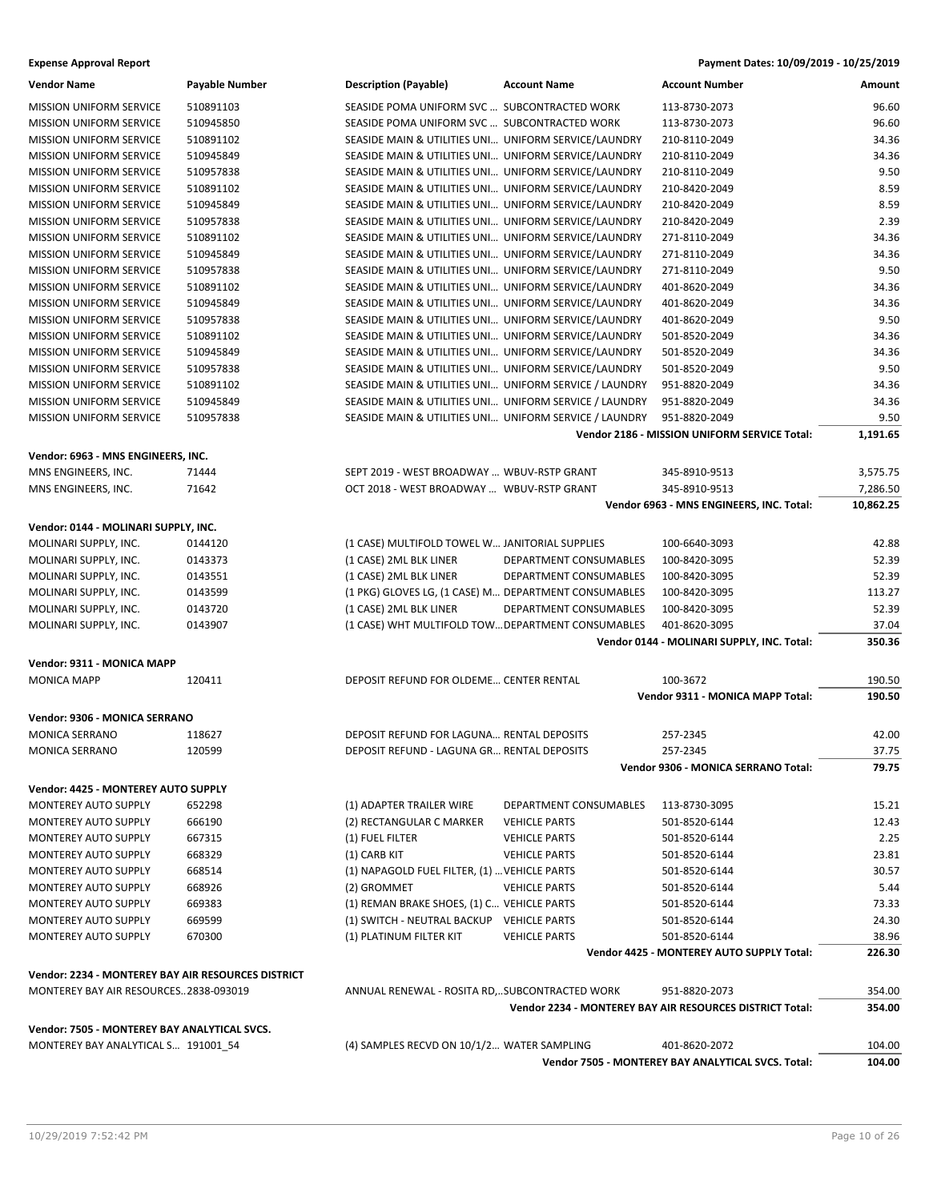**Expense Approval Report** — Payment Dates: 10/09/2019 - 10/25/2019

| Vendor Name | Payable Number | Description (Payable) | Account Name | Account Number | Amount |
|---|---|---|---|---|---|
| MISSION UNIFORM SERVICE | 510891103 | SEASIDE POMA UNIFORM SVC ... | SUBCONTRACTED WORK | 113-8730-2073 | 96.60 |
| MISSION UNIFORM SERVICE | 510945850 | SEASIDE POMA UNIFORM SVC ... | SUBCONTRACTED WORK | 113-8730-2073 | 96.60 |
| MISSION UNIFORM SERVICE | 510891102 | SEASIDE MAIN & UTILITIES UNI... | UNIFORM SERVICE/LAUNDRY | 210-8110-2049 | 34.36 |
| MISSION UNIFORM SERVICE | 510945849 | SEASIDE MAIN & UTILITIES UNI... | UNIFORM SERVICE/LAUNDRY | 210-8110-2049 | 34.36 |
| MISSION UNIFORM SERVICE | 510957838 | SEASIDE MAIN & UTILITIES UNI... | UNIFORM SERVICE/LAUNDRY | 210-8110-2049 | 9.50 |
| MISSION UNIFORM SERVICE | 510891102 | SEASIDE MAIN & UTILITIES UNI... | UNIFORM SERVICE/LAUNDRY | 210-8420-2049 | 8.59 |
| MISSION UNIFORM SERVICE | 510945849 | SEASIDE MAIN & UTILITIES UNI... | UNIFORM SERVICE/LAUNDRY | 210-8420-2049 | 8.59 |
| MISSION UNIFORM SERVICE | 510957838 | SEASIDE MAIN & UTILITIES UNI... | UNIFORM SERVICE/LAUNDRY | 210-8420-2049 | 2.39 |
| MISSION UNIFORM SERVICE | 510891102 | SEASIDE MAIN & UTILITIES UNI... | UNIFORM SERVICE/LAUNDRY | 271-8110-2049 | 34.36 |
| MISSION UNIFORM SERVICE | 510945849 | SEASIDE MAIN & UTILITIES UNI... | UNIFORM SERVICE/LAUNDRY | 271-8110-2049 | 34.36 |
| MISSION UNIFORM SERVICE | 510957838 | SEASIDE MAIN & UTILITIES UNI... | UNIFORM SERVICE/LAUNDRY | 271-8110-2049 | 9.50 |
| MISSION UNIFORM SERVICE | 510891102 | SEASIDE MAIN & UTILITIES UNI... | UNIFORM SERVICE/LAUNDRY | 401-8620-2049 | 34.36 |
| MISSION UNIFORM SERVICE | 510945849 | SEASIDE MAIN & UTILITIES UNI... | UNIFORM SERVICE/LAUNDRY | 401-8620-2049 | 34.36 |
| MISSION UNIFORM SERVICE | 510957838 | SEASIDE MAIN & UTILITIES UNI... | UNIFORM SERVICE/LAUNDRY | 401-8620-2049 | 9.50 |
| MISSION UNIFORM SERVICE | 510891102 | SEASIDE MAIN & UTILITIES UNI... | UNIFORM SERVICE/LAUNDRY | 501-8520-2049 | 34.36 |
| MISSION UNIFORM SERVICE | 510945849 | SEASIDE MAIN & UTILITIES UNI... | UNIFORM SERVICE/LAUNDRY | 501-8520-2049 | 34.36 |
| MISSION UNIFORM SERVICE | 510957838 | SEASIDE MAIN & UTILITIES UNI... | UNIFORM SERVICE/LAUNDRY | 501-8520-2049 | 9.50 |
| MISSION UNIFORM SERVICE | 510891102 | SEASIDE MAIN & UTILITIES UNI... | UNIFORM SERVICE / LAUNDRY | 951-8820-2049 | 34.36 |
| MISSION UNIFORM SERVICE | 510945849 | SEASIDE MAIN & UTILITIES UNI... | UNIFORM SERVICE / LAUNDRY | 951-8820-2049 | 34.36 |
| MISSION UNIFORM SERVICE | 510957838 | SEASIDE MAIN & UTILITIES UNI... | UNIFORM SERVICE / LAUNDRY | 951-8820-2049 | 9.50 |
| | | | | **Vendor 2186 - MISSION UNIFORM SERVICE Total:** | **1,191.65** |
| **Vendor: 6963 - MNS ENGINEERS, INC.** | | | | | |
| MNS ENGINEERS, INC. | 71444 | SEPT 2019 - WEST BROADWAY ... | WBUV-RSTP GRANT | 345-8910-9513 | 3,575.75 |
| MNS ENGINEERS, INC. | 71642 | OCT 2018 - WEST BROADWAY ... | WBUV-RSTP GRANT | 345-8910-9513 | 7,286.50 |
| | | | | **Vendor 6963 - MNS ENGINEERS, INC. Total:** | **10,862.25** |
| **Vendor: 0144 - MOLINARI SUPPLY, INC.** | | | | | |
| MOLINARI SUPPLY, INC. | 0144120 | (1 CASE) MULTIFOLD TOWEL W... | JANITORIAL SUPPLIES | 100-6640-3093 | 42.88 |
| MOLINARI SUPPLY, INC. | 0143373 | (1 CASE) 2ML BLK LINER | DEPARTMENT CONSUMABLES | 100-8420-3095 | 52.39 |
| MOLINARI SUPPLY, INC. | 0143551 | (1 CASE) 2ML BLK LINER | DEPARTMENT CONSUMABLES | 100-8420-3095 | 52.39 |
| MOLINARI SUPPLY, INC. | 0143599 | (1 PKG) GLOVES LG, (1 CASE) M... | DEPARTMENT CONSUMABLES | 100-8420-3095 | 113.27 |
| MOLINARI SUPPLY, INC. | 0143720 | (1 CASE) 2ML BLK LINER | DEPARTMENT CONSUMABLES | 100-8420-3095 | 52.39 |
| MOLINARI SUPPLY, INC. | 0143907 | (1 CASE) WHT MULTIFOLD TOW... | DEPARTMENT CONSUMABLES | 401-8620-3095 | 37.04 |
| | | | | **Vendor 0144 - MOLINARI SUPPLY, INC. Total:** | **350.36** |
| **Vendor: 9311 - MONICA MAPP** | | | | | |
| MONICA MAPP | 120411 | DEPOSIT REFUND FOR OLDEME... | CENTER RENTAL | 100-3672 | 190.50 |
| | | | | **Vendor 9311 - MONICA MAPP Total:** | **190.50** |
| **Vendor: 9306 - MONICA SERRANO** | | | | | |
| MONICA SERRANO | 118627 | DEPOSIT REFUND FOR LAGUNA... | RENTAL DEPOSITS | 257-2345 | 42.00 |
| MONICA SERRANO | 120599 | DEPOSIT REFUND - LAGUNA GR... | RENTAL DEPOSITS | 257-2345 | 37.75 |
| | | | | **Vendor 9306 - MONICA SERRANO Total:** | **79.75** |
| **Vendor: 4425 - MONTEREY AUTO SUPPLY** | | | | | |
| MONTEREY AUTO SUPPLY | 652298 | (1) ADAPTER TRAILER WIRE | DEPARTMENT CONSUMABLES | 113-8730-3095 | 15.21 |
| MONTEREY AUTO SUPPLY | 666190 | (2) RECTANGULAR C MARKER | VEHICLE PARTS | 501-8520-6144 | 12.43 |
| MONTEREY AUTO SUPPLY | 667315 | (1) FUEL FILTER | VEHICLE PARTS | 501-8520-6144 | 2.25 |
| MONTEREY AUTO SUPPLY | 668329 | (1) CARB KIT | VEHICLE PARTS | 501-8520-6144 | 23.81 |
| MONTEREY AUTO SUPPLY | 668514 | (1) NAPAGOLD FUEL FILTER, (1) ... | VEHICLE PARTS | 501-8520-6144 | 30.57 |
| MONTEREY AUTO SUPPLY | 668926 | (2) GROMMET | VEHICLE PARTS | 501-8520-6144 | 5.44 |
| MONTEREY AUTO SUPPLY | 669383 | (1) REMAN BRAKE SHOES, (1) C... | VEHICLE PARTS | 501-8520-6144 | 73.33 |
| MONTEREY AUTO SUPPLY | 669599 | (1) SWITCH - NEUTRAL BACKUP | VEHICLE PARTS | 501-8520-6144 | 24.30 |
| MONTEREY AUTO SUPPLY | 670300 | (1) PLATINUM FILTER KIT | VEHICLE PARTS | 501-8520-6144 | 38.96 |
| | | | | **Vendor 4425 - MONTEREY AUTO SUPPLY Total:** | **226.30** |
| **Vendor: 2234 - MONTEREY BAY AIR RESOURCES DISTRICT** | | | | | |
| MONTEREY BAY AIR RESOURCES... | 2838-093019 | ANNUAL RENEWAL - ROSITA RD,... | SUBCONTRACTED WORK | 951-8820-2073 | 354.00 |
| | | | | **Vendor 2234 - MONTEREY BAY AIR RESOURCES DISTRICT Total:** | **354.00** |
| **Vendor: 7505 - MONTEREY BAY ANALYTICAL SVCS.** | | | | | |
| MONTEREY BAY ANALYTICAL S... | 191001_54 | (4) SAMPLES RECVD ON 10/1/2... | WATER SAMPLING | 401-8620-2072 | 104.00 |
| | | | | **Vendor 7505 - MONTEREY BAY ANALYTICAL SVCS. Total:** | **104.00** |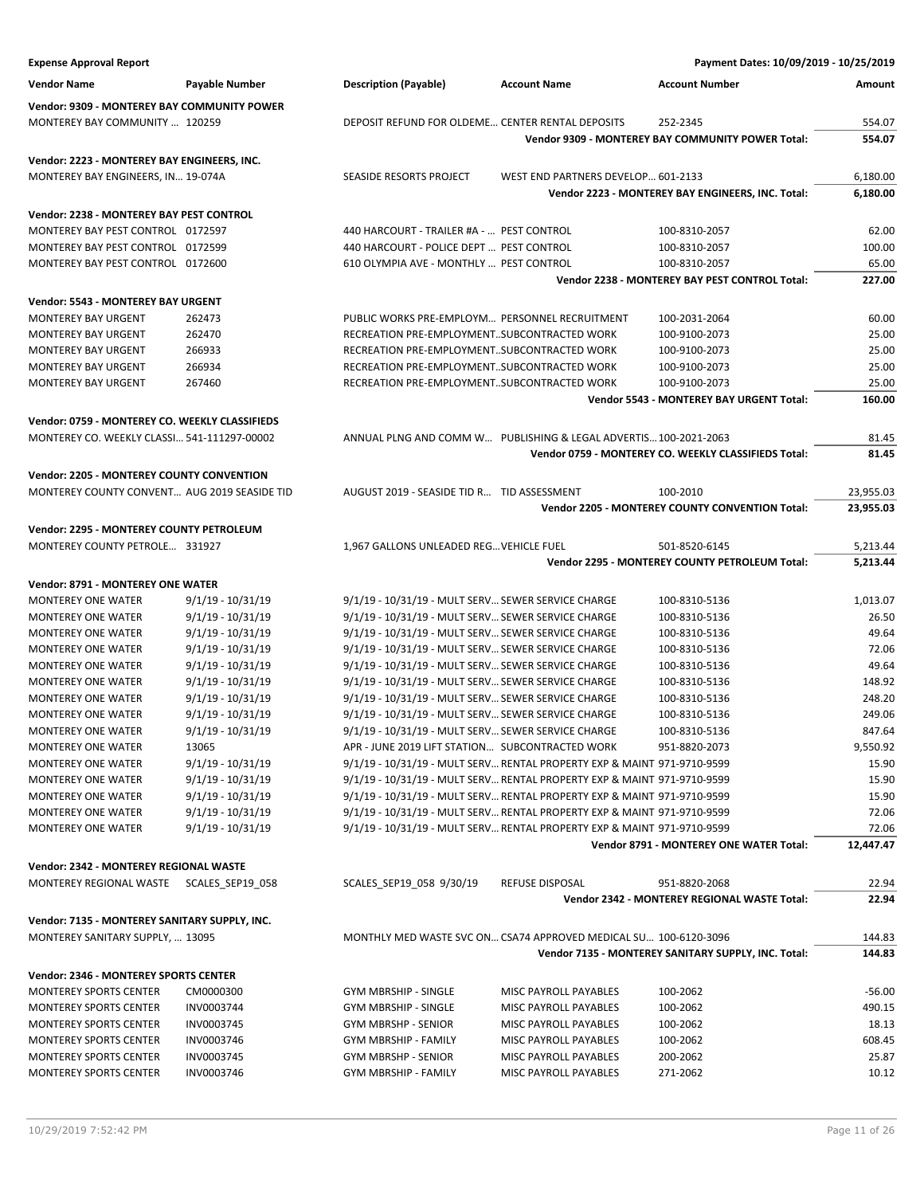**Expense Approval Report** | **Payment Dates: 10/09/2019 - 10/25/2019**

| Vendor Name | Payable Number | Description (Payable) | Account Name | Account Number | Amount |
|---|---|---|---|---|---|
| **Vendor: 9309 - MONTEREY BAY COMMUNITY POWER** | | | | | |
| MONTEREY BAY COMMUNITY ... | 120259 | DEPOSIT REFUND FOR OLDEME... | CENTER RENTAL DEPOSITS | 252-2345 | 554.07 |
| | | | | **Vendor 9309 - MONTEREY BAY COMMUNITY POWER Total:** | **554.07** |
| **Vendor: 2223 - MONTEREY BAY ENGINEERS, INC.** | | | | | |
| MONTEREY BAY ENGINEERS, IN... | 19-074A | SEASIDE RESORTS PROJECT | WEST END PARTNERS DEVELOP... | 601-2133 | 6,180.00 |
| | | | | **Vendor 2223 - MONTEREY BAY ENGINEERS, INC. Total:** | **6,180.00** |
| **Vendor: 2238 - MONTEREY BAY PEST CONTROL** | | | | | |
| MONTEREY BAY PEST CONTROL | 0172597 | 440 HARCOURT - TRAILER #A - ... | PEST CONTROL | 100-8310-2057 | 62.00 |
| MONTEREY BAY PEST CONTROL | 0172599 | 440 HARCOURT - POLICE DEPT ... | PEST CONTROL | 100-8310-2057 | 100.00 |
| MONTEREY BAY PEST CONTROL | 0172600 | 610 OLYMPIA AVE - MONTHLY ... | PEST CONTROL | 100-8310-2057 | 65.00 |
| | | | | **Vendor 2238 - MONTEREY BAY PEST CONTROL Total:** | **227.00** |
| **Vendor: 5543 - MONTEREY BAY URGENT** | | | | | |
| MONTEREY BAY URGENT | 262473 | PUBLIC WORKS PRE-EMPLOYM... | PERSONNEL RECRUITMENT | 100-2031-2064 | 60.00 |
| MONTEREY BAY URGENT | 262470 | RECREATION PRE-EMPLOYMENT... | SUBCONTRACTED WORK | 100-9100-2073 | 25.00 |
| MONTEREY BAY URGENT | 266933 | RECREATION PRE-EMPLOYMENT... | SUBCONTRACTED WORK | 100-9100-2073 | 25.00 |
| MONTEREY BAY URGENT | 266934 | RECREATION PRE-EMPLOYMENT... | SUBCONTRACTED WORK | 100-9100-2073 | 25.00 |
| MONTEREY BAY URGENT | 267460 | RECREATION PRE-EMPLOYMENT... | SUBCONTRACTED WORK | 100-9100-2073 | 25.00 |
| | | | | **Vendor 5543 - MONTEREY BAY URGENT Total:** | **160.00** |
| **Vendor: 0759 - MONTEREY CO. WEEKLY CLASSIFIEDS** | | | | | |
| MONTEREY CO. WEEKLY CLASSI... | 541-111297-00002 | ANNUAL PLNG AND COMM W... | PUBLISHING & LEGAL ADVERTIS... | 100-2021-2063 | 81.45 |
| | | | | **Vendor 0759 - MONTEREY CO. WEEKLY CLASSIFIEDS Total:** | **81.45** |
| **Vendor: 2205 - MONTEREY COUNTY CONVENTION** | | | | | |
| MONTEREY COUNTY CONVENT... | AUG 2019 SEASIDE TID | AUGUST 2019 - SEASIDE TID R... | TID ASSESSMENT | 100-2010 | 23,955.03 |
| | | | | **Vendor 2205 - MONTEREY COUNTY CONVENTION Total:** | **23,955.03** |
| **Vendor: 2295 - MONTEREY COUNTY PETROLEUM** | | | | | |
| MONTEREY COUNTY PETROLE... | 331927 | 1,967 GALLONS UNLEADED REG... | VEHICLE FUEL | 501-8520-6145 | 5,213.44 |
| | | | | **Vendor 2295 - MONTEREY COUNTY PETROLEUM Total:** | **5,213.44** |
| **Vendor: 8791 - MONTEREY ONE WATER** | | | | | |
| MONTEREY ONE WATER | 9/1/19 - 10/31/19 | 9/1/19 - 10/31/19 - MULT SERV... | SEWER SERVICE CHARGE | 100-8310-5136 | 1,013.07 |
| MONTEREY ONE WATER | 9/1/19 - 10/31/19 | 9/1/19 - 10/31/19 - MULT SERV... | SEWER SERVICE CHARGE | 100-8310-5136 | 26.50 |
| MONTEREY ONE WATER | 9/1/19 - 10/31/19 | 9/1/19 - 10/31/19 - MULT SERV... | SEWER SERVICE CHARGE | 100-8310-5136 | 49.64 |
| MONTEREY ONE WATER | 9/1/19 - 10/31/19 | 9/1/19 - 10/31/19 - MULT SERV... | SEWER SERVICE CHARGE | 100-8310-5136 | 72.06 |
| MONTEREY ONE WATER | 9/1/19 - 10/31/19 | 9/1/19 - 10/31/19 - MULT SERV... | SEWER SERVICE CHARGE | 100-8310-5136 | 49.64 |
| MONTEREY ONE WATER | 9/1/19 - 10/31/19 | 9/1/19 - 10/31/19 - MULT SERV... | SEWER SERVICE CHARGE | 100-8310-5136 | 148.92 |
| MONTEREY ONE WATER | 9/1/19 - 10/31/19 | 9/1/19 - 10/31/19 - MULT SERV... | SEWER SERVICE CHARGE | 100-8310-5136 | 248.20 |
| MONTEREY ONE WATER | 9/1/19 - 10/31/19 | 9/1/19 - 10/31/19 - MULT SERV... | SEWER SERVICE CHARGE | 100-8310-5136 | 249.06 |
| MONTEREY ONE WATER | 9/1/19 - 10/31/19 | 9/1/19 - 10/31/19 - MULT SERV... | SEWER SERVICE CHARGE | 100-8310-5136 | 847.64 |
| MONTEREY ONE WATER | 13065 | APR - JUNE 2019 LIFT STATION... | SUBCONTRACTED WORK | 951-8820-2073 | 9,550.92 |
| MONTEREY ONE WATER | 9/1/19 - 10/31/19 | 9/1/19 - 10/31/19 - MULT SERV... | RENTAL PROPERTY EXP & MAINT | 971-9710-9599 | 15.90 |
| MONTEREY ONE WATER | 9/1/19 - 10/31/19 | 9/1/19 - 10/31/19 - MULT SERV... | RENTAL PROPERTY EXP & MAINT | 971-9710-9599 | 15.90 |
| MONTEREY ONE WATER | 9/1/19 - 10/31/19 | 9/1/19 - 10/31/19 - MULT SERV... | RENTAL PROPERTY EXP & MAINT | 971-9710-9599 | 15.90 |
| MONTEREY ONE WATER | 9/1/19 - 10/31/19 | 9/1/19 - 10/31/19 - MULT SERV... | RENTAL PROPERTY EXP & MAINT | 971-9710-9599 | 72.06 |
| MONTEREY ONE WATER | 9/1/19 - 10/31/19 | 9/1/19 - 10/31/19 - MULT SERV... | RENTAL PROPERTY EXP & MAINT | 971-9710-9599 | 72.06 |
| | | | | **Vendor 8791 - MONTEREY ONE WATER Total:** | **12,447.47** |
| **Vendor: 2342 - MONTEREY REGIONAL WASTE** | | | | | |
| MONTEREY REGIONAL WASTE | SCALES_SEP19_058 | SCALES_SEP19_058 9/30/19 | REFUSE DISPOSAL | 951-8820-2068 | 22.94 |
| | | | | **Vendor 2342 - MONTEREY REGIONAL WASTE Total:** | **22.94** |
| **Vendor: 7135 - MONTEREY SANITARY SUPPLY, INC.** | | | | | |
| MONTEREY SANITARY SUPPLY, ... | 13095 | MONTHLY MED WASTE SVC ON... | CSA74 APPROVED MEDICAL SU... | 100-6120-3096 | 144.83 |
| | | | | **Vendor 7135 - MONTEREY SANITARY SUPPLY, INC. Total:** | **144.83** |
| **Vendor: 2346 - MONTEREY SPORTS CENTER** | | | | | |
| MONTEREY SPORTS CENTER | CM0000300 | GYM MBRSHIP - SINGLE | MISC PAYROLL PAYABLES | 100-2062 | -56.00 |
| MONTEREY SPORTS CENTER | INV0003744 | GYM MBRSHIP - SINGLE | MISC PAYROLL PAYABLES | 100-2062 | 490.15 |
| MONTEREY SPORTS CENTER | INV0003745 | GYM MBRSHP - SENIOR | MISC PAYROLL PAYABLES | 100-2062 | 18.13 |
| MONTEREY SPORTS CENTER | INV0003746 | GYM MBRSHIP - FAMILY | MISC PAYROLL PAYABLES | 100-2062 | 608.45 |
| MONTEREY SPORTS CENTER | INV0003745 | GYM MBRSHP - SENIOR | MISC PAYROLL PAYABLES | 200-2062 | 25.87 |
| MONTEREY SPORTS CENTER | INV0003746 | GYM MBRSHIP - FAMILY | MISC PAYROLL PAYABLES | 271-2062 | 10.12 |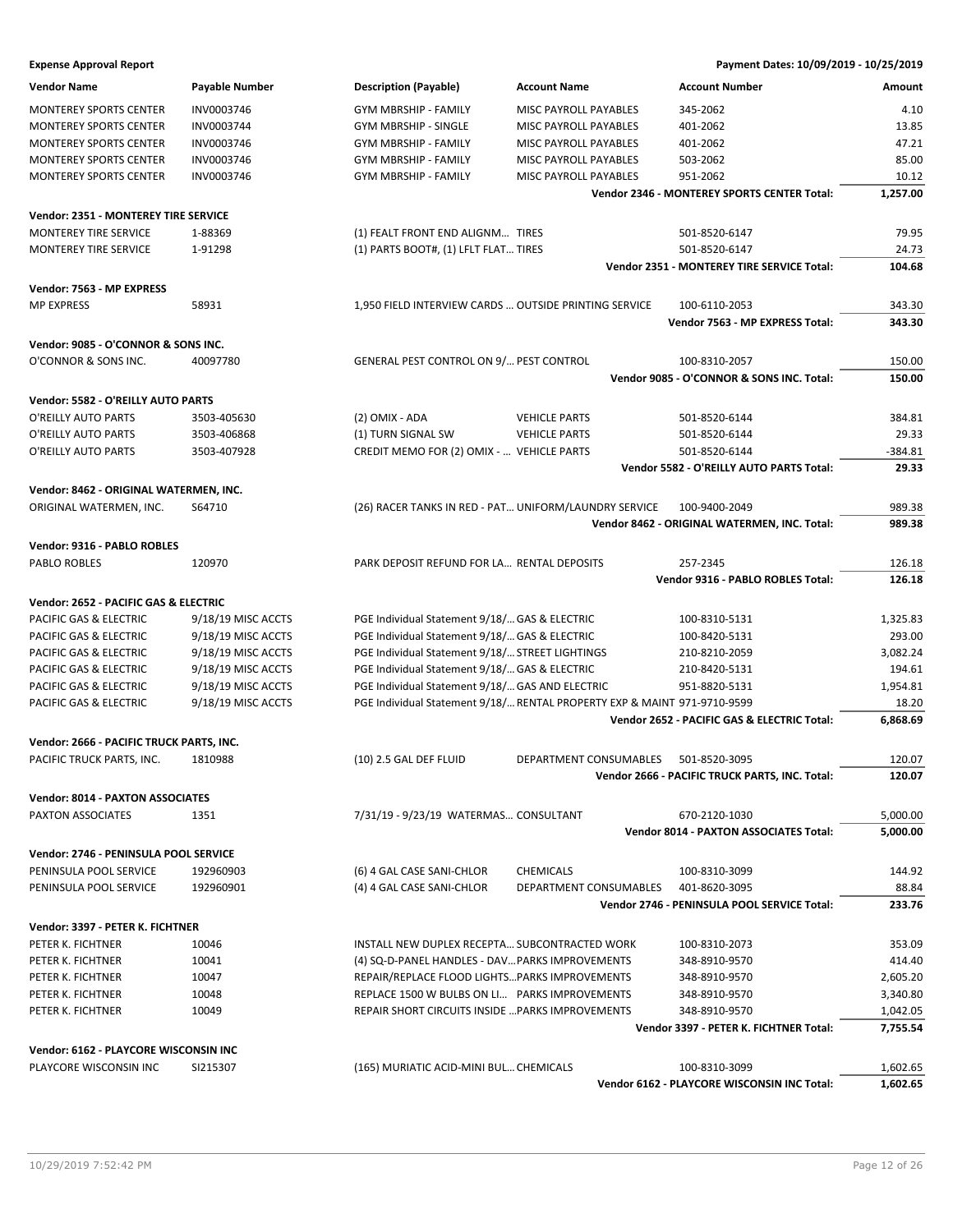**Expense Approval Report** — Payment Dates: 10/09/2019 - 10/25/2019

| Vendor Name | Payable Number | Description (Payable) | Account Name | Account Number | Amount |
|---|---|---|---|---|---|
| MONTEREY SPORTS CENTER | INV0003746 | GYM MBRSHIP - FAMILY | MISC PAYROLL PAYABLES | 345-2062 | 4.10 |
| MONTEREY SPORTS CENTER | INV0003744 | GYM MBRSHIP - SINGLE | MISC PAYROLL PAYABLES | 401-2062 | 13.85 |
| MONTEREY SPORTS CENTER | INV0003746 | GYM MBRSHIP - FAMILY | MISC PAYROLL PAYABLES | 401-2062 | 47.21 |
| MONTEREY SPORTS CENTER | INV0003746 | GYM MBRSHIP - FAMILY | MISC PAYROLL PAYABLES | 503-2062 | 85.00 |
| MONTEREY SPORTS CENTER | INV0003746 | GYM MBRSHIP - FAMILY | MISC PAYROLL PAYABLES | 951-2062 | 10.12 |
| | | | | **Vendor 2346 - MONTEREY SPORTS CENTER Total:** | **1,257.00** |
| **Vendor: 2351 - MONTEREY TIRE SERVICE** | | | | | |
| MONTEREY TIRE SERVICE | 1-88369 | (1) FEALT FRONT END ALIGNM... | TIRES | 501-8520-6147 | 79.95 |
| MONTEREY TIRE SERVICE | 1-91298 | (1) PARTS BOOT#, (1) LFLT FLAT... | TIRES | 501-8520-6147 | 24.73 |
| | | | | **Vendor 2351 - MONTEREY TIRE SERVICE Total:** | **104.68** |
| **Vendor: 7563 - MP EXPRESS** | | | | | |
| MP EXPRESS | 58931 | 1,950 FIELD INTERVIEW CARDS ... | OUTSIDE PRINTING SERVICE | 100-6110-2053 | 343.30 |
| | | | | **Vendor 7563 - MP EXPRESS Total:** | **343.30** |
| **Vendor: 9085 - O'CONNOR & SONS INC.** | | | | | |
| O'CONNOR & SONS INC. | 40097780 | GENERAL PEST CONTROL ON 9/... | PEST CONTROL | 100-8310-2057 | 150.00 |
| | | | | **Vendor 9085 - O'CONNOR & SONS INC. Total:** | **150.00** |
| **Vendor: 5582 - O'REILLY AUTO PARTS** | | | | | |
| O'REILLY AUTO PARTS | 3503-405630 | (2) OMIX - ADA | VEHICLE PARTS | 501-8520-6144 | 384.81 |
| O'REILLY AUTO PARTS | 3503-406868 | (1) TURN SIGNAL SW | VEHICLE PARTS | 501-8520-6144 | 29.33 |
| O'REILLY AUTO PARTS | 3503-407928 | CREDIT MEMO FOR (2) OMIX - ... | VEHICLE PARTS | 501-8520-6144 | -384.81 |
| | | | | **Vendor 5582 - O'REILLY AUTO PARTS Total:** | **29.33** |
| **Vendor: 8462 - ORIGINAL WATERMEN, INC.** | | | | | |
| ORIGINAL WATERMEN, INC. | S64710 | (26) RACER TANKS IN RED - PAT... | UNIFORM/LAUNDRY SERVICE | 100-9400-2049 | 989.38 |
| | | | | **Vendor 8462 - ORIGINAL WATERMEN, INC. Total:** | **989.38** |
| **Vendor: 9316 - PABLO ROBLES** | | | | | |
| PABLO ROBLES | 120970 | PARK DEPOSIT REFUND FOR LA... | RENTAL DEPOSITS | 257-2345 | 126.18 |
| | | | | **Vendor 9316 - PABLO ROBLES Total:** | **126.18** |
| **Vendor: 2652 - PACIFIC GAS & ELECTRIC** | | | | | |
| PACIFIC GAS & ELECTRIC | 9/18/19 MISC ACCTS | PGE Individual Statement 9/18/... | GAS & ELECTRIC | 100-8310-5131 | 1,325.83 |
| PACIFIC GAS & ELECTRIC | 9/18/19 MISC ACCTS | PGE Individual Statement 9/18/... | GAS & ELECTRIC | 100-8420-5131 | 293.00 |
| PACIFIC GAS & ELECTRIC | 9/18/19 MISC ACCTS | PGE Individual Statement 9/18/... | STREET LIGHTINGS | 210-8210-2059 | 3,082.24 |
| PACIFIC GAS & ELECTRIC | 9/18/19 MISC ACCTS | PGE Individual Statement 9/18/... | GAS & ELECTRIC | 210-8420-5131 | 194.61 |
| PACIFIC GAS & ELECTRIC | 9/18/19 MISC ACCTS | PGE Individual Statement 9/18/... | GAS AND ELECTRIC | 951-8820-5131 | 1,954.81 |
| PACIFIC GAS & ELECTRIC | 9/18/19 MISC ACCTS | PGE Individual Statement 9/18/... | RENTAL PROPERTY EXP & MAINT | 971-9710-9599 | 18.20 |
| | | | | **Vendor 2652 - PACIFIC GAS & ELECTRIC Total:** | **6,868.69** |
| **Vendor: 2666 - PACIFIC TRUCK PARTS, INC.** | | | | | |
| PACIFIC TRUCK PARTS, INC. | 1810988 | (10) 2.5 GAL DEF FLUID | DEPARTMENT CONSUMABLES | 501-8520-3095 | 120.07 |
| | | | | **Vendor 2666 - PACIFIC TRUCK PARTS, INC. Total:** | **120.07** |
| **Vendor: 8014 - PAXTON ASSOCIATES** | | | | | |
| PAXTON ASSOCIATES | 1351 | 7/31/19 - 9/23/19 WATERMAS... | CONSULTANT | 670-2120-1030 | 5,000.00 |
| | | | | **Vendor 8014 - PAXTON ASSOCIATES Total:** | **5,000.00** |
| **Vendor: 2746 - PENINSULA POOL SERVICE** | | | | | |
| PENINSULA POOL SERVICE | 192960903 | (6) 4 GAL CASE SANI-CHLOR | CHEMICALS | 100-8310-3099 | 144.92 |
| PENINSULA POOL SERVICE | 192960901 | (4) 4 GAL CASE SANI-CHLOR | DEPARTMENT CONSUMABLES | 401-8620-3095 | 88.84 |
| | | | | **Vendor 2746 - PENINSULA POOL SERVICE Total:** | **233.76** |
| **Vendor: 3397 - PETER K. FICHTNER** | | | | | |
| PETER K. FICHTNER | 10046 | INSTALL NEW DUPLEX RECEPTA... | SUBCONTRACTED WORK | 100-8310-2073 | 353.09 |
| PETER K. FICHTNER | 10041 | (4) SQ-D-PANEL HANDLES - DAV... | PARKS IMPROVEMENTS | 348-8910-9570 | 414.40 |
| PETER K. FICHTNER | 10047 | REPAIR/REPLACE FLOOD LIGHTS... | PARKS IMPROVEMENTS | 348-8910-9570 | 2,605.20 |
| PETER K. FICHTNER | 10048 | REPLACE 1500 W BULBS ON LI... | PARKS IMPROVEMENTS | 348-8910-9570 | 3,340.80 |
| PETER K. FICHTNER | 10049 | REPAIR SHORT CIRCUITS INSIDE ... | PARKS IMPROVEMENTS | 348-8910-9570 | 1,042.05 |
| | | | | **Vendor 3397 - PETER K. FICHTNER Total:** | **7,755.54** |
| **Vendor: 6162 - PLAYCORE WISCONSIN INC** | | | | | |
| PLAYCORE WISCONSIN INC | SI215307 | (165) MURIATIC ACID-MINI BUL... | CHEMICALS | 100-8310-3099 | 1,602.65 |
| | | | | **Vendor 6162 - PLAYCORE WISCONSIN INC Total:** | **1,602.65** |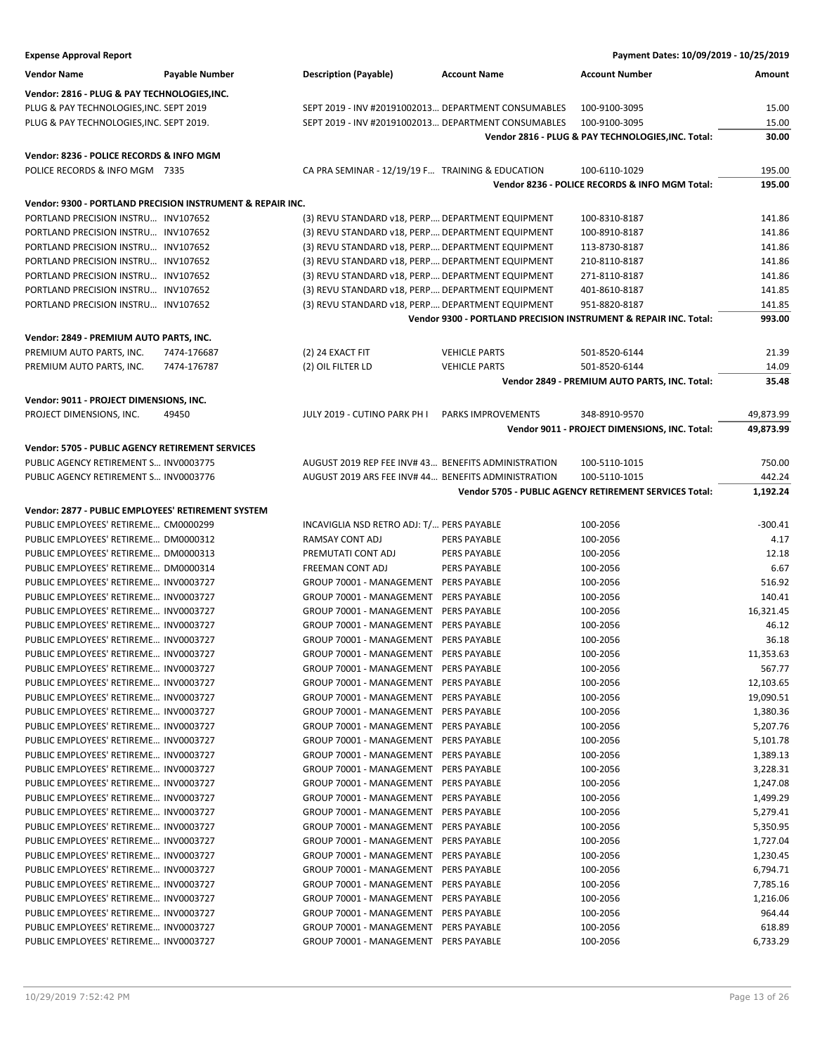**Expense Approval Report** — Payment Dates: 10/09/2019 - 10/25/2019

| Vendor Name | Payable Number | Description (Payable) | Account Name | Account Number | Amount |
|---|---|---|---|---|---|
| **Vendor: 2816 - PLUG & PAY TECHNOLOGIES,INC.** | | | | | |
| PLUG & PAY TECHNOLOGIES,INC. | SEPT 2019 | SEPT 2019 - INV #20191002013... | DEPARTMENT CONSUMABLES | 100-9100-3095 | 15.00 |
| PLUG & PAY TECHNOLOGIES,INC. | SEPT 2019. | SEPT 2019 - INV #20191002013... | DEPARTMENT CONSUMABLES | 100-9100-3095 | 15.00 |
| | | | | **Vendor 2816 - PLUG & PAY TECHNOLOGIES,INC. Total:** | **30.00** |
| **Vendor: 8236 - POLICE RECORDS & INFO MGM** | | | | | |
| POLICE RECORDS & INFO MGM | 7335 | CA PRA SEMINAR - 12/19/19 F... | TRAINING & EDUCATION | 100-6110-1029 | 195.00 |
| | | | | **Vendor 8236 - POLICE RECORDS & INFO MGM Total:** | **195.00** |
| **Vendor: 9300 - PORTLAND PRECISION INSTRUMENT & REPAIR INC.** | | | | | |
| PORTLAND PRECISION INSTRU... | INV107652 | (3) REVU STANDARD v18, PERP.... | DEPARTMENT EQUIPMENT | 100-8310-8187 | 141.86 |
| PORTLAND PRECISION INSTRU... | INV107652 | (3) REVU STANDARD v18, PERP.... | DEPARTMENT EQUIPMENT | 100-8910-8187 | 141.86 |
| PORTLAND PRECISION INSTRU... | INV107652 | (3) REVU STANDARD v18, PERP.... | DEPARTMENT EQUIPMENT | 113-8730-8187 | 141.86 |
| PORTLAND PRECISION INSTRU... | INV107652 | (3) REVU STANDARD v18, PERP.... | DEPARTMENT EQUIPMENT | 210-8110-8187 | 141.86 |
| PORTLAND PRECISION INSTRU... | INV107652 | (3) REVU STANDARD v18, PERP.... | DEPARTMENT EQUIPMENT | 271-8110-8187 | 141.86 |
| PORTLAND PRECISION INSTRU... | INV107652 | (3) REVU STANDARD v18, PERP.... | DEPARTMENT EQUIPMENT | 401-8610-8187 | 141.85 |
| PORTLAND PRECISION INSTRU... | INV107652 | (3) REVU STANDARD v18, PERP.... | DEPARTMENT EQUIPMENT | 951-8820-8187 | 141.85 |
| | | | | **Vendor 9300 - PORTLAND PRECISION INSTRUMENT & REPAIR INC. Total:** | **993.00** |
| **Vendor: 2849 - PREMIUM AUTO PARTS, INC.** | | | | | |
| PREMIUM AUTO PARTS, INC. | 7474-176687 | (2) 24 EXACT FIT | VEHICLE PARTS | 501-8520-6144 | 21.39 |
| PREMIUM AUTO PARTS, INC. | 7474-176787 | (2) OIL FILTER LD | VEHICLE PARTS | 501-8520-6144 | 14.09 |
| | | | | **Vendor 2849 - PREMIUM AUTO PARTS, INC. Total:** | **35.48** |
| **Vendor: 9011 - PROJECT DIMENSIONS, INC.** | | | | | |
| PROJECT DIMENSIONS, INC. | 49450 | JULY 2019 - CUTINO PARK PH I | PARKS IMPROVEMENTS | 348-8910-9570 | 49,873.99 |
| | | | | **Vendor 9011 - PROJECT DIMENSIONS, INC. Total:** | **49,873.99** |
| **Vendor: 5705 - PUBLIC AGENCY RETIREMENT SERVICES** | | | | | |
| PUBLIC AGENCY RETIREMENT S... | INV0003775 | AUGUST 2019 REP FEE INV# 43... | BENEFITS ADMINISTRATION | 100-5110-1015 | 750.00 |
| PUBLIC AGENCY RETIREMENT S... | INV0003776 | AUGUST 2019 ARS FEE INV# 44... | BENEFITS ADMINISTRATION | 100-5110-1015 | 442.24 |
| | | | | **Vendor 5705 - PUBLIC AGENCY RETIREMENT SERVICES Total:** | **1,192.24** |
| **Vendor: 2877 - PUBLIC EMPLOYEES' RETIREMENT SYSTEM** | | | | | |
| PUBLIC EMPLOYEES' RETIREME... | CM0000299 | INCAVIGLIA NSD RETRO ADJ: T/... | PERS PAYABLE | 100-2056 | -300.41 |
| PUBLIC EMPLOYEES' RETIREME... | DM0000312 | RAMSAY CONT ADJ | PERS PAYABLE | 100-2056 | 4.17 |
| PUBLIC EMPLOYEES' RETIREME... | DM0000313 | PREMUTATI CONT ADJ | PERS PAYABLE | 100-2056 | 12.18 |
| PUBLIC EMPLOYEES' RETIREME... | DM0000314 | FREEMAN CONT ADJ | PERS PAYABLE | 100-2056 | 6.67 |
| PUBLIC EMPLOYEES' RETIREME... | INV0003727 | GROUP 70001 - MANAGEMENT | PERS PAYABLE | 100-2056 | 516.92 |
| PUBLIC EMPLOYEES' RETIREME... | INV0003727 | GROUP 70001 - MANAGEMENT | PERS PAYABLE | 100-2056 | 140.41 |
| PUBLIC EMPLOYEES' RETIREME... | INV0003727 | GROUP 70001 - MANAGEMENT | PERS PAYABLE | 100-2056 | 16,321.45 |
| PUBLIC EMPLOYEES' RETIREME... | INV0003727 | GROUP 70001 - MANAGEMENT | PERS PAYABLE | 100-2056 | 46.12 |
| PUBLIC EMPLOYEES' RETIREME... | INV0003727 | GROUP 70001 - MANAGEMENT | PERS PAYABLE | 100-2056 | 36.18 |
| PUBLIC EMPLOYEES' RETIREME... | INV0003727 | GROUP 70001 - MANAGEMENT | PERS PAYABLE | 100-2056 | 11,353.63 |
| PUBLIC EMPLOYEES' RETIREME... | INV0003727 | GROUP 70001 - MANAGEMENT | PERS PAYABLE | 100-2056 | 567.77 |
| PUBLIC EMPLOYEES' RETIREME... | INV0003727 | GROUP 70001 - MANAGEMENT | PERS PAYABLE | 100-2056 | 12,103.65 |
| PUBLIC EMPLOYEES' RETIREME... | INV0003727 | GROUP 70001 - MANAGEMENT | PERS PAYABLE | 100-2056 | 19,090.51 |
| PUBLIC EMPLOYEES' RETIREME... | INV0003727 | GROUP 70001 - MANAGEMENT | PERS PAYABLE | 100-2056 | 1,380.36 |
| PUBLIC EMPLOYEES' RETIREME... | INV0003727 | GROUP 70001 - MANAGEMENT | PERS PAYABLE | 100-2056 | 5,207.76 |
| PUBLIC EMPLOYEES' RETIREME... | INV0003727 | GROUP 70001 - MANAGEMENT | PERS PAYABLE | 100-2056 | 5,101.78 |
| PUBLIC EMPLOYEES' RETIREME... | INV0003727 | GROUP 70001 - MANAGEMENT | PERS PAYABLE | 100-2056 | 1,389.13 |
| PUBLIC EMPLOYEES' RETIREME... | INV0003727 | GROUP 70001 - MANAGEMENT | PERS PAYABLE | 100-2056 | 3,228.31 |
| PUBLIC EMPLOYEES' RETIREME... | INV0003727 | GROUP 70001 - MANAGEMENT | PERS PAYABLE | 100-2056 | 1,247.08 |
| PUBLIC EMPLOYEES' RETIREME... | INV0003727 | GROUP 70001 - MANAGEMENT | PERS PAYABLE | 100-2056 | 1,499.29 |
| PUBLIC EMPLOYEES' RETIREME... | INV0003727 | GROUP 70001 - MANAGEMENT | PERS PAYABLE | 100-2056 | 5,279.41 |
| PUBLIC EMPLOYEES' RETIREME... | INV0003727 | GROUP 70001 - MANAGEMENT | PERS PAYABLE | 100-2056 | 5,350.95 |
| PUBLIC EMPLOYEES' RETIREME... | INV0003727 | GROUP 70001 - MANAGEMENT | PERS PAYABLE | 100-2056 | 1,727.04 |
| PUBLIC EMPLOYEES' RETIREME... | INV0003727 | GROUP 70001 - MANAGEMENT | PERS PAYABLE | 100-2056 | 1,230.45 |
| PUBLIC EMPLOYEES' RETIREME... | INV0003727 | GROUP 70001 - MANAGEMENT | PERS PAYABLE | 100-2056 | 6,794.71 |
| PUBLIC EMPLOYEES' RETIREME... | INV0003727 | GROUP 70001 - MANAGEMENT | PERS PAYABLE | 100-2056 | 7,785.16 |
| PUBLIC EMPLOYEES' RETIREME... | INV0003727 | GROUP 70001 - MANAGEMENT | PERS PAYABLE | 100-2056 | 1,216.06 |
| PUBLIC EMPLOYEES' RETIREME... | INV0003727 | GROUP 70001 - MANAGEMENT | PERS PAYABLE | 100-2056 | 964.44 |
| PUBLIC EMPLOYEES' RETIREME... | INV0003727 | GROUP 70001 - MANAGEMENT | PERS PAYABLE | 100-2056 | 618.89 |
| PUBLIC EMPLOYEES' RETIREME... | INV0003727 | GROUP 70001 - MANAGEMENT | PERS PAYABLE | 100-2056 | 6,733.29 |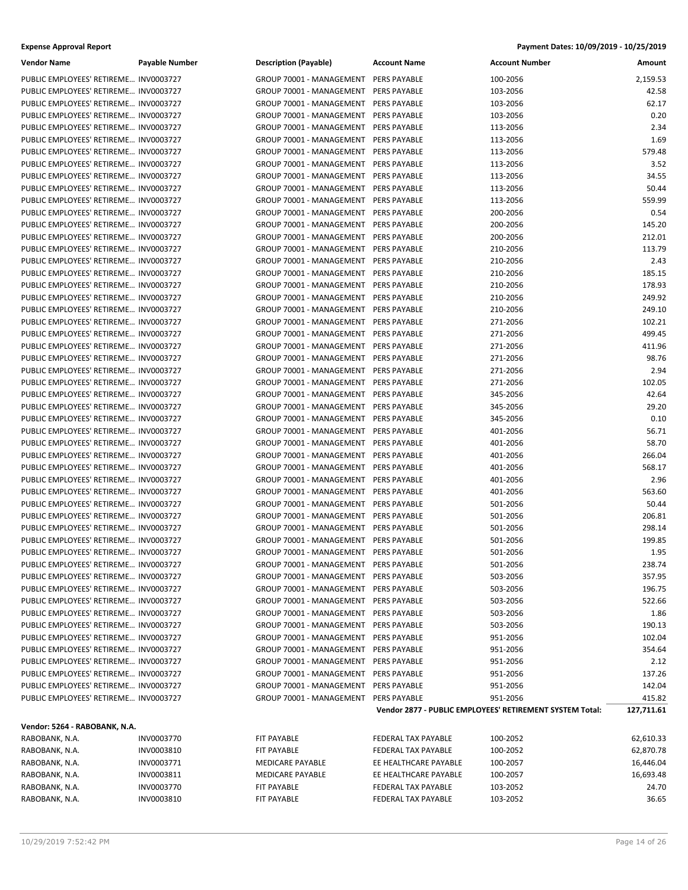**Expense Approval Report** — Payment Dates: 10/09/2019 - 10/25/2019

| Vendor Name | Payable Number | Description (Payable) | Account Name | Account Number | Amount |
|---|---|---|---|---|---|
| PUBLIC EMPLOYEES' RETIREME… | INV0003727 | GROUP 70001 - MANAGEMENT | PERS PAYABLE | 100-2056 | 2,159.53 |
| PUBLIC EMPLOYEES' RETIREME… | INV0003727 | GROUP 70001 - MANAGEMENT | PERS PAYABLE | 103-2056 | 42.58 |
| PUBLIC EMPLOYEES' RETIREME… | INV0003727 | GROUP 70001 - MANAGEMENT | PERS PAYABLE | 103-2056 | 62.17 |
| PUBLIC EMPLOYEES' RETIREME… | INV0003727 | GROUP 70001 - MANAGEMENT | PERS PAYABLE | 103-2056 | 0.20 |
| PUBLIC EMPLOYEES' RETIREME… | INV0003727 | GROUP 70001 - MANAGEMENT | PERS PAYABLE | 113-2056 | 2.34 |
| PUBLIC EMPLOYEES' RETIREME… | INV0003727 | GROUP 70001 - MANAGEMENT | PERS PAYABLE | 113-2056 | 1.69 |
| PUBLIC EMPLOYEES' RETIREME… | INV0003727 | GROUP 70001 - MANAGEMENT | PERS PAYABLE | 113-2056 | 579.48 |
| PUBLIC EMPLOYEES' RETIREME… | INV0003727 | GROUP 70001 - MANAGEMENT | PERS PAYABLE | 113-2056 | 3.52 |
| PUBLIC EMPLOYEES' RETIREME… | INV0003727 | GROUP 70001 - MANAGEMENT | PERS PAYABLE | 113-2056 | 34.55 |
| PUBLIC EMPLOYEES' RETIREME… | INV0003727 | GROUP 70001 - MANAGEMENT | PERS PAYABLE | 113-2056 | 50.44 |
| PUBLIC EMPLOYEES' RETIREME… | INV0003727 | GROUP 70001 - MANAGEMENT | PERS PAYABLE | 113-2056 | 559.99 |
| PUBLIC EMPLOYEES' RETIREME… | INV0003727 | GROUP 70001 - MANAGEMENT | PERS PAYABLE | 200-2056 | 0.54 |
| PUBLIC EMPLOYEES' RETIREME… | INV0003727 | GROUP 70001 - MANAGEMENT | PERS PAYABLE | 200-2056 | 145.20 |
| PUBLIC EMPLOYEES' RETIREME… | INV0003727 | GROUP 70001 - MANAGEMENT | PERS PAYABLE | 200-2056 | 212.01 |
| PUBLIC EMPLOYEES' RETIREME… | INV0003727 | GROUP 70001 - MANAGEMENT | PERS PAYABLE | 210-2056 | 113.79 |
| PUBLIC EMPLOYEES' RETIREME… | INV0003727 | GROUP 70001 - MANAGEMENT | PERS PAYABLE | 210-2056 | 2.43 |
| PUBLIC EMPLOYEES' RETIREME… | INV0003727 | GROUP 70001 - MANAGEMENT | PERS PAYABLE | 210-2056 | 185.15 |
| PUBLIC EMPLOYEES' RETIREME… | INV0003727 | GROUP 70001 - MANAGEMENT | PERS PAYABLE | 210-2056 | 178.93 |
| PUBLIC EMPLOYEES' RETIREME… | INV0003727 | GROUP 70001 - MANAGEMENT | PERS PAYABLE | 210-2056 | 249.92 |
| PUBLIC EMPLOYEES' RETIREME… | INV0003727 | GROUP 70001 - MANAGEMENT | PERS PAYABLE | 210-2056 | 249.10 |
| PUBLIC EMPLOYEES' RETIREME… | INV0003727 | GROUP 70001 - MANAGEMENT | PERS PAYABLE | 271-2056 | 102.21 |
| PUBLIC EMPLOYEES' RETIREME… | INV0003727 | GROUP 70001 - MANAGEMENT | PERS PAYABLE | 271-2056 | 499.45 |
| PUBLIC EMPLOYEES' RETIREME… | INV0003727 | GROUP 70001 - MANAGEMENT | PERS PAYABLE | 271-2056 | 411.96 |
| PUBLIC EMPLOYEES' RETIREME… | INV0003727 | GROUP 70001 - MANAGEMENT | PERS PAYABLE | 271-2056 | 98.76 |
| PUBLIC EMPLOYEES' RETIREME… | INV0003727 | GROUP 70001 - MANAGEMENT | PERS PAYABLE | 271-2056 | 2.94 |
| PUBLIC EMPLOYEES' RETIREME… | INV0003727 | GROUP 70001 - MANAGEMENT | PERS PAYABLE | 271-2056 | 102.05 |
| PUBLIC EMPLOYEES' RETIREME… | INV0003727 | GROUP 70001 - MANAGEMENT | PERS PAYABLE | 345-2056 | 42.64 |
| PUBLIC EMPLOYEES' RETIREME… | INV0003727 | GROUP 70001 - MANAGEMENT | PERS PAYABLE | 345-2056 | 29.20 |
| PUBLIC EMPLOYEES' RETIREME… | INV0003727 | GROUP 70001 - MANAGEMENT | PERS PAYABLE | 345-2056 | 0.10 |
| PUBLIC EMPLOYEES' RETIREME… | INV0003727 | GROUP 70001 - MANAGEMENT | PERS PAYABLE | 401-2056 | 56.71 |
| PUBLIC EMPLOYEES' RETIREME… | INV0003727 | GROUP 70001 - MANAGEMENT | PERS PAYABLE | 401-2056 | 58.70 |
| PUBLIC EMPLOYEES' RETIREME… | INV0003727 | GROUP 70001 - MANAGEMENT | PERS PAYABLE | 401-2056 | 266.04 |
| PUBLIC EMPLOYEES' RETIREME… | INV0003727 | GROUP 70001 - MANAGEMENT | PERS PAYABLE | 401-2056 | 568.17 |
| PUBLIC EMPLOYEES' RETIREME… | INV0003727 | GROUP 70001 - MANAGEMENT | PERS PAYABLE | 401-2056 | 2.96 |
| PUBLIC EMPLOYEES' RETIREME… | INV0003727 | GROUP 70001 - MANAGEMENT | PERS PAYABLE | 401-2056 | 563.60 |
| PUBLIC EMPLOYEES' RETIREME… | INV0003727 | GROUP 70001 - MANAGEMENT | PERS PAYABLE | 501-2056 | 50.44 |
| PUBLIC EMPLOYEES' RETIREME… | INV0003727 | GROUP 70001 - MANAGEMENT | PERS PAYABLE | 501-2056 | 206.81 |
| PUBLIC EMPLOYEES' RETIREME… | INV0003727 | GROUP 70001 - MANAGEMENT | PERS PAYABLE | 501-2056 | 298.14 |
| PUBLIC EMPLOYEES' RETIREME… | INV0003727 | GROUP 70001 - MANAGEMENT | PERS PAYABLE | 501-2056 | 199.85 |
| PUBLIC EMPLOYEES' RETIREME… | INV0003727 | GROUP 70001 - MANAGEMENT | PERS PAYABLE | 501-2056 | 1.95 |
| PUBLIC EMPLOYEES' RETIREME… | INV0003727 | GROUP 70001 - MANAGEMENT | PERS PAYABLE | 501-2056 | 238.74 |
| PUBLIC EMPLOYEES' RETIREME… | INV0003727 | GROUP 70001 - MANAGEMENT | PERS PAYABLE | 503-2056 | 357.95 |
| PUBLIC EMPLOYEES' RETIREME… | INV0003727 | GROUP 70001 - MANAGEMENT | PERS PAYABLE | 503-2056 | 196.75 |
| PUBLIC EMPLOYEES' RETIREME… | INV0003727 | GROUP 70001 - MANAGEMENT | PERS PAYABLE | 503-2056 | 522.66 |
| PUBLIC EMPLOYEES' RETIREME… | INV0003727 | GROUP 70001 - MANAGEMENT | PERS PAYABLE | 503-2056 | 1.86 |
| PUBLIC EMPLOYEES' RETIREME… | INV0003727 | GROUP 70001 - MANAGEMENT | PERS PAYABLE | 503-2056 | 190.13 |
| PUBLIC EMPLOYEES' RETIREME… | INV0003727 | GROUP 70001 - MANAGEMENT | PERS PAYABLE | 951-2056 | 102.04 |
| PUBLIC EMPLOYEES' RETIREME… | INV0003727 | GROUP 70001 - MANAGEMENT | PERS PAYABLE | 951-2056 | 354.64 |
| PUBLIC EMPLOYEES' RETIREME… | INV0003727 | GROUP 70001 - MANAGEMENT | PERS PAYABLE | 951-2056 | 2.12 |
| PUBLIC EMPLOYEES' RETIREME… | INV0003727 | GROUP 70001 - MANAGEMENT | PERS PAYABLE | 951-2056 | 137.26 |
| PUBLIC EMPLOYEES' RETIREME… | INV0003727 | GROUP 70001 - MANAGEMENT | PERS PAYABLE | 951-2056 | 142.04 |
| PUBLIC EMPLOYEES' RETIREME… | INV0003727 | GROUP 70001 - MANAGEMENT | PERS PAYABLE | 951-2056 | 415.82 |
| | | | **Vendor 2877 - PUBLIC EMPLOYEES' RETIREMENT SYSTEM Total:** | | **127,711.61** |

**Vendor: 5264 - RABOBANK, N.A.**

| Vendor Name | Payable Number | Description (Payable) | Account Name | Account Number | Amount |
|---|---|---|---|---|---|
| RABOBANK, N.A. | INV0003770 | FIT PAYABLE | FEDERAL TAX PAYABLE | 100-2052 | 62,610.33 |
| RABOBANK, N.A. | INV0003810 | FIT PAYABLE | FEDERAL TAX PAYABLE | 100-2052 | 62,870.78 |
| RABOBANK, N.A. | INV0003771 | MEDICARE PAYABLE | EE HEALTHCARE PAYABLE | 100-2057 | 16,446.04 |
| RABOBANK, N.A. | INV0003811 | MEDICARE PAYABLE | EE HEALTHCARE PAYABLE | 100-2057 | 16,693.48 |
| RABOBANK, N.A. | INV0003770 | FIT PAYABLE | FEDERAL TAX PAYABLE | 103-2052 | 24.70 |
| RABOBANK, N.A. | INV0003810 | FIT PAYABLE | FEDERAL TAX PAYABLE | 103-2052 | 36.65 |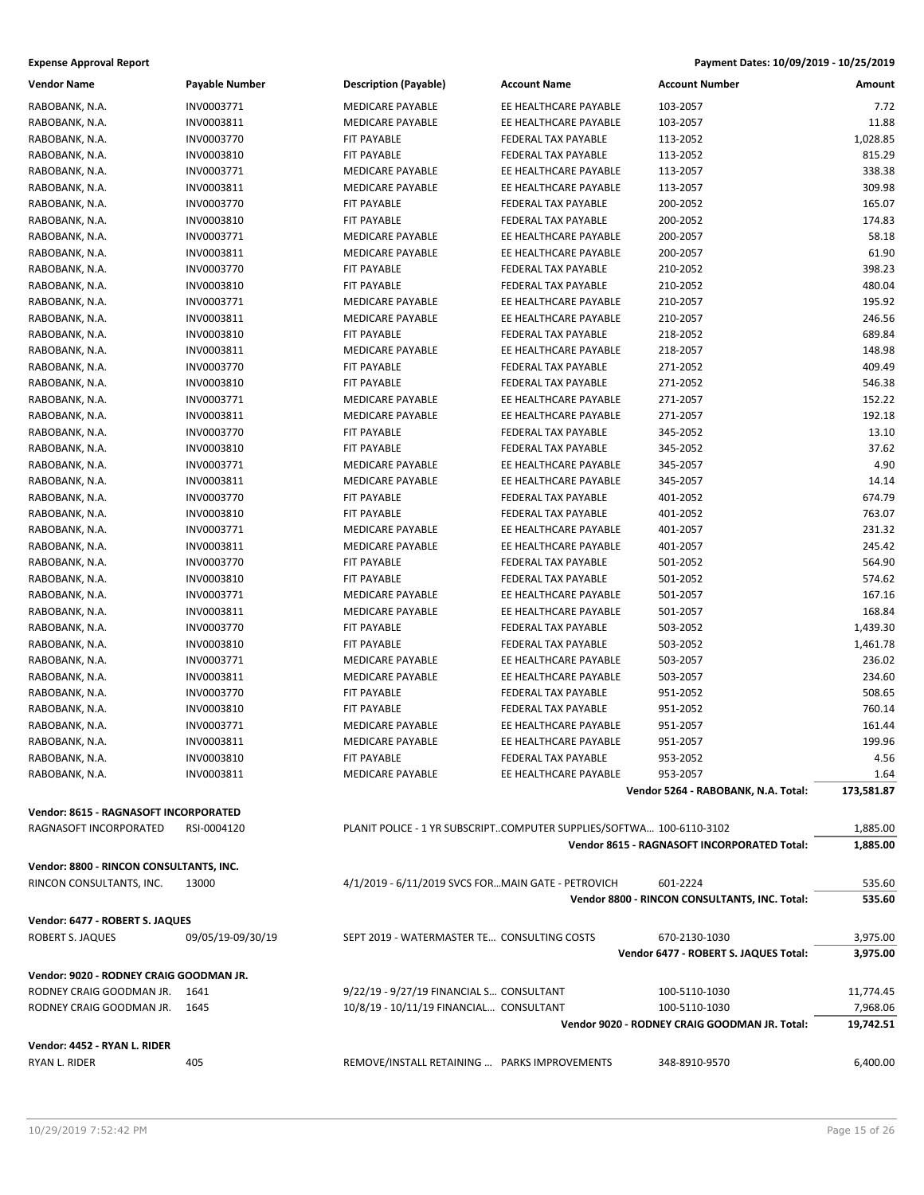**Expense Approval Report** — Payment Dates: 10/09/2019 - 10/25/2019

| Vendor Name | Payable Number | Description (Payable) | Account Name | Account Number | Amount |
|---|---|---|---|---|---|
| RABOBANK, N.A. | INV0003771 | MEDICARE PAYABLE | EE HEALTHCARE PAYABLE | 103-2057 | 7.72 |
| RABOBANK, N.A. | INV0003811 | MEDICARE PAYABLE | EE HEALTHCARE PAYABLE | 103-2057 | 11.88 |
| RABOBANK, N.A. | INV0003770 | FIT PAYABLE | FEDERAL TAX PAYABLE | 113-2052 | 1,028.85 |
| RABOBANK, N.A. | INV0003810 | FIT PAYABLE | FEDERAL TAX PAYABLE | 113-2052 | 815.29 |
| RABOBANK, N.A. | INV0003771 | MEDICARE PAYABLE | EE HEALTHCARE PAYABLE | 113-2057 | 338.38 |
| RABOBANK, N.A. | INV0003811 | MEDICARE PAYABLE | EE HEALTHCARE PAYABLE | 113-2057 | 309.98 |
| RABOBANK, N.A. | INV0003770 | FIT PAYABLE | FEDERAL TAX PAYABLE | 200-2052 | 165.07 |
| RABOBANK, N.A. | INV0003810 | FIT PAYABLE | FEDERAL TAX PAYABLE | 200-2052 | 174.83 |
| RABOBANK, N.A. | INV0003771 | MEDICARE PAYABLE | EE HEALTHCARE PAYABLE | 200-2057 | 58.18 |
| RABOBANK, N.A. | INV0003811 | MEDICARE PAYABLE | EE HEALTHCARE PAYABLE | 200-2057 | 61.90 |
| RABOBANK, N.A. | INV0003770 | FIT PAYABLE | FEDERAL TAX PAYABLE | 210-2052 | 398.23 |
| RABOBANK, N.A. | INV0003810 | FIT PAYABLE | FEDERAL TAX PAYABLE | 210-2052 | 480.04 |
| RABOBANK, N.A. | INV0003771 | MEDICARE PAYABLE | EE HEALTHCARE PAYABLE | 210-2057 | 195.92 |
| RABOBANK, N.A. | INV0003811 | MEDICARE PAYABLE | EE HEALTHCARE PAYABLE | 210-2057 | 246.56 |
| RABOBANK, N.A. | INV0003810 | FIT PAYABLE | FEDERAL TAX PAYABLE | 218-2052 | 689.84 |
| RABOBANK, N.A. | INV0003811 | MEDICARE PAYABLE | EE HEALTHCARE PAYABLE | 218-2057 | 148.98 |
| RABOBANK, N.A. | INV0003770 | FIT PAYABLE | FEDERAL TAX PAYABLE | 271-2052 | 409.49 |
| RABOBANK, N.A. | INV0003810 | FIT PAYABLE | FEDERAL TAX PAYABLE | 271-2052 | 546.38 |
| RABOBANK, N.A. | INV0003771 | MEDICARE PAYABLE | EE HEALTHCARE PAYABLE | 271-2057 | 152.22 |
| RABOBANK, N.A. | INV0003811 | MEDICARE PAYABLE | EE HEALTHCARE PAYABLE | 271-2057 | 192.18 |
| RABOBANK, N.A. | INV0003770 | FIT PAYABLE | FEDERAL TAX PAYABLE | 345-2052 | 13.10 |
| RABOBANK, N.A. | INV0003810 | FIT PAYABLE | FEDERAL TAX PAYABLE | 345-2052 | 37.62 |
| RABOBANK, N.A. | INV0003771 | MEDICARE PAYABLE | EE HEALTHCARE PAYABLE | 345-2057 | 4.90 |
| RABOBANK, N.A. | INV0003811 | MEDICARE PAYABLE | EE HEALTHCARE PAYABLE | 345-2057 | 14.14 |
| RABOBANK, N.A. | INV0003770 | FIT PAYABLE | FEDERAL TAX PAYABLE | 401-2052 | 674.79 |
| RABOBANK, N.A. | INV0003810 | FIT PAYABLE | FEDERAL TAX PAYABLE | 401-2052 | 763.07 |
| RABOBANK, N.A. | INV0003771 | MEDICARE PAYABLE | EE HEALTHCARE PAYABLE | 401-2057 | 231.32 |
| RABOBANK, N.A. | INV0003811 | MEDICARE PAYABLE | EE HEALTHCARE PAYABLE | 401-2057 | 245.42 |
| RABOBANK, N.A. | INV0003770 | FIT PAYABLE | FEDERAL TAX PAYABLE | 501-2052 | 564.90 |
| RABOBANK, N.A. | INV0003810 | FIT PAYABLE | FEDERAL TAX PAYABLE | 501-2052 | 574.62 |
| RABOBANK, N.A. | INV0003771 | MEDICARE PAYABLE | EE HEALTHCARE PAYABLE | 501-2057 | 167.16 |
| RABOBANK, N.A. | INV0003811 | MEDICARE PAYABLE | EE HEALTHCARE PAYABLE | 501-2057 | 168.84 |
| RABOBANK, N.A. | INV0003770 | FIT PAYABLE | FEDERAL TAX PAYABLE | 503-2052 | 1,439.30 |
| RABOBANK, N.A. | INV0003810 | FIT PAYABLE | FEDERAL TAX PAYABLE | 503-2052 | 1,461.78 |
| RABOBANK, N.A. | INV0003771 | MEDICARE PAYABLE | EE HEALTHCARE PAYABLE | 503-2057 | 236.02 |
| RABOBANK, N.A. | INV0003811 | MEDICARE PAYABLE | EE HEALTHCARE PAYABLE | 503-2057 | 234.60 |
| RABOBANK, N.A. | INV0003770 | FIT PAYABLE | FEDERAL TAX PAYABLE | 951-2052 | 508.65 |
| RABOBANK, N.A. | INV0003810 | FIT PAYABLE | FEDERAL TAX PAYABLE | 951-2052 | 760.14 |
| RABOBANK, N.A. | INV0003771 | MEDICARE PAYABLE | EE HEALTHCARE PAYABLE | 951-2057 | 161.44 |
| RABOBANK, N.A. | INV0003811 | MEDICARE PAYABLE | EE HEALTHCARE PAYABLE | 951-2057 | 199.96 |
| RABOBANK, N.A. | INV0003810 | FIT PAYABLE | FEDERAL TAX PAYABLE | 953-2052 | 4.56 |
| RABOBANK, N.A. | INV0003811 | MEDICARE PAYABLE | EE HEALTHCARE PAYABLE | 953-2057 | 1.64 |
| | | | | **Vendor 5264 - RABOBANK, N.A. Total:** | **173,581.87** |
| **Vendor: 8615 - RAGNASOFT INCORPORATED** | | | | | |
| RAGNASOFT INCORPORATED | RSI-0004120 | PLANIT POLICE - 1 YR SUBSCRIPT... | COMPUTER SUPPLIES/SOFTWA... | 100-6110-3102 | 1,885.00 |
| | | | | **Vendor 8615 - RAGNASOFT INCORPORATED Total:** | **1,885.00** |
| **Vendor: 8800 - RINCON CONSULTANTS, INC.** | | | | | |
| RINCON CONSULTANTS, INC. | 13000 | 4/1/2019 - 6/11/2019 SVCS FOR... | MAIN GATE - PETROVICH | 601-2224 | 535.60 |
| | | | | **Vendor 8800 - RINCON CONSULTANTS, INC. Total:** | **535.60** |
| **Vendor: 6477 - ROBERT S. JAQUES** | | | | | |
| ROBERT S. JAQUES | 09/05/19-09/30/19 | SEPT 2019 - WATERMASTER TE... | CONSULTING COSTS | 670-2130-1030 | 3,975.00 |
| | | | | **Vendor 6477 - ROBERT S. JAQUES Total:** | **3,975.00** |
| **Vendor: 9020 - RODNEY CRAIG GOODMAN JR.** | | | | | |
| RODNEY CRAIG GOODMAN JR. | 1641 | 9/22/19 - 9/27/19 FINANCIAL S... | CONSULTANT | 100-5110-1030 | 11,774.45 |
| RODNEY CRAIG GOODMAN JR. | 1645 | 10/8/19 - 10/11/19 FINANCIAL... | CONSULTANT | 100-5110-1030 | 7,968.06 |
| | | | | **Vendor 9020 - RODNEY CRAIG GOODMAN JR. Total:** | **19,742.51** |
| **Vendor: 4452 - RYAN L. RIDER** | | | | | |
| RYAN L. RIDER | 405 | REMOVE/INSTALL RETAINING ... | PARKS IMPROVEMENTS | 348-8910-9570 | 6,400.00 |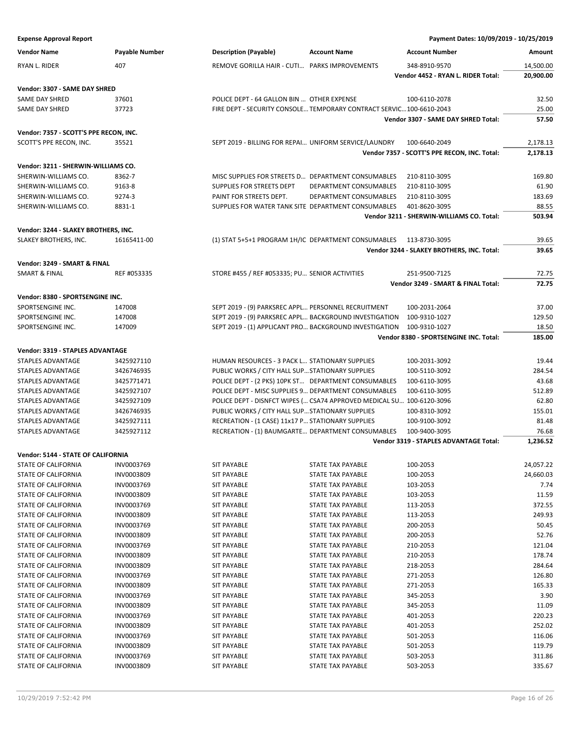**Expense Approval Report** — Payment Dates: 10/09/2019 - 10/25/2019

| Vendor Name | Payable Number | Description (Payable) | Account Name | Account Number | Amount |
|---|---|---|---|---|---|
| RYAN L. RIDER | 407 | REMOVE GORILLA HAIR - CUTI... | PARKS IMPROVEMENTS | 348-8910-9570 | 14,500.00 |
| | | | | **Vendor 4452 - RYAN L. RIDER Total:** | **20,900.00** |
| **Vendor: 3307 - SAME DAY SHRED** | | | | | |
| SAME DAY SHRED | 37601 | POLICE DEPT - 64 GALLON BIN ... | OTHER EXPENSE | 100-6110-2078 | 32.50 |
| SAME DAY SHRED | 37723 | FIRE DEPT - SECURITY CONSOLE... | TEMPORARY CONTRACT SERVIC... | 100-6610-2043 | 25.00 |
| | | | | **Vendor 3307 - SAME DAY SHRED Total:** | **57.50** |
| **Vendor: 7357 - SCOTT'S PPE RECON, INC.** | | | | | |
| SCOTT'S PPE RECON, INC. | 35521 | SEPT 2019 - BILLING FOR REPAI... | UNIFORM SERVICE/LAUNDRY | 100-6640-2049 | 2,178.13 |
| | | | | **Vendor 7357 - SCOTT'S PPE RECON, INC. Total:** | **2,178.13** |
| **Vendor: 3211 - SHERWIN-WILLIAMS CO.** | | | | | |
| SHERWIN-WILLIAMS CO. | 8362-7 | MISC SUPPLIES FOR STREETS D... | DEPARTMENT CONSUMABLES | 210-8110-3095 | 169.80 |
| SHERWIN-WILLIAMS CO. | 9163-8 | SUPPLIES FOR STREETS DEPT | DEPARTMENT CONSUMABLES | 210-8110-3095 | 61.90 |
| SHERWIN-WILLIAMS CO. | 9274-3 | PAINT FOR STREETS DEPT. | DEPARTMENT CONSUMABLES | 210-8110-3095 | 183.69 |
| SHERWIN-WILLIAMS CO. | 8831-1 | SUPPLIES FOR WATER TANK SITE | DEPARTMENT CONSUMABLES | 401-8620-3095 | 88.55 |
| | | | | **Vendor 3211 - SHERWIN-WILLIAMS CO. Total:** | **503.94** |
| **Vendor: 3244 - SLAKEY BROTHERS, INC.** | | | | | |
| SLAKEY BROTHERS, INC. | 16165411-00 | (1) STAT 5+5+1 PROGRAM 1H/IC | DEPARTMENT CONSUMABLES | 113-8730-3095 | 39.65 |
| | | | | **Vendor 3244 - SLAKEY BROTHERS, INC. Total:** | **39.65** |
| **Vendor: 3249 - SMART & FINAL** | | | | | |
| SMART & FINAL | REF #053335 | STORE #455 / REF #053335; PU... | SENIOR ACTIVITIES | 251-9500-7125 | 72.75 |
| | | | | **Vendor 3249 - SMART & FINAL Total:** | **72.75** |
| **Vendor: 8380 - SPORTSENGINE INC.** | | | | | |
| SPORTSENGINE INC. | 147008 | SEPT 2019 - (9) PARKSREC APPL... | PERSONNEL RECRUITMENT | 100-2031-2064 | 37.00 |
| SPORTSENGINE INC. | 147008 | SEPT 2019 - (9) PARKSREC APPL... | BACKGROUND INVESTIGATION | 100-9310-1027 | 129.50 |
| SPORTSENGINE INC. | 147009 | SEPT 2019 - (1) APPLICANT PRO... | BACKGROUND INVESTIGATION | 100-9310-1027 | 18.50 |
| | | | | **Vendor 8380 - SPORTSENGINE INC. Total:** | **185.00** |
| **Vendor: 3319 - STAPLES ADVANTAGE** | | | | | |
| STAPLES ADVANTAGE | 3425927110 | HUMAN RESOURCES - 3 PACK L... | STATIONARY SUPPLIES | 100-2031-3092 | 19.44 |
| STAPLES ADVANTAGE | 3426746935 | PUBLIC WORKS / CITY HALL SUP... | STATIONARY SUPPLIES | 100-5110-3092 | 284.54 |
| STAPLES ADVANTAGE | 3425771471 | POLICE DEPT - (2 PKS) 10PK ST... | DEPARTMENT CONSUMABLES | 100-6110-3095 | 43.68 |
| STAPLES ADVANTAGE | 3425927107 | POLICE DEPT - MISC SUPPLIES 9... | DEPARTMENT CONSUMABLES | 100-6110-3095 | 512.89 |
| STAPLES ADVANTAGE | 3425927109 | POLICE DEPT - DISNFCT WIPES (... | CSA74 APPROVED MEDICAL SU... | 100-6120-3096 | 62.80 |
| STAPLES ADVANTAGE | 3426746935 | PUBLIC WORKS / CITY HALL SUP... | STATIONARY SUPPLIES | 100-8310-3092 | 155.01 |
| STAPLES ADVANTAGE | 3425927111 | RECREATION - (1 CASE) 11x17 P... | STATIONARY SUPPLIES | 100-9100-3092 | 81.48 |
| STAPLES ADVANTAGE | 3425927112 | RECREATION - (1) BAUMGARTE... | DEPARTMENT CONSUMABLES | 100-9400-3095 | 76.68 |
| | | | | **Vendor 3319 - STAPLES ADVANTAGE Total:** | **1,236.52** |
| **Vendor: 5144 - STATE OF CALIFORNIA** | | | | | |
| STATE OF CALIFORNIA | INV0003769 | SIT PAYABLE | STATE TAX PAYABLE | 100-2053 | 24,057.22 |
| STATE OF CALIFORNIA | INV0003809 | SIT PAYABLE | STATE TAX PAYABLE | 100-2053 | 24,660.03 |
| STATE OF CALIFORNIA | INV0003769 | SIT PAYABLE | STATE TAX PAYABLE | 103-2053 | 7.74 |
| STATE OF CALIFORNIA | INV0003809 | SIT PAYABLE | STATE TAX PAYABLE | 103-2053 | 11.59 |
| STATE OF CALIFORNIA | INV0003769 | SIT PAYABLE | STATE TAX PAYABLE | 113-2053 | 372.55 |
| STATE OF CALIFORNIA | INV0003809 | SIT PAYABLE | STATE TAX PAYABLE | 113-2053 | 249.93 |
| STATE OF CALIFORNIA | INV0003769 | SIT PAYABLE | STATE TAX PAYABLE | 200-2053 | 50.45 |
| STATE OF CALIFORNIA | INV0003809 | SIT PAYABLE | STATE TAX PAYABLE | 200-2053 | 52.76 |
| STATE OF CALIFORNIA | INV0003769 | SIT PAYABLE | STATE TAX PAYABLE | 210-2053 | 121.04 |
| STATE OF CALIFORNIA | INV0003809 | SIT PAYABLE | STATE TAX PAYABLE | 210-2053 | 178.74 |
| STATE OF CALIFORNIA | INV0003809 | SIT PAYABLE | STATE TAX PAYABLE | 218-2053 | 284.64 |
| STATE OF CALIFORNIA | INV0003769 | SIT PAYABLE | STATE TAX PAYABLE | 271-2053 | 126.80 |
| STATE OF CALIFORNIA | INV0003809 | SIT PAYABLE | STATE TAX PAYABLE | 271-2053 | 165.33 |
| STATE OF CALIFORNIA | INV0003769 | SIT PAYABLE | STATE TAX PAYABLE | 345-2053 | 3.90 |
| STATE OF CALIFORNIA | INV0003809 | SIT PAYABLE | STATE TAX PAYABLE | 345-2053 | 11.09 |
| STATE OF CALIFORNIA | INV0003769 | SIT PAYABLE | STATE TAX PAYABLE | 401-2053 | 220.23 |
| STATE OF CALIFORNIA | INV0003809 | SIT PAYABLE | STATE TAX PAYABLE | 401-2053 | 252.02 |
| STATE OF CALIFORNIA | INV0003769 | SIT PAYABLE | STATE TAX PAYABLE | 501-2053 | 116.06 |
| STATE OF CALIFORNIA | INV0003809 | SIT PAYABLE | STATE TAX PAYABLE | 501-2053 | 119.79 |
| STATE OF CALIFORNIA | INV0003769 | SIT PAYABLE | STATE TAX PAYABLE | 503-2053 | 311.86 |
| STATE OF CALIFORNIA | INV0003809 | SIT PAYABLE | STATE TAX PAYABLE | 503-2053 | 335.67 |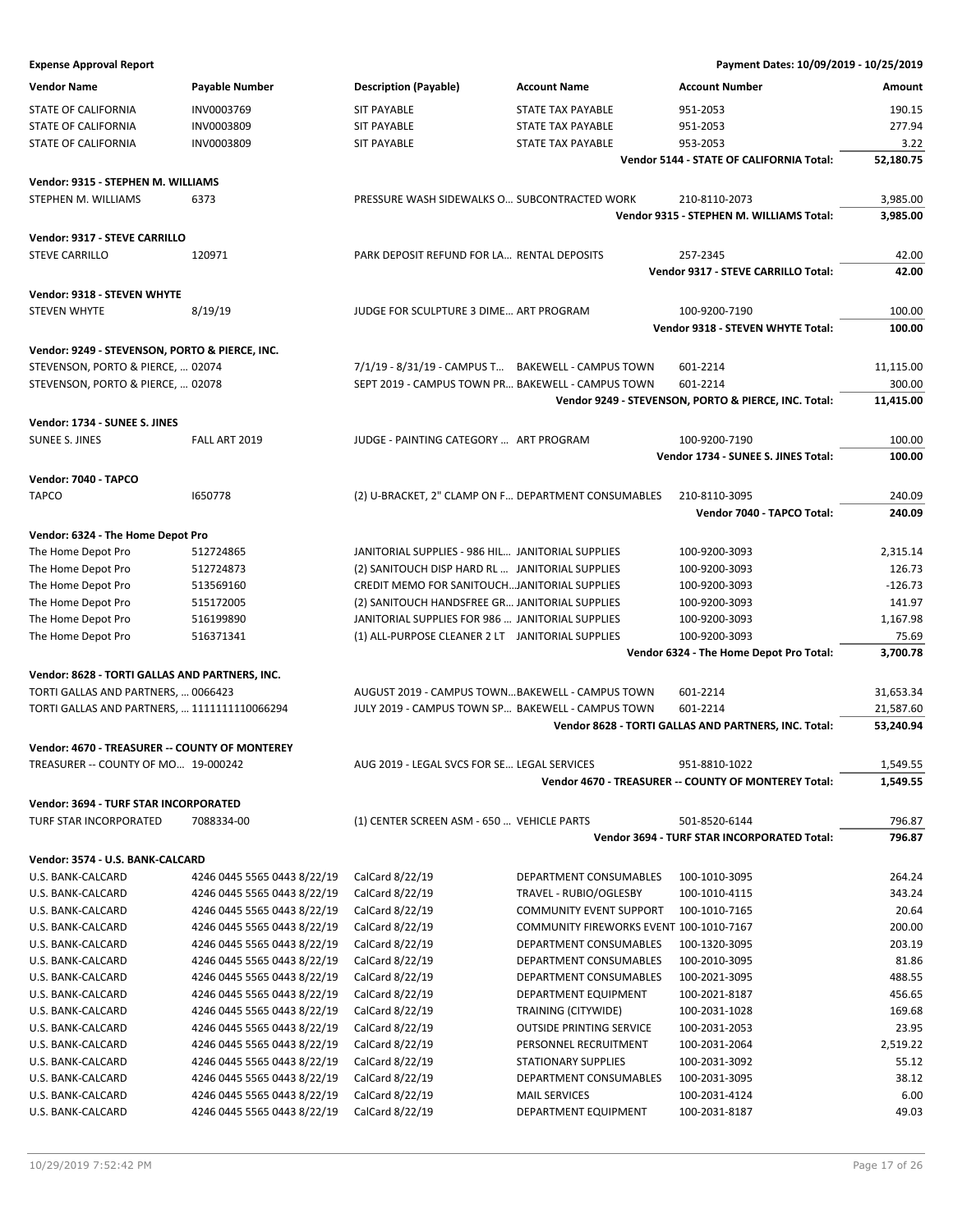**Expense Approval Report** — Payment Dates: 10/09/2019 - 10/25/2019

| Vendor Name | Payable Number | Description (Payable) | Account Name | Account Number | Amount |
|---|---|---|---|---|---|
| STATE OF CALIFORNIA | INV0003769 | SIT PAYABLE | STATE TAX PAYABLE | 951-2053 | 190.15 |
| STATE OF CALIFORNIA | INV0003809 | SIT PAYABLE | STATE TAX PAYABLE | 951-2053 | 277.94 |
| STATE OF CALIFORNIA | INV0003809 | SIT PAYABLE | STATE TAX PAYABLE | 953-2053 | 3.22 |
| | | | | **Vendor 5144 - STATE OF CALIFORNIA Total:** | **52,180.75** |
| **Vendor: 9315 - STEPHEN M. WILLIAMS** | | | | | |
| STEPHEN M. WILLIAMS | 6373 | PRESSURE WASH SIDEWALKS O... | SUBCONTRACTED WORK | 210-8110-2073 | 3,985.00 |
| | | | | **Vendor 9315 - STEPHEN M. WILLIAMS Total:** | **3,985.00** |
| **Vendor: 9317 - STEVE CARRILLO** | | | | | |
| STEVE CARRILLO | 120971 | PARK DEPOSIT REFUND FOR LA... | RENTAL DEPOSITS | 257-2345 | 42.00 |
| | | | | **Vendor 9317 - STEVE CARRILLO Total:** | **42.00** |
| **Vendor: 9318 - STEVEN WHYTE** | | | | | |
| STEVEN WHYTE | 8/19/19 | JUDGE FOR SCULPTURE 3 DIME... | ART PROGRAM | 100-9200-7190 | 100.00 |
| | | | | **Vendor 9318 - STEVEN WHYTE Total:** | **100.00** |
| **Vendor: 9249 - STEVENSON, PORTO & PIERCE, INC.** | | | | | |
| STEVENSON, PORTO & PIERCE, ... | 02074 | 7/1/19 - 8/31/19 - CAMPUS T... | BAKEWELL - CAMPUS TOWN | 601-2214 | 11,115.00 |
| STEVENSON, PORTO & PIERCE, ... | 02078 | SEPT 2019 - CAMPUS TOWN PR... | BAKEWELL - CAMPUS TOWN | 601-2214 | 300.00 |
| | | | | **Vendor 9249 - STEVENSON, PORTO & PIERCE, INC. Total:** | **11,415.00** |
| **Vendor: 1734 - SUNEE S. JINES** | | | | | |
| SUNEE S. JINES | FALL ART 2019 | JUDGE - PAINTING CATEGORY ... | ART PROGRAM | 100-9200-7190 | 100.00 |
| | | | | **Vendor 1734 - SUNEE S. JINES Total:** | **100.00** |
| **Vendor: 7040 - TAPCO** | | | | | |
| TAPCO | I650778 | (2) U-BRACKET, 2" CLAMP ON F... | DEPARTMENT CONSUMABLES | 210-8110-3095 | 240.09 |
| | | | | **Vendor 7040 - TAPCO Total:** | **240.09** |
| **Vendor: 6324 - The Home Depot Pro** | | | | | |
| The Home Depot Pro | 512724865 | JANITORIAL SUPPLIES - 986 HIL... | JANITORIAL SUPPLIES | 100-9200-3093 | 2,315.14 |
| The Home Depot Pro | 512724873 | (2) SANITOUCH DISP HARD RL ... | JANITORIAL SUPPLIES | 100-9200-3093 | 126.73 |
| The Home Depot Pro | 513569160 | CREDIT MEMO FOR SANITOUCH... | JANITORIAL SUPPLIES | 100-9200-3093 | -126.73 |
| The Home Depot Pro | 515172005 | (2) SANITOUCH HANDSFREE GR... | JANITORIAL SUPPLIES | 100-9200-3093 | 141.97 |
| The Home Depot Pro | 516199890 | JANITORIAL SUPPLIES FOR 986 ... | JANITORIAL SUPPLIES | 100-9200-3093 | 1,167.98 |
| The Home Depot Pro | 516371341 | (1) ALL-PURPOSE CLEANER 2 LT | JANITORIAL SUPPLIES | 100-9200-3093 | 75.69 |
| | | | | **Vendor 6324 - The Home Depot Pro Total:** | **3,700.78** |
| **Vendor: 8628 - TORTI GALLAS AND PARTNERS, INC.** | | | | | |
| TORTI GALLAS AND PARTNERS, ... | 0066423 | AUGUST 2019 - CAMPUS TOWN... | BAKEWELL - CAMPUS TOWN | 601-2214 | 31,653.34 |
| TORTI GALLAS AND PARTNERS, ... | 1111111110066294 | JULY 2019 - CAMPUS TOWN SP... | BAKEWELL - CAMPUS TOWN | 601-2214 | 21,587.60 |
| | | | | **Vendor 8628 - TORTI GALLAS AND PARTNERS, INC. Total:** | **53,240.94** |
| **Vendor: 4670 - TREASURER -- COUNTY OF MONTEREY** | | | | | |
| TREASURER -- COUNTY OF MO... | 19-000242 | AUG 2019 - LEGAL SVCS FOR SE... | LEGAL SERVICES | 951-8810-1022 | 1,549.55 |
| | | | | **Vendor 4670 - TREASURER -- COUNTY OF MONTEREY Total:** | **1,549.55** |
| **Vendor: 3694 - TURF STAR INCORPORATED** | | | | | |
| TURF STAR INCORPORATED | 7088334-00 | (1) CENTER SCREEN ASM - 650 ... | VEHICLE PARTS | 501-8520-6144 | 796.87 |
| | | | | **Vendor 3694 - TURF STAR INCORPORATED Total:** | **796.87** |
| **Vendor: 3574 - U.S. BANK-CALCARD** | | | | | |
| U.S. BANK-CALCARD | 4246 0445 5565 0443 8/22/19 | CalCard 8/22/19 | DEPARTMENT CONSUMABLES | 100-1010-3095 | 264.24 |
| U.S. BANK-CALCARD | 4246 0445 5565 0443 8/22/19 | CalCard 8/22/19 | TRAVEL - RUBIO/OGLESBY | 100-1010-4115 | 343.24 |
| U.S. BANK-CALCARD | 4246 0445 5565 0443 8/22/19 | CalCard 8/22/19 | COMMUNITY EVENT SUPPORT | 100-1010-7165 | 20.64 |
| U.S. BANK-CALCARD | 4246 0445 5565 0443 8/22/19 | CalCard 8/22/19 | COMMUNITY FIREWORKS EVENT | 100-1010-7167 | 200.00 |
| U.S. BANK-CALCARD | 4246 0445 5565 0443 8/22/19 | CalCard 8/22/19 | DEPARTMENT CONSUMABLES | 100-1320-3095 | 203.19 |
| U.S. BANK-CALCARD | 4246 0445 5565 0443 8/22/19 | CalCard 8/22/19 | DEPARTMENT CONSUMABLES | 100-2010-3095 | 81.86 |
| U.S. BANK-CALCARD | 4246 0445 5565 0443 8/22/19 | CalCard 8/22/19 | DEPARTMENT CONSUMABLES | 100-2021-3095 | 488.55 |
| U.S. BANK-CALCARD | 4246 0445 5565 0443 8/22/19 | CalCard 8/22/19 | DEPARTMENT EQUIPMENT | 100-2021-8187 | 456.65 |
| U.S. BANK-CALCARD | 4246 0445 5565 0443 8/22/19 | CalCard 8/22/19 | TRAINING (CITYWIDE) | 100-2031-1028 | 169.68 |
| U.S. BANK-CALCARD | 4246 0445 5565 0443 8/22/19 | CalCard 8/22/19 | OUTSIDE PRINTING SERVICE | 100-2031-2053 | 23.95 |
| U.S. BANK-CALCARD | 4246 0445 5565 0443 8/22/19 | CalCard 8/22/19 | PERSONNEL RECRUITMENT | 100-2031-2064 | 2,519.22 |
| U.S. BANK-CALCARD | 4246 0445 5565 0443 8/22/19 | CalCard 8/22/19 | STATIONARY SUPPLIES | 100-2031-3092 | 55.12 |
| U.S. BANK-CALCARD | 4246 0445 5565 0443 8/22/19 | CalCard 8/22/19 | DEPARTMENT CONSUMABLES | 100-2031-3095 | 38.12 |
| U.S. BANK-CALCARD | 4246 0445 5565 0443 8/22/19 | CalCard 8/22/19 | MAIL SERVICES | 100-2031-4124 | 6.00 |
| U.S. BANK-CALCARD | 4246 0445 5565 0443 8/22/19 | CalCard 8/22/19 | DEPARTMENT EQUIPMENT | 100-2031-8187 | 49.03 |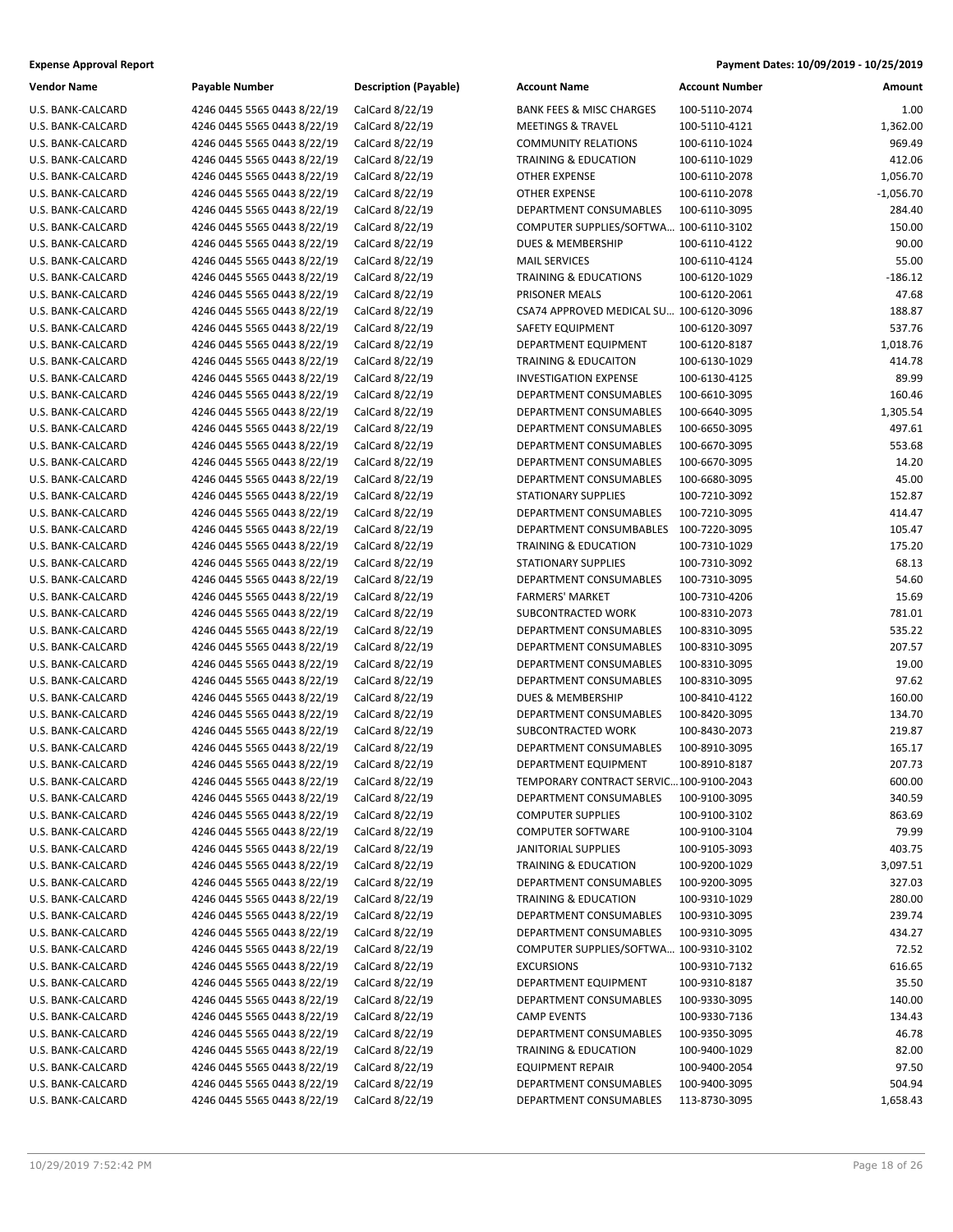**Expense Approval Report** — **Payment Dates: 10/09/2019 - 10/25/2019**

| Vendor Name | Payable Number | Description (Payable) | Account Name | Account Number | Amount |
|---|---|---|---|---|---|
| U.S. BANK-CALCARD | 4246 0445 5565 0443 8/22/19 | CalCard 8/22/19 | BANK FEES & MISC CHARGES | 100-5110-2074 | 1.00 |
| U.S. BANK-CALCARD | 4246 0445 5565 0443 8/22/19 | CalCard 8/22/19 | MEETINGS & TRAVEL | 100-5110-4121 | 1,362.00 |
| U.S. BANK-CALCARD | 4246 0445 5565 0443 8/22/19 | CalCard 8/22/19 | COMMUNITY RELATIONS | 100-6110-1024 | 969.49 |
| U.S. BANK-CALCARD | 4246 0445 5565 0443 8/22/19 | CalCard 8/22/19 | TRAINING & EDUCATION | 100-6110-1029 | 412.06 |
| U.S. BANK-CALCARD | 4246 0445 5565 0443 8/22/19 | CalCard 8/22/19 | OTHER EXPENSE | 100-6110-2078 | 1,056.70 |
| U.S. BANK-CALCARD | 4246 0445 5565 0443 8/22/19 | CalCard 8/22/19 | OTHER EXPENSE | 100-6110-2078 | -1,056.70 |
| U.S. BANK-CALCARD | 4246 0445 5565 0443 8/22/19 | CalCard 8/22/19 | DEPARTMENT CONSUMABLES | 100-6110-3095 | 284.40 |
| U.S. BANK-CALCARD | 4246 0445 5565 0443 8/22/19 | CalCard 8/22/19 | COMPUTER SUPPLIES/SOFTWA… | 100-6110-3102 | 150.00 |
| U.S. BANK-CALCARD | 4246 0445 5565 0443 8/22/19 | CalCard 8/22/19 | DUES & MEMBERSHIP | 100-6110-4122 | 90.00 |
| U.S. BANK-CALCARD | 4246 0445 5565 0443 8/22/19 | CalCard 8/22/19 | MAIL SERVICES | 100-6110-4124 | 55.00 |
| U.S. BANK-CALCARD | 4246 0445 5565 0443 8/22/19 | CalCard 8/22/19 | TRAINING & EDUCATIONS | 100-6120-1029 | -186.12 |
| U.S. BANK-CALCARD | 4246 0445 5565 0443 8/22/19 | CalCard 8/22/19 | PRISONER MEALS | 100-6120-2061 | 47.68 |
| U.S. BANK-CALCARD | 4246 0445 5565 0443 8/22/19 | CalCard 8/22/19 | CSA74 APPROVED MEDICAL SU… | 100-6120-3096 | 188.87 |
| U.S. BANK-CALCARD | 4246 0445 5565 0443 8/22/19 | CalCard 8/22/19 | SAFETY EQUIPMENT | 100-6120-3097 | 537.76 |
| U.S. BANK-CALCARD | 4246 0445 5565 0443 8/22/19 | CalCard 8/22/19 | DEPARTMENT EQUIPMENT | 100-6120-8187 | 1,018.76 |
| U.S. BANK-CALCARD | 4246 0445 5565 0443 8/22/19 | CalCard 8/22/19 | TRAINING & EDUCAITON | 100-6130-1029 | 414.78 |
| U.S. BANK-CALCARD | 4246 0445 5565 0443 8/22/19 | CalCard 8/22/19 | INVESTIGATION EXPENSE | 100-6130-4125 | 89.99 |
| U.S. BANK-CALCARD | 4246 0445 5565 0443 8/22/19 | CalCard 8/22/19 | DEPARTMENT CONSUMABLES | 100-6610-3095 | 160.46 |
| U.S. BANK-CALCARD | 4246 0445 5565 0443 8/22/19 | CalCard 8/22/19 | DEPARTMENT CONSUMABLES | 100-6640-3095 | 1,305.54 |
| U.S. BANK-CALCARD | 4246 0445 5565 0443 8/22/19 | CalCard 8/22/19 | DEPARTMENT CONSUMABLES | 100-6650-3095 | 497.61 |
| U.S. BANK-CALCARD | 4246 0445 5565 0443 8/22/19 | CalCard 8/22/19 | DEPARTMENT CONSUMABLES | 100-6670-3095 | 553.68 |
| U.S. BANK-CALCARD | 4246 0445 5565 0443 8/22/19 | CalCard 8/22/19 | DEPARTMENT CONSUMABLES | 100-6670-3095 | 14.20 |
| U.S. BANK-CALCARD | 4246 0445 5565 0443 8/22/19 | CalCard 8/22/19 | DEPARTMENT CONSUMABLES | 100-6680-3095 | 45.00 |
| U.S. BANK-CALCARD | 4246 0445 5565 0443 8/22/19 | CalCard 8/22/19 | STATIONARY SUPPLIES | 100-7210-3092 | 152.87 |
| U.S. BANK-CALCARD | 4246 0445 5565 0443 8/22/19 | CalCard 8/22/19 | DEPARTMENT CONSUMABLES | 100-7210-3095 | 414.47 |
| U.S. BANK-CALCARD | 4246 0445 5565 0443 8/22/19 | CalCard 8/22/19 | DEPARTMENT CONSUMBABLES | 100-7220-3095 | 105.47 |
| U.S. BANK-CALCARD | 4246 0445 5565 0443 8/22/19 | CalCard 8/22/19 | TRAINING & EDUCATION | 100-7310-1029 | 175.20 |
| U.S. BANK-CALCARD | 4246 0445 5565 0443 8/22/19 | CalCard 8/22/19 | STATIONARY SUPPLIES | 100-7310-3092 | 68.13 |
| U.S. BANK-CALCARD | 4246 0445 5565 0443 8/22/19 | CalCard 8/22/19 | DEPARTMENT CONSUMABLES | 100-7310-3095 | 54.60 |
| U.S. BANK-CALCARD | 4246 0445 5565 0443 8/22/19 | CalCard 8/22/19 | FARMERS' MARKET | 100-7310-4206 | 15.69 |
| U.S. BANK-CALCARD | 4246 0445 5565 0443 8/22/19 | CalCard 8/22/19 | SUBCONTRACTED WORK | 100-8310-2073 | 781.01 |
| U.S. BANK-CALCARD | 4246 0445 5565 0443 8/22/19 | CalCard 8/22/19 | DEPARTMENT CONSUMABLES | 100-8310-3095 | 535.22 |
| U.S. BANK-CALCARD | 4246 0445 5565 0443 8/22/19 | CalCard 8/22/19 | DEPARTMENT CONSUMABLES | 100-8310-3095 | 207.57 |
| U.S. BANK-CALCARD | 4246 0445 5565 0443 8/22/19 | CalCard 8/22/19 | DEPARTMENT CONSUMABLES | 100-8310-3095 | 19.00 |
| U.S. BANK-CALCARD | 4246 0445 5565 0443 8/22/19 | CalCard 8/22/19 | DEPARTMENT CONSUMABLES | 100-8310-3095 | 97.62 |
| U.S. BANK-CALCARD | 4246 0445 5565 0443 8/22/19 | CalCard 8/22/19 | DUES & MEMBERSHIP | 100-8410-4122 | 160.00 |
| U.S. BANK-CALCARD | 4246 0445 5565 0443 8/22/19 | CalCard 8/22/19 | DEPARTMENT CONSUMABLES | 100-8420-3095 | 134.70 |
| U.S. BANK-CALCARD | 4246 0445 5565 0443 8/22/19 | CalCard 8/22/19 | SUBCONTRACTED WORK | 100-8430-2073 | 219.87 |
| U.S. BANK-CALCARD | 4246 0445 5565 0443 8/22/19 | CalCard 8/22/19 | DEPARTMENT CONSUMABLES | 100-8910-3095 | 165.17 |
| U.S. BANK-CALCARD | 4246 0445 5565 0443 8/22/19 | CalCard 8/22/19 | DEPARTMENT EQUIPMENT | 100-8910-8187 | 207.73 |
| U.S. BANK-CALCARD | 4246 0445 5565 0443 8/22/19 | CalCard 8/22/19 | TEMPORARY CONTRACT SERVIC… | 100-9100-2043 | 600.00 |
| U.S. BANK-CALCARD | 4246 0445 5565 0443 8/22/19 | CalCard 8/22/19 | DEPARTMENT CONSUMABLES | 100-9100-3095 | 340.59 |
| U.S. BANK-CALCARD | 4246 0445 5565 0443 8/22/19 | CalCard 8/22/19 | COMPUTER SUPPLIES | 100-9100-3102 | 863.69 |
| U.S. BANK-CALCARD | 4246 0445 5565 0443 8/22/19 | CalCard 8/22/19 | COMPUTER SOFTWARE | 100-9100-3104 | 79.99 |
| U.S. BANK-CALCARD | 4246 0445 5565 0443 8/22/19 | CalCard 8/22/19 | JANITORIAL SUPPLIES | 100-9105-3093 | 403.75 |
| U.S. BANK-CALCARD | 4246 0445 5565 0443 8/22/19 | CalCard 8/22/19 | TRAINING & EDUCATION | 100-9200-1029 | 3,097.51 |
| U.S. BANK-CALCARD | 4246 0445 5565 0443 8/22/19 | CalCard 8/22/19 | DEPARTMENT CONSUMABLES | 100-9200-3095 | 327.03 |
| U.S. BANK-CALCARD | 4246 0445 5565 0443 8/22/19 | CalCard 8/22/19 | TRAINING & EDUCATION | 100-9310-1029 | 280.00 |
| U.S. BANK-CALCARD | 4246 0445 5565 0443 8/22/19 | CalCard 8/22/19 | DEPARTMENT CONSUMABLES | 100-9310-3095 | 239.74 |
| U.S. BANK-CALCARD | 4246 0445 5565 0443 8/22/19 | CalCard 8/22/19 | DEPARTMENT CONSUMABLES | 100-9310-3095 | 434.27 |
| U.S. BANK-CALCARD | 4246 0445 5565 0443 8/22/19 | CalCard 8/22/19 | COMPUTER SUPPLIES/SOFTWA… | 100-9310-3102 | 72.52 |
| U.S. BANK-CALCARD | 4246 0445 5565 0443 8/22/19 | CalCard 8/22/19 | EXCURSIONS | 100-9310-7132 | 616.65 |
| U.S. BANK-CALCARD | 4246 0445 5565 0443 8/22/19 | CalCard 8/22/19 | DEPARTMENT EQUIPMENT | 100-9310-8187 | 35.50 |
| U.S. BANK-CALCARD | 4246 0445 5565 0443 8/22/19 | CalCard 8/22/19 | DEPARTMENT CONSUMABLES | 100-9330-3095 | 140.00 |
| U.S. BANK-CALCARD | 4246 0445 5565 0443 8/22/19 | CalCard 8/22/19 | CAMP EVENTS | 100-9330-7136 | 134.43 |
| U.S. BANK-CALCARD | 4246 0445 5565 0443 8/22/19 | CalCard 8/22/19 | DEPARTMENT CONSUMABLES | 100-9350-3095 | 46.78 |
| U.S. BANK-CALCARD | 4246 0445 5565 0443 8/22/19 | CalCard 8/22/19 | TRAINING & EDUCATION | 100-9400-1029 | 82.00 |
| U.S. BANK-CALCARD | 4246 0445 5565 0443 8/22/19 | CalCard 8/22/19 | EQUIPMENT REPAIR | 100-9400-2054 | 97.50 |
| U.S. BANK-CALCARD | 4246 0445 5565 0443 8/22/19 | CalCard 8/22/19 | DEPARTMENT CONSUMABLES | 100-9400-3095 | 504.94 |
| U.S. BANK-CALCARD | 4246 0445 5565 0443 8/22/19 | CalCard 8/22/19 | DEPARTMENT CONSUMABLES | 113-8730-3095 | 1,658.43 |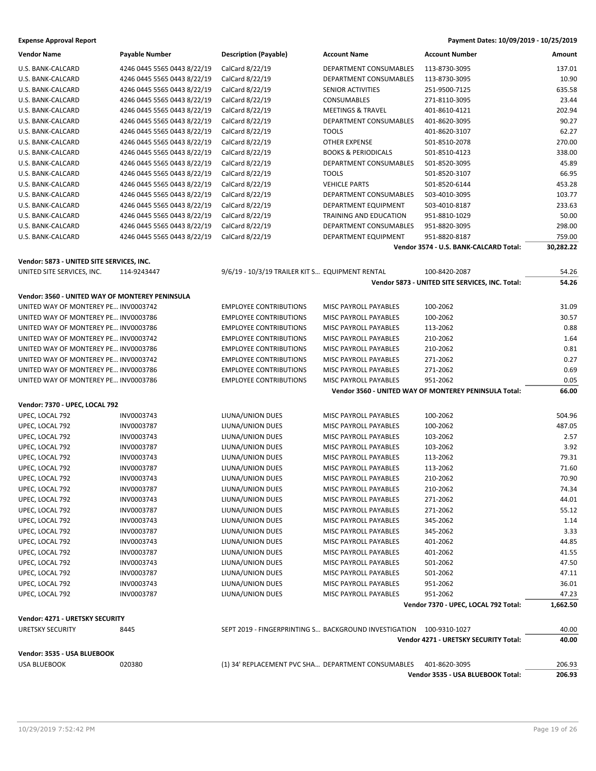**Expense Approval Report** — Payment Dates: 10/09/2019 - 10/25/2019

| Vendor Name | Payable Number | Description (Payable) | Account Name | Account Number | Amount |
|---|---|---|---|---|---|
| U.S. BANK-CALCARD | 4246 0445 5565 0443 8/22/19 | CalCard 8/22/19 | DEPARTMENT CONSUMABLES | 113-8730-3095 | 137.01 |
| U.S. BANK-CALCARD | 4246 0445 5565 0443 8/22/19 | CalCard 8/22/19 | DEPARTMENT CONSUMABLES | 113-8730-3095 | 10.90 |
| U.S. BANK-CALCARD | 4246 0445 5565 0443 8/22/19 | CalCard 8/22/19 | SENIOR ACTIVITIES | 251-9500-7125 | 635.58 |
| U.S. BANK-CALCARD | 4246 0445 5565 0443 8/22/19 | CalCard 8/22/19 | CONSUMABLES | 271-8110-3095 | 23.44 |
| U.S. BANK-CALCARD | 4246 0445 5565 0443 8/22/19 | CalCard 8/22/19 | MEETINGS & TRAVEL | 401-8610-4121 | 202.94 |
| U.S. BANK-CALCARD | 4246 0445 5565 0443 8/22/19 | CalCard 8/22/19 | DEPARTMENT CONSUMABLES | 401-8620-3095 | 90.27 |
| U.S. BANK-CALCARD | 4246 0445 5565 0443 8/22/19 | CalCard 8/22/19 | TOOLS | 401-8620-3107 | 62.27 |
| U.S. BANK-CALCARD | 4246 0445 5565 0443 8/22/19 | CalCard 8/22/19 | OTHER EXPENSE | 501-8510-2078 | 270.00 |
| U.S. BANK-CALCARD | 4246 0445 5565 0443 8/22/19 | CalCard 8/22/19 | BOOKS & PERIODICALS | 501-8510-4123 | 338.00 |
| U.S. BANK-CALCARD | 4246 0445 5565 0443 8/22/19 | CalCard 8/22/19 | DEPARTMENT CONSUMABLES | 501-8520-3095 | 45.89 |
| U.S. BANK-CALCARD | 4246 0445 5565 0443 8/22/19 | CalCard 8/22/19 | TOOLS | 501-8520-3107 | 66.95 |
| U.S. BANK-CALCARD | 4246 0445 5565 0443 8/22/19 | CalCard 8/22/19 | VEHICLE PARTS | 501-8520-6144 | 453.28 |
| U.S. BANK-CALCARD | 4246 0445 5565 0443 8/22/19 | CalCard 8/22/19 | DEPARTMENT CONSUMABLES | 503-4010-3095 | 103.77 |
| U.S. BANK-CALCARD | 4246 0445 5565 0443 8/22/19 | CalCard 8/22/19 | DEPARTMENT EQUIPMENT | 503-4010-8187 | 233.63 |
| U.S. BANK-CALCARD | 4246 0445 5565 0443 8/22/19 | CalCard 8/22/19 | TRAINING AND EDUCATION | 951-8810-1029 | 50.00 |
| U.S. BANK-CALCARD | 4246 0445 5565 0443 8/22/19 | CalCard 8/22/19 | DEPARTMENT CONSUMABLES | 951-8820-3095 | 298.00 |
| U.S. BANK-CALCARD | 4246 0445 5565 0443 8/22/19 | CalCard 8/22/19 | DEPARTMENT EQUIPMENT | 951-8820-8187 | 759.00 |
| | | | | **Vendor 3574 - U.S. BANK-CALCARD Total:** | **30,282.22** |
| **Vendor: 5873 - UNITED SITE SERVICES, INC.** | | | | | |
| UNITED SITE SERVICES, INC. | 114-9243447 | 9/6/19 - 10/3/19 TRAILER KIT S... | EQUIPMENT RENTAL | 100-8420-2087 | 54.26 |
| | | | | **Vendor 5873 - UNITED SITE SERVICES, INC. Total:** | **54.26** |
| **Vendor: 3560 - UNITED WAY OF MONTEREY PENINSULA** | | | | | |
| UNITED WAY OF MONTEREY PE... | INV0003742 | EMPLOYEE CONTRIBUTIONS | MISC PAYROLL PAYABLES | 100-2062 | 31.09 |
| UNITED WAY OF MONTEREY PE... | INV0003786 | EMPLOYEE CONTRIBUTIONS | MISC PAYROLL PAYABLES | 100-2062 | 30.57 |
| UNITED WAY OF MONTEREY PE... | INV0003786 | EMPLOYEE CONTRIBUTIONS | MISC PAYROLL PAYABLES | 113-2062 | 0.88 |
| UNITED WAY OF MONTEREY PE... | INV0003742 | EMPLOYEE CONTRIBUTIONS | MISC PAYROLL PAYABLES | 210-2062 | 1.64 |
| UNITED WAY OF MONTEREY PE... | INV0003786 | EMPLOYEE CONTRIBUTIONS | MISC PAYROLL PAYABLES | 210-2062 | 0.81 |
| UNITED WAY OF MONTEREY PE... | INV0003742 | EMPLOYEE CONTRIBUTIONS | MISC PAYROLL PAYABLES | 271-2062 | 0.27 |
| UNITED WAY OF MONTEREY PE... | INV0003786 | EMPLOYEE CONTRIBUTIONS | MISC PAYROLL PAYABLES | 271-2062 | 0.69 |
| UNITED WAY OF MONTEREY PE... | INV0003786 | EMPLOYEE CONTRIBUTIONS | MISC PAYROLL PAYABLES | 951-2062 | 0.05 |
| | | | | **Vendor 3560 - UNITED WAY OF MONTEREY PENINSULA Total:** | **66.00** |
| **Vendor: 7370 - UPEC, LOCAL 792** | | | | | |
| UPEC, LOCAL 792 | INV0003743 | LIUNA/UNION DUES | MISC PAYROLL PAYABLES | 100-2062 | 504.96 |
| UPEC, LOCAL 792 | INV0003787 | LIUNA/UNION DUES | MISC PAYROLL PAYABLES | 100-2062 | 487.05 |
| UPEC, LOCAL 792 | INV0003743 | LIUNA/UNION DUES | MISC PAYROLL PAYABLES | 103-2062 | 2.57 |
| UPEC, LOCAL 792 | INV0003787 | LIUNA/UNION DUES | MISC PAYROLL PAYABLES | 103-2062 | 3.92 |
| UPEC, LOCAL 792 | INV0003743 | LIUNA/UNION DUES | MISC PAYROLL PAYABLES | 113-2062 | 79.31 |
| UPEC, LOCAL 792 | INV0003787 | LIUNA/UNION DUES | MISC PAYROLL PAYABLES | 113-2062 | 71.60 |
| UPEC, LOCAL 792 | INV0003743 | LIUNA/UNION DUES | MISC PAYROLL PAYABLES | 210-2062 | 70.90 |
| UPEC, LOCAL 792 | INV0003787 | LIUNA/UNION DUES | MISC PAYROLL PAYABLES | 210-2062 | 74.34 |
| UPEC, LOCAL 792 | INV0003743 | LIUNA/UNION DUES | MISC PAYROLL PAYABLES | 271-2062 | 44.01 |
| UPEC, LOCAL 792 | INV0003787 | LIUNA/UNION DUES | MISC PAYROLL PAYABLES | 271-2062 | 55.12 |
| UPEC, LOCAL 792 | INV0003743 | LIUNA/UNION DUES | MISC PAYROLL PAYABLES | 345-2062 | 1.14 |
| UPEC, LOCAL 792 | INV0003787 | LIUNA/UNION DUES | MISC PAYROLL PAYABLES | 345-2062 | 3.33 |
| UPEC, LOCAL 792 | INV0003743 | LIUNA/UNION DUES | MISC PAYROLL PAYABLES | 401-2062 | 44.85 |
| UPEC, LOCAL 792 | INV0003787 | LIUNA/UNION DUES | MISC PAYROLL PAYABLES | 401-2062 | 41.55 |
| UPEC, LOCAL 792 | INV0003743 | LIUNA/UNION DUES | MISC PAYROLL PAYABLES | 501-2062 | 47.50 |
| UPEC, LOCAL 792 | INV0003787 | LIUNA/UNION DUES | MISC PAYROLL PAYABLES | 501-2062 | 47.11 |
| UPEC, LOCAL 792 | INV0003743 | LIUNA/UNION DUES | MISC PAYROLL PAYABLES | 951-2062 | 36.01 |
| UPEC, LOCAL 792 | INV0003787 | LIUNA/UNION DUES | MISC PAYROLL PAYABLES | 951-2062 | 47.23 |
| | | | | **Vendor 7370 - UPEC, LOCAL 792 Total:** | **1,662.50** |
| **Vendor: 4271 - URETSKY SECURITY** | | | | | |
| URETSKY SECURITY | 8445 | SEPT 2019 - FINGERPRINTING S... | BACKGROUND INVESTIGATION | 100-9310-1027 | 40.00 |
| | | | | **Vendor 4271 - URETSKY SECURITY Total:** | **40.00** |
| **Vendor: 3535 - USA BLUEBOOK** | | | | | |
| USA BLUEBOOK | 020380 | (1) 34' REPLACEMENT PVC SHA... | DEPARTMENT CONSUMABLES | 401-8620-3095 | 206.93 |
| | | | | **Vendor 3535 - USA BLUEBOOK Total:** | **206.93** |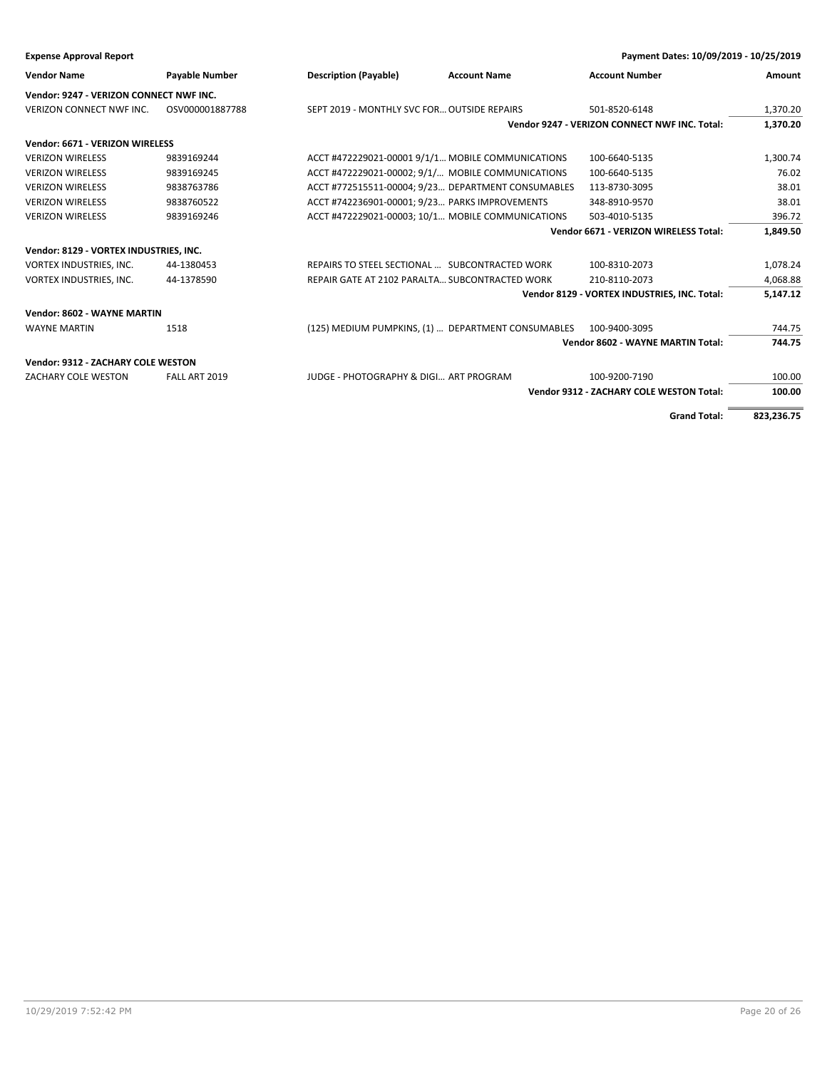**Expense Approval Report** | **Payment Dates: 10/09/2019 - 10/25/2019**

| Vendor Name | Payable Number | Description (Payable) | Account Name | Account Number | Amount |
|---|---|---|---|---|---|
| **Vendor: 9247 - VERIZON CONNECT NWF INC.** | | | | | |
| VERIZON CONNECT NWF INC. | OSV000001887788 | SEPT 2019 - MONTHLY SVC FOR… | OUTSIDE REPAIRS | 501-8520-6148 | 1,370.20 |
| | | | | **Vendor 9247 - VERIZON CONNECT NWF INC. Total:** | **1,370.20** |
| **Vendor: 6671 - VERIZON WIRELESS** | | | | | |
| VERIZON WIRELESS | 9839169244 | ACCT #472229021-00001 9/1/1… | MOBILE COMMUNICATIONS | 100-6640-5135 | 1,300.74 |
| VERIZON WIRELESS | 9839169245 | ACCT #472229021-00002; 9/1/… | MOBILE COMMUNICATIONS | 100-6640-5135 | 76.02 |
| VERIZON WIRELESS | 9838763786 | ACCT #772515511-00004; 9/23… | DEPARTMENT CONSUMABLES | 113-8730-3095 | 38.01 |
| VERIZON WIRELESS | 9838760522 | ACCT #742236901-00001; 9/23… | PARKS IMPROVEMENTS | 348-8910-9570 | 38.01 |
| VERIZON WIRELESS | 9839169246 | ACCT #472229021-00003; 10/1… | MOBILE COMMUNICATIONS | 503-4010-5135 | 396.72 |
| | | | | **Vendor 6671 - VERIZON WIRELESS Total:** | **1,849.50** |
| **Vendor: 8129 - VORTEX INDUSTRIES, INC.** | | | | | |
| VORTEX INDUSTRIES, INC. | 44-1380453 | REPAIRS TO STEEL SECTIONAL … | SUBCONTRACTED WORK | 100-8310-2073 | 1,078.24 |
| VORTEX INDUSTRIES, INC. | 44-1378590 | REPAIR GATE AT 2102 PARALTA… | SUBCONTRACTED WORK | 210-8110-2073 | 4,068.88 |
| | | | | **Vendor 8129 - VORTEX INDUSTRIES, INC. Total:** | **5,147.12** |
| **Vendor: 8602 - WAYNE MARTIN** | | | | | |
| WAYNE MARTIN | 1518 | (125) MEDIUM PUMPKINS, (1) … | DEPARTMENT CONSUMABLES | 100-9400-3095 | 744.75 |
| | | | | **Vendor 8602 - WAYNE MARTIN Total:** | **744.75** |
| **Vendor: 9312 - ZACHARY COLE WESTON** | | | | | |
| ZACHARY COLE WESTON | FALL ART 2019 | JUDGE - PHOTOGRAPHY & DIGI… | ART PROGRAM | 100-9200-7190 | 100.00 |
| | | | | **Vendor 9312 - ZACHARY COLE WESTON Total:** | **100.00** |
| | | | | **Grand Total:** | **823,236.75** |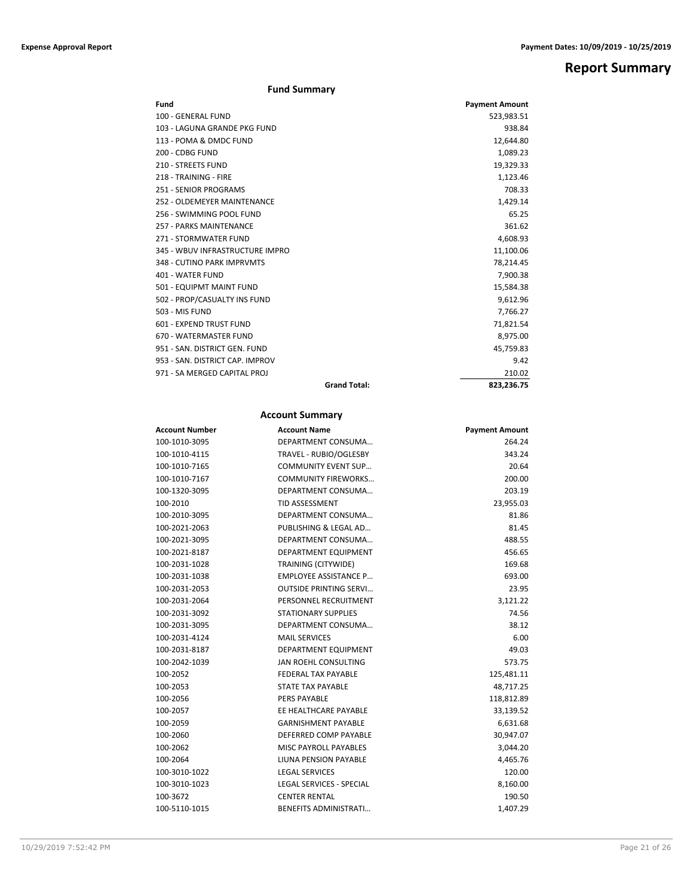# Report Summary

## Fund Summary

| Fund | Payment Amount |
|---|---|
| 100 - GENERAL FUND | 523,983.51 |
| 103 - LAGUNA GRANDE PKG FUND | 938.84 |
| 113 - POMA & DMDC FUND | 12,644.80 |
| 200 - CDBG FUND | 1,089.23 |
| 210 - STREETS FUND | 19,329.33 |
| 218 - TRAINING - FIRE | 1,123.46 |
| 251 - SENIOR PROGRAMS | 708.33 |
| 252 - OLDEMEYER MAINTENANCE | 1,429.14 |
| 256 - SWIMMING POOL FUND | 65.25 |
| 257 - PARKS MAINTENANCE | 361.62 |
| 271 - STORMWATER FUND | 4,608.93 |
| 345 - WBUV INFRASTRUCTURE IMPRO | 11,100.06 |
| 348 - CUTINO PARK IMPRVMTS | 78,214.45 |
| 401 - WATER FUND | 7,900.38 |
| 501 - EQUIPMT MAINT FUND | 15,584.38 |
| 502 - PROP/CASUALTY INS FUND | 9,612.96 |
| 503 - MIS FUND | 7,766.27 |
| 601 - EXPEND TRUST FUND | 71,821.54 |
| 670 - WATERMASTER FUND | 8,975.00 |
| 951 - SAN. DISTRICT GEN. FUND | 45,759.83 |
| 953 - SAN. DISTRICT CAP. IMPROV | 9.42 |
| 971 - SA MERGED CAPITAL PROJ | 210.02 |
| **Grand Total:** | **823,236.75** |

## Account Summary

| Account Number | Account Name | Payment Amount |
|---|---|---|
| 100-1010-3095 | DEPARTMENT CONSUMA… | 264.24 |
| 100-1010-4115 | TRAVEL - RUBIO/OGLESBY | 343.24 |
| 100-1010-7165 | COMMUNITY EVENT SUP… | 20.64 |
| 100-1010-7167 | COMMUNITY FIREWORKS… | 200.00 |
| 100-1320-3095 | DEPARTMENT CONSUMA… | 203.19 |
| 100-2010 | TID ASSESSMENT | 23,955.03 |
| 100-2010-3095 | DEPARTMENT CONSUMA… | 81.86 |
| 100-2021-2063 | PUBLISHING & LEGAL AD… | 81.45 |
| 100-2021-3095 | DEPARTMENT CONSUMA… | 488.55 |
| 100-2021-8187 | DEPARTMENT EQUIPMENT | 456.65 |
| 100-2031-1028 | TRAINING (CITYWIDE) | 169.68 |
| 100-2031-1038 | EMPLOYEE ASSISTANCE P… | 693.00 |
| 100-2031-2053 | OUTSIDE PRINTING SERVI… | 23.95 |
| 100-2031-2064 | PERSONNEL RECRUITMENT | 3,121.22 |
| 100-2031-3092 | STATIONARY SUPPLIES | 74.56 |
| 100-2031-3095 | DEPARTMENT CONSUMA… | 38.12 |
| 100-2031-4124 | MAIL SERVICES | 6.00 |
| 100-2031-8187 | DEPARTMENT EQUIPMENT | 49.03 |
| 100-2042-1039 | JAN ROEHL CONSULTING | 573.75 |
| 100-2052 | FEDERAL TAX PAYABLE | 125,481.11 |
| 100-2053 | STATE TAX PAYABLE | 48,717.25 |
| 100-2056 | PERS PAYABLE | 118,812.89 |
| 100-2057 | EE HEALTHCARE PAYABLE | 33,139.52 |
| 100-2059 | GARNISHMENT PAYABLE | 6,631.68 |
| 100-2060 | DEFERRED COMP PAYABLE | 30,947.07 |
| 100-2062 | MISC PAYROLL PAYABLES | 3,044.20 |
| 100-2064 | LIUNA PENSION PAYABLE | 4,465.76 |
| 100-3010-1022 | LEGAL SERVICES | 120.00 |
| 100-3010-1023 | LEGAL SERVICES - SPECIAL | 8,160.00 |
| 100-3672 | CENTER RENTAL | 190.50 |
| 100-5110-1015 | BENEFITS ADMINISTRATI… | 1,407.29 |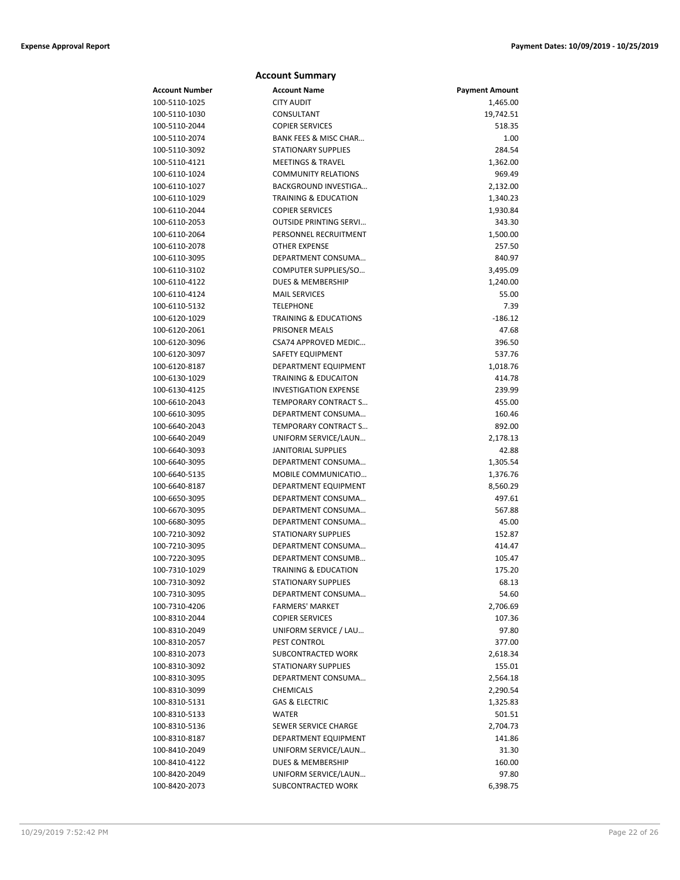## Account Summary

| Account Number | Account Name | Payment Amount |
|---|---|---|
| 100-5110-1025 | CITY AUDIT | 1,465.00 |
| 100-5110-1030 | CONSULTANT | 19,742.51 |
| 100-5110-2044 | COPIER SERVICES | 518.35 |
| 100-5110-2074 | BANK FEES & MISC CHAR… | 1.00 |
| 100-5110-3092 | STATIONARY SUPPLIES | 284.54 |
| 100-5110-4121 | MEETINGS & TRAVEL | 1,362.00 |
| 100-6110-1024 | COMMUNITY RELATIONS | 969.49 |
| 100-6110-1027 | BACKGROUND INVESTIGA… | 2,132.00 |
| 100-6110-1029 | TRAINING & EDUCATION | 1,340.23 |
| 100-6110-2044 | COPIER SERVICES | 1,930.84 |
| 100-6110-2053 | OUTSIDE PRINTING SERVI… | 343.30 |
| 100-6110-2064 | PERSONNEL RECRUITMENT | 1,500.00 |
| 100-6110-2078 | OTHER EXPENSE | 257.50 |
| 100-6110-3095 | DEPARTMENT CONSUMA… | 840.97 |
| 100-6110-3102 | COMPUTER SUPPLIES/SO… | 3,495.09 |
| 100-6110-4122 | DUES & MEMBERSHIP | 1,240.00 |
| 100-6110-4124 | MAIL SERVICES | 55.00 |
| 100-6110-5132 | TELEPHONE | 7.39 |
| 100-6120-1029 | TRAINING & EDUCATIONS | -186.12 |
| 100-6120-2061 | PRISONER MEALS | 47.68 |
| 100-6120-3096 | CSA74 APPROVED MEDIC… | 396.50 |
| 100-6120-3097 | SAFETY EQUIPMENT | 537.76 |
| 100-6120-8187 | DEPARTMENT EQUIPMENT | 1,018.76 |
| 100-6130-1029 | TRAINING & EDUCAITON | 414.78 |
| 100-6130-4125 | INVESTIGATION EXPENSE | 239.99 |
| 100-6610-2043 | TEMPORARY CONTRACT S… | 455.00 |
| 100-6610-3095 | DEPARTMENT CONSUMA… | 160.46 |
| 100-6640-2043 | TEMPORARY CONTRACT S… | 892.00 |
| 100-6640-2049 | UNIFORM SERVICE/LAUN… | 2,178.13 |
| 100-6640-3093 | JANITORIAL SUPPLIES | 42.88 |
| 100-6640-3095 | DEPARTMENT CONSUMA… | 1,305.54 |
| 100-6640-5135 | MOBILE COMMUNICATIO… | 1,376.76 |
| 100-6640-8187 | DEPARTMENT EQUIPMENT | 8,560.29 |
| 100-6650-3095 | DEPARTMENT CONSUMA… | 497.61 |
| 100-6670-3095 | DEPARTMENT CONSUMA… | 567.88 |
| 100-6680-3095 | DEPARTMENT CONSUMA… | 45.00 |
| 100-7210-3092 | STATIONARY SUPPLIES | 152.87 |
| 100-7210-3095 | DEPARTMENT CONSUMA… | 414.47 |
| 100-7220-3095 | DEPARTMENT CONSUMB… | 105.47 |
| 100-7310-1029 | TRAINING & EDUCATION | 175.20 |
| 100-7310-3092 | STATIONARY SUPPLIES | 68.13 |
| 100-7310-3095 | DEPARTMENT CONSUMA… | 54.60 |
| 100-7310-4206 | FARMERS' MARKET | 2,706.69 |
| 100-8310-2044 | COPIER SERVICES | 107.36 |
| 100-8310-2049 | UNIFORM SERVICE / LAU… | 97.80 |
| 100-8310-2057 | PEST CONTROL | 377.00 |
| 100-8310-2073 | SUBCONTRACTED WORK | 2,618.34 |
| 100-8310-3092 | STATIONARY SUPPLIES | 155.01 |
| 100-8310-3095 | DEPARTMENT CONSUMA… | 2,564.18 |
| 100-8310-3099 | CHEMICALS | 2,290.54 |
| 100-8310-5131 | GAS & ELECTRIC | 1,325.83 |
| 100-8310-5133 | WATER | 501.51 |
| 100-8310-5136 | SEWER SERVICE CHARGE | 2,704.73 |
| 100-8310-8187 | DEPARTMENT EQUIPMENT | 141.86 |
| 100-8410-2049 | UNIFORM SERVICE/LAUN… | 31.30 |
| 100-8410-4122 | DUES & MEMBERSHIP | 160.00 |
| 100-8420-2049 | UNIFORM SERVICE/LAUN… | 97.80 |
| 100-8420-2073 | SUBCONTRACTED WORK | 6,398.75 |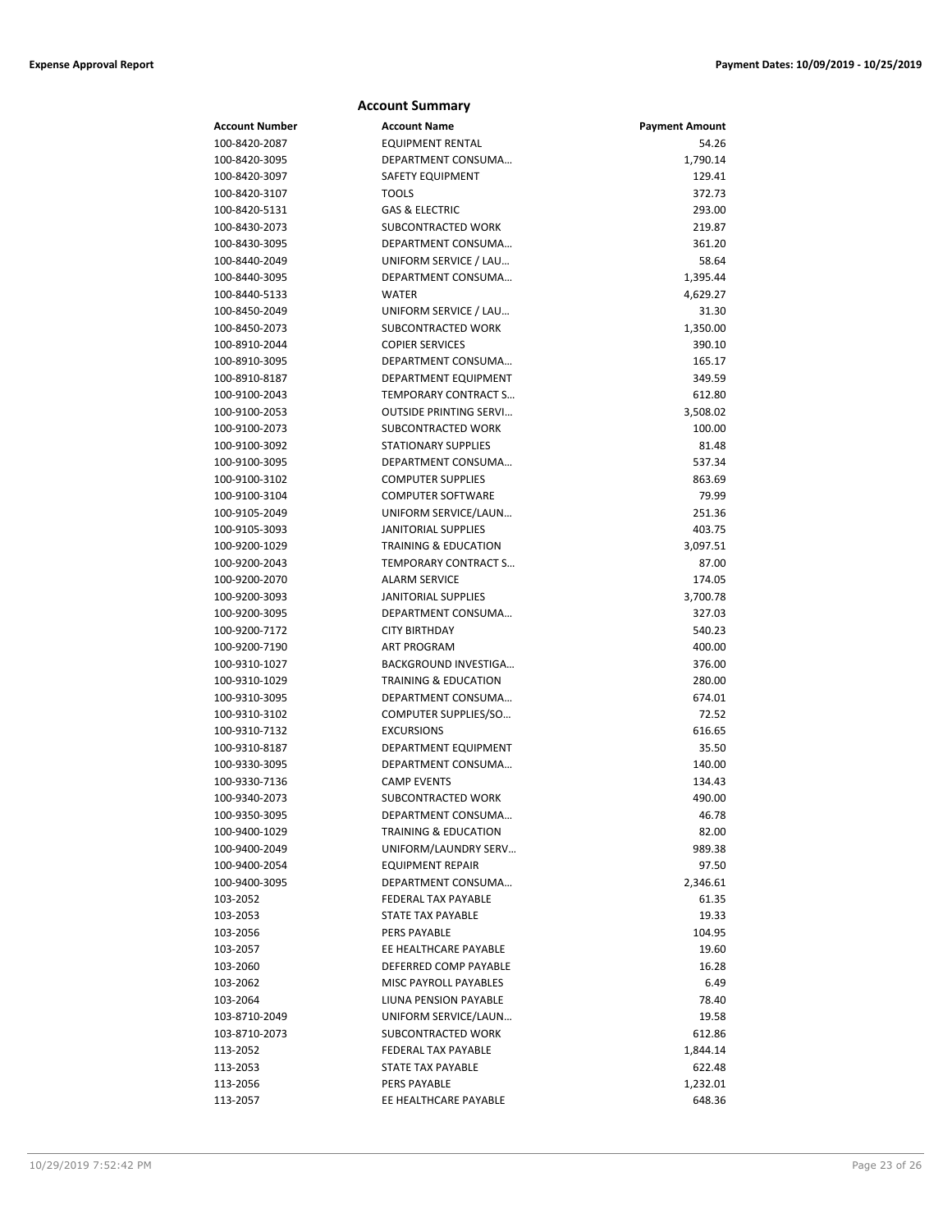## Account Summary

| Account Number | Account Name | Payment Amount |
|---|---|---|
| 100-8420-2087 | EQUIPMENT RENTAL | 54.26 |
| 100-8420-3095 | DEPARTMENT CONSUMA… | 1,790.14 |
| 100-8420-3097 | SAFETY EQUIPMENT | 129.41 |
| 100-8420-3107 | TOOLS | 372.73 |
| 100-8420-5131 | GAS & ELECTRIC | 293.00 |
| 100-8430-2073 | SUBCONTRACTED WORK | 219.87 |
| 100-8430-3095 | DEPARTMENT CONSUMA… | 361.20 |
| 100-8440-2049 | UNIFORM SERVICE / LAU… | 58.64 |
| 100-8440-3095 | DEPARTMENT CONSUMA… | 1,395.44 |
| 100-8440-5133 | WATER | 4,629.27 |
| 100-8450-2049 | UNIFORM SERVICE / LAU… | 31.30 |
| 100-8450-2073 | SUBCONTRACTED WORK | 1,350.00 |
| 100-8910-2044 | COPIER SERVICES | 390.10 |
| 100-8910-3095 | DEPARTMENT CONSUMA… | 165.17 |
| 100-8910-8187 | DEPARTMENT EQUIPMENT | 349.59 |
| 100-9100-2043 | TEMPORARY CONTRACT S… | 612.80 |
| 100-9100-2053 | OUTSIDE PRINTING SERVI… | 3,508.02 |
| 100-9100-2073 | SUBCONTRACTED WORK | 100.00 |
| 100-9100-3092 | STATIONARY SUPPLIES | 81.48 |
| 100-9100-3095 | DEPARTMENT CONSUMA… | 537.34 |
| 100-9100-3102 | COMPUTER SUPPLIES | 863.69 |
| 100-9100-3104 | COMPUTER SOFTWARE | 79.99 |
| 100-9105-2049 | UNIFORM SERVICE/LAUN… | 251.36 |
| 100-9105-3093 | JANITORIAL SUPPLIES | 403.75 |
| 100-9200-1029 | TRAINING & EDUCATION | 3,097.51 |
| 100-9200-2043 | TEMPORARY CONTRACT S… | 87.00 |
| 100-9200-2070 | ALARM SERVICE | 174.05 |
| 100-9200-3093 | JANITORIAL SUPPLIES | 3,700.78 |
| 100-9200-3095 | DEPARTMENT CONSUMA… | 327.03 |
| 100-9200-7172 | CITY BIRTHDAY | 540.23 |
| 100-9200-7190 | ART PROGRAM | 400.00 |
| 100-9310-1027 | BACKGROUND INVESTIGA… | 376.00 |
| 100-9310-1029 | TRAINING & EDUCATION | 280.00 |
| 100-9310-3095 | DEPARTMENT CONSUMA… | 674.01 |
| 100-9310-3102 | COMPUTER SUPPLIES/SO… | 72.52 |
| 100-9310-7132 | EXCURSIONS | 616.65 |
| 100-9310-8187 | DEPARTMENT EQUIPMENT | 35.50 |
| 100-9330-3095 | DEPARTMENT CONSUMA… | 140.00 |
| 100-9330-7136 | CAMP EVENTS | 134.43 |
| 100-9340-2073 | SUBCONTRACTED WORK | 490.00 |
| 100-9350-3095 | DEPARTMENT CONSUMA… | 46.78 |
| 100-9400-1029 | TRAINING & EDUCATION | 82.00 |
| 100-9400-2049 | UNIFORM/LAUNDRY SERV… | 989.38 |
| 100-9400-2054 | EQUIPMENT REPAIR | 97.50 |
| 100-9400-3095 | DEPARTMENT CONSUMA… | 2,346.61 |
| 103-2052 | FEDERAL TAX PAYABLE | 61.35 |
| 103-2053 | STATE TAX PAYABLE | 19.33 |
| 103-2056 | PERS PAYABLE | 104.95 |
| 103-2057 | EE HEALTHCARE PAYABLE | 19.60 |
| 103-2060 | DEFERRED COMP PAYABLE | 16.28 |
| 103-2062 | MISC PAYROLL PAYABLES | 6.49 |
| 103-2064 | LIUNA PENSION PAYABLE | 78.40 |
| 103-8710-2049 | UNIFORM SERVICE/LAUN… | 19.58 |
| 103-8710-2073 | SUBCONTRACTED WORK | 612.86 |
| 113-2052 | FEDERAL TAX PAYABLE | 1,844.14 |
| 113-2053 | STATE TAX PAYABLE | 622.48 |
| 113-2056 | PERS PAYABLE | 1,232.01 |
| 113-2057 | EE HEALTHCARE PAYABLE | 648.36 |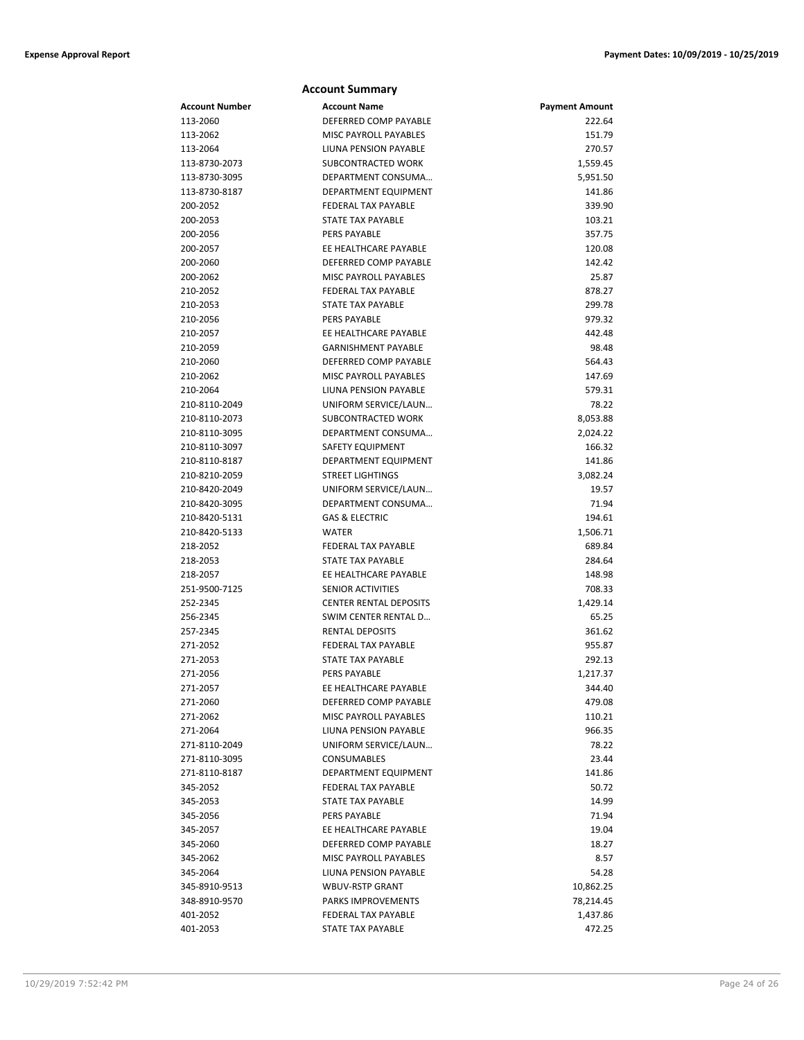## Account Summary

| Account Number | Account Name | Payment Amount |
|---|---|---|
| 113-2060 | DEFERRED COMP PAYABLE | 222.64 |
| 113-2062 | MISC PAYROLL PAYABLES | 151.79 |
| 113-2064 | LIUNA PENSION PAYABLE | 270.57 |
| 113-8730-2073 | SUBCONTRACTED WORK | 1,559.45 |
| 113-8730-3095 | DEPARTMENT CONSUMA… | 5,951.50 |
| 113-8730-8187 | DEPARTMENT EQUIPMENT | 141.86 |
| 200-2052 | FEDERAL TAX PAYABLE | 339.90 |
| 200-2053 | STATE TAX PAYABLE | 103.21 |
| 200-2056 | PERS PAYABLE | 357.75 |
| 200-2057 | EE HEALTHCARE PAYABLE | 120.08 |
| 200-2060 | DEFERRED COMP PAYABLE | 142.42 |
| 200-2062 | MISC PAYROLL PAYABLES | 25.87 |
| 210-2052 | FEDERAL TAX PAYABLE | 878.27 |
| 210-2053 | STATE TAX PAYABLE | 299.78 |
| 210-2056 | PERS PAYABLE | 979.32 |
| 210-2057 | EE HEALTHCARE PAYABLE | 442.48 |
| 210-2059 | GARNISHMENT PAYABLE | 98.48 |
| 210-2060 | DEFERRED COMP PAYABLE | 564.43 |
| 210-2062 | MISC PAYROLL PAYABLES | 147.69 |
| 210-2064 | LIUNA PENSION PAYABLE | 579.31 |
| 210-8110-2049 | UNIFORM SERVICE/LAUN… | 78.22 |
| 210-8110-2073 | SUBCONTRACTED WORK | 8,053.88 |
| 210-8110-3095 | DEPARTMENT CONSUMA… | 2,024.22 |
| 210-8110-3097 | SAFETY EQUIPMENT | 166.32 |
| 210-8110-8187 | DEPARTMENT EQUIPMENT | 141.86 |
| 210-8210-2059 | STREET LIGHTINGS | 3,082.24 |
| 210-8420-2049 | UNIFORM SERVICE/LAUN… | 19.57 |
| 210-8420-3095 | DEPARTMENT CONSUMA… | 71.94 |
| 210-8420-5131 | GAS & ELECTRIC | 194.61 |
| 210-8420-5133 | WATER | 1,506.71 |
| 218-2052 | FEDERAL TAX PAYABLE | 689.84 |
| 218-2053 | STATE TAX PAYABLE | 284.64 |
| 218-2057 | EE HEALTHCARE PAYABLE | 148.98 |
| 251-9500-7125 | SENIOR ACTIVITIES | 708.33 |
| 252-2345 | CENTER RENTAL DEPOSITS | 1,429.14 |
| 256-2345 | SWIM CENTER RENTAL D… | 65.25 |
| 257-2345 | RENTAL DEPOSITS | 361.62 |
| 271-2052 | FEDERAL TAX PAYABLE | 955.87 |
| 271-2053 | STATE TAX PAYABLE | 292.13 |
| 271-2056 | PERS PAYABLE | 1,217.37 |
| 271-2057 | EE HEALTHCARE PAYABLE | 344.40 |
| 271-2060 | DEFERRED COMP PAYABLE | 479.08 |
| 271-2062 | MISC PAYROLL PAYABLES | 110.21 |
| 271-2064 | LIUNA PENSION PAYABLE | 966.35 |
| 271-8110-2049 | UNIFORM SERVICE/LAUN… | 78.22 |
| 271-8110-3095 | CONSUMABLES | 23.44 |
| 271-8110-8187 | DEPARTMENT EQUIPMENT | 141.86 |
| 345-2052 | FEDERAL TAX PAYABLE | 50.72 |
| 345-2053 | STATE TAX PAYABLE | 14.99 |
| 345-2056 | PERS PAYABLE | 71.94 |
| 345-2057 | EE HEALTHCARE PAYABLE | 19.04 |
| 345-2060 | DEFERRED COMP PAYABLE | 18.27 |
| 345-2062 | MISC PAYROLL PAYABLES | 8.57 |
| 345-2064 | LIUNA PENSION PAYABLE | 54.28 |
| 345-8910-9513 | WBUV-RSTP GRANT | 10,862.25 |
| 348-8910-9570 | PARKS IMPROVEMENTS | 78,214.45 |
| 401-2052 | FEDERAL TAX PAYABLE | 1,437.86 |
| 401-2053 | STATE TAX PAYABLE | 472.25 |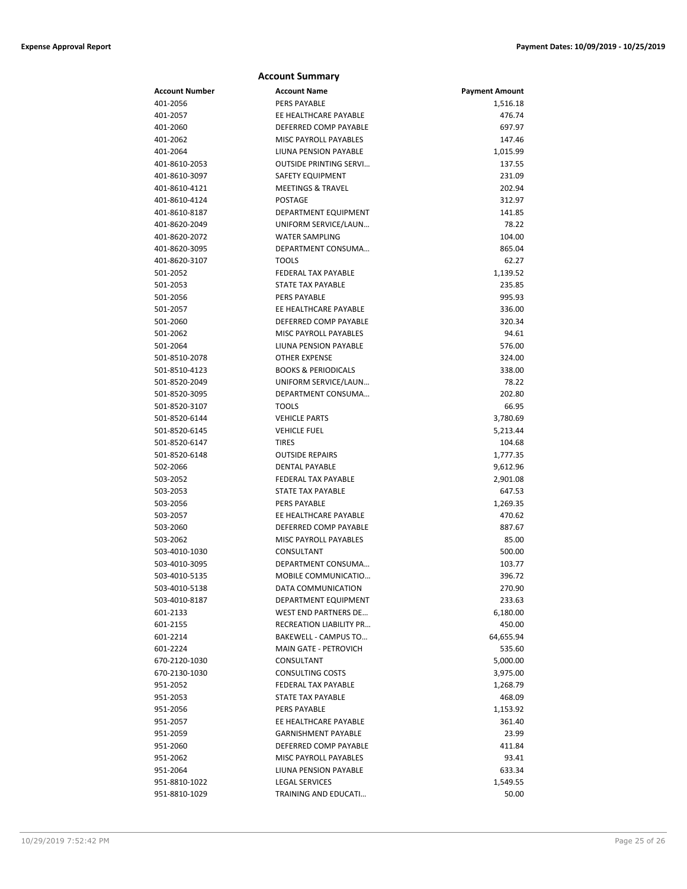## Account Summary

| Account Number | Account Name | Payment Amount |
|---|---|---|
| 401-2056 | PERS PAYABLE | 1,516.18 |
| 401-2057 | EE HEALTHCARE PAYABLE | 476.74 |
| 401-2060 | DEFERRED COMP PAYABLE | 697.97 |
| 401-2062 | MISC PAYROLL PAYABLES | 147.46 |
| 401-2064 | LIUNA PENSION PAYABLE | 1,015.99 |
| 401-8610-2053 | OUTSIDE PRINTING SERVI… | 137.55 |
| 401-8610-3097 | SAFETY EQUIPMENT | 231.09 |
| 401-8610-4121 | MEETINGS & TRAVEL | 202.94 |
| 401-8610-4124 | POSTAGE | 312.97 |
| 401-8610-8187 | DEPARTMENT EQUIPMENT | 141.85 |
| 401-8620-2049 | UNIFORM SERVICE/LAUN… | 78.22 |
| 401-8620-2072 | WATER SAMPLING | 104.00 |
| 401-8620-3095 | DEPARTMENT CONSUMA… | 865.04 |
| 401-8620-3107 | TOOLS | 62.27 |
| 501-2052 | FEDERAL TAX PAYABLE | 1,139.52 |
| 501-2053 | STATE TAX PAYABLE | 235.85 |
| 501-2056 | PERS PAYABLE | 995.93 |
| 501-2057 | EE HEALTHCARE PAYABLE | 336.00 |
| 501-2060 | DEFERRED COMP PAYABLE | 320.34 |
| 501-2062 | MISC PAYROLL PAYABLES | 94.61 |
| 501-2064 | LIUNA PENSION PAYABLE | 576.00 |
| 501-8510-2078 | OTHER EXPENSE | 324.00 |
| 501-8510-4123 | BOOKS & PERIODICALS | 338.00 |
| 501-8520-2049 | UNIFORM SERVICE/LAUN… | 78.22 |
| 501-8520-3095 | DEPARTMENT CONSUMA… | 202.80 |
| 501-8520-3107 | TOOLS | 66.95 |
| 501-8520-6144 | VEHICLE PARTS | 3,780.69 |
| 501-8520-6145 | VEHICLE FUEL | 5,213.44 |
| 501-8520-6147 | TIRES | 104.68 |
| 501-8520-6148 | OUTSIDE REPAIRS | 1,777.35 |
| 502-2066 | DENTAL PAYABLE | 9,612.96 |
| 503-2052 | FEDERAL TAX PAYABLE | 2,901.08 |
| 503-2053 | STATE TAX PAYABLE | 647.53 |
| 503-2056 | PERS PAYABLE | 1,269.35 |
| 503-2057 | EE HEALTHCARE PAYABLE | 470.62 |
| 503-2060 | DEFERRED COMP PAYABLE | 887.67 |
| 503-2062 | MISC PAYROLL PAYABLES | 85.00 |
| 503-4010-1030 | CONSULTANT | 500.00 |
| 503-4010-3095 | DEPARTMENT CONSUMA… | 103.77 |
| 503-4010-5135 | MOBILE COMMUNICATIO… | 396.72 |
| 503-4010-5138 | DATA COMMUNICATION | 270.90 |
| 503-4010-8187 | DEPARTMENT EQUIPMENT | 233.63 |
| 601-2133 | WEST END PARTNERS DE… | 6,180.00 |
| 601-2155 | RECREATION LIABILITY PR… | 450.00 |
| 601-2214 | BAKEWELL - CAMPUS TO… | 64,655.94 |
| 601-2224 | MAIN GATE - PETROVICH | 535.60 |
| 670-2120-1030 | CONSULTANT | 5,000.00 |
| 670-2130-1030 | CONSULTING COSTS | 3,975.00 |
| 951-2052 | FEDERAL TAX PAYABLE | 1,268.79 |
| 951-2053 | STATE TAX PAYABLE | 468.09 |
| 951-2056 | PERS PAYABLE | 1,153.92 |
| 951-2057 | EE HEALTHCARE PAYABLE | 361.40 |
| 951-2059 | GARNISHMENT PAYABLE | 23.99 |
| 951-2060 | DEFERRED COMP PAYABLE | 411.84 |
| 951-2062 | MISC PAYROLL PAYABLES | 93.41 |
| 951-2064 | LIUNA PENSION PAYABLE | 633.34 |
| 951-8810-1022 | LEGAL SERVICES | 1,549.55 |
| 951-8810-1029 | TRAINING AND EDUCATI… | 50.00 |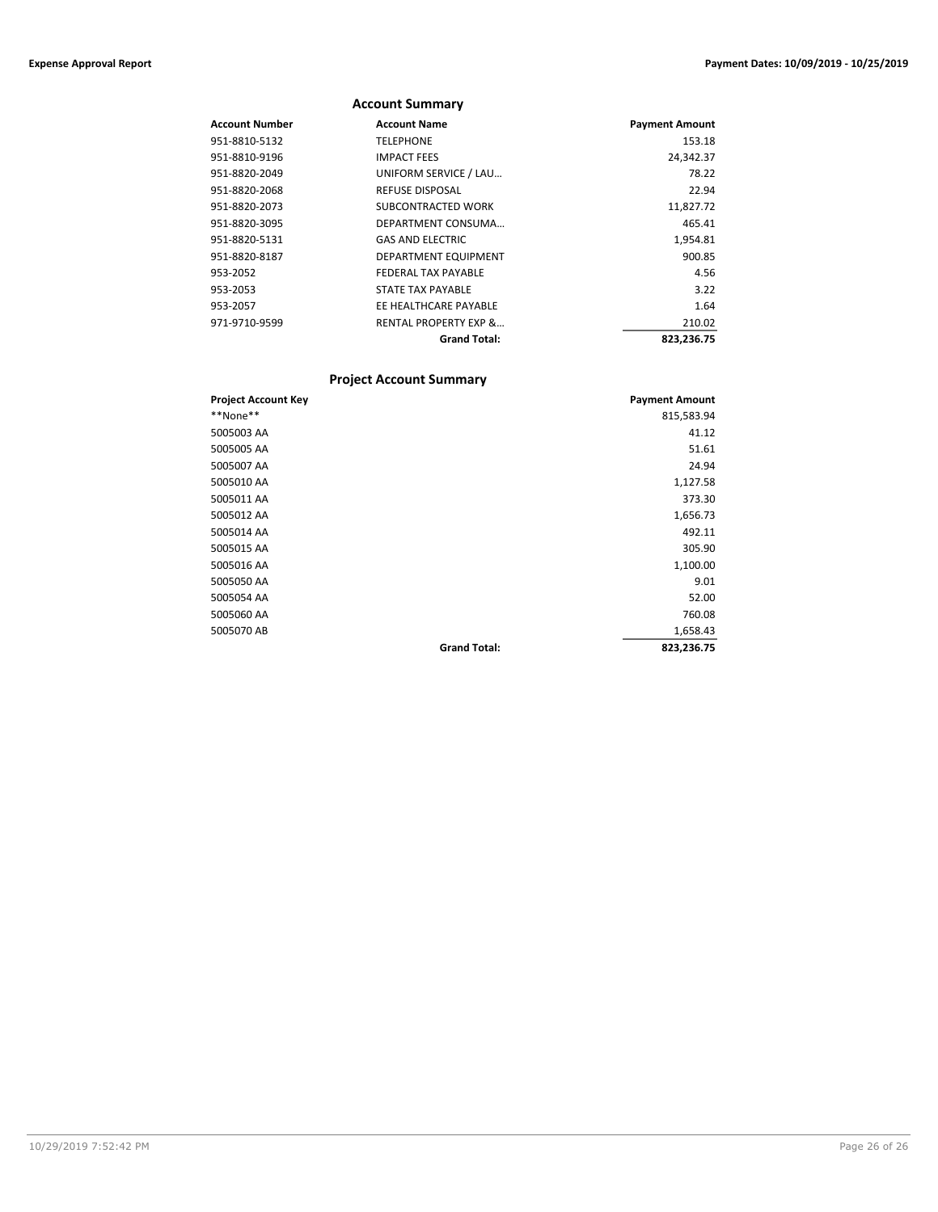## Account Summary

| Account Number | Account Name | Payment Amount |
|---|---|---|
| 951-8810-5132 | TELEPHONE | 153.18 |
| 951-8810-9196 | IMPACT FEES | 24,342.37 |
| 951-8820-2049 | UNIFORM SERVICE / LAU… | 78.22 |
| 951-8820-2068 | REFUSE DISPOSAL | 22.94 |
| 951-8820-2073 | SUBCONTRACTED WORK | 11,827.72 |
| 951-8820-3095 | DEPARTMENT CONSUMA… | 465.41 |
| 951-8820-5131 | GAS AND ELECTRIC | 1,954.81 |
| 951-8820-8187 | DEPARTMENT EQUIPMENT | 900.85 |
| 953-2052 | FEDERAL TAX PAYABLE | 4.56 |
| 953-2053 | STATE TAX PAYABLE | 3.22 |
| 953-2057 | EE HEALTHCARE PAYABLE | 1.64 |
| 971-9710-9599 | RENTAL PROPERTY EXP &… | 210.02 |
| | **Grand Total:** | **823,236.75** |

## Project Account Summary

| Project Account Key | | Payment Amount |
|---|---|---|
| **None** | | 815,583.94 |
| 5005003 AA | | 41.12 |
| 5005005 AA | | 51.61 |
| 5005007 AA | | 24.94 |
| 5005010 AA | | 1,127.58 |
| 5005011 AA | | 373.30 |
| 5005012 AA | | 1,656.73 |
| 5005014 AA | | 492.11 |
| 5005015 AA | | 305.90 |
| 5005016 AA | | 1,100.00 |
| 5005050 AA | | 9.01 |
| 5005054 AA | | 52.00 |
| 5005060 AA | | 760.08 |
| 5005070 AB | | 1,658.43 |
| | **Grand Total:** | **823,236.75** |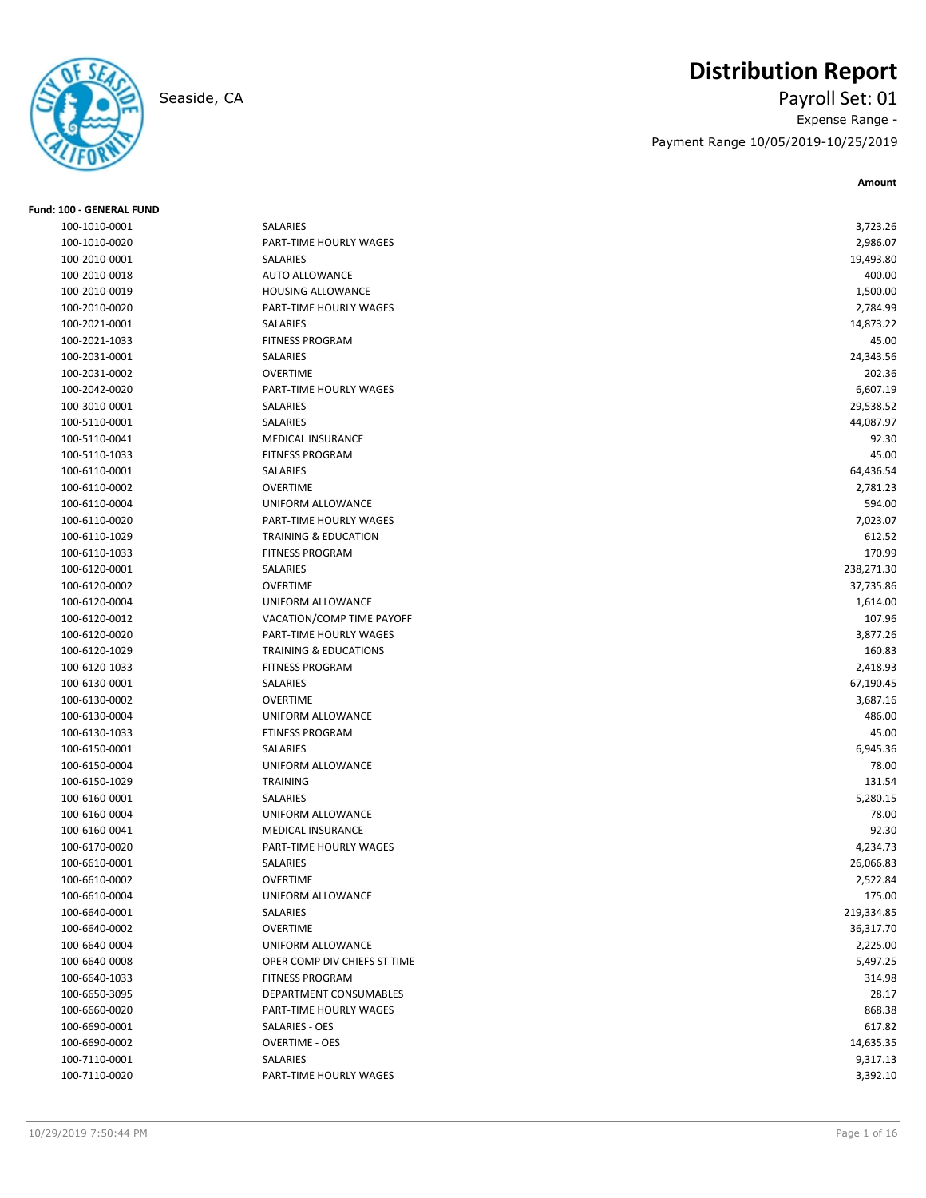Seaside, CA

# Distribution Report

## Payroll Set: 01

Expense Range -

Payment Range 10/05/2019-10/25/2019

**Fund: 100 - GENERAL FUND**

| Account | Description | Amount |
|---|---|---|
| 100-1010-0001 | SALARIES | 3,723.26 |
| 100-1010-0020 | PART-TIME HOURLY WAGES | 2,986.07 |
| 100-2010-0001 | SALARIES | 19,493.80 |
| 100-2010-0018 | AUTO ALLOWANCE | 400.00 |
| 100-2010-0019 | HOUSING ALLOWANCE | 1,500.00 |
| 100-2010-0020 | PART-TIME HOURLY WAGES | 2,784.99 |
| 100-2021-0001 | SALARIES | 14,873.22 |
| 100-2021-1033 | FITNESS PROGRAM | 45.00 |
| 100-2031-0001 | SALARIES | 24,343.56 |
| 100-2031-0002 | OVERTIME | 202.36 |
| 100-2042-0020 | PART-TIME HOURLY WAGES | 6,607.19 |
| 100-3010-0001 | SALARIES | 29,538.52 |
| 100-5110-0001 | SALARIES | 44,087.97 |
| 100-5110-0041 | MEDICAL INSURANCE | 92.30 |
| 100-5110-1033 | FITNESS PROGRAM | 45.00 |
| 100-6110-0001 | SALARIES | 64,436.54 |
| 100-6110-0002 | OVERTIME | 2,781.23 |
| 100-6110-0004 | UNIFORM ALLOWANCE | 594.00 |
| 100-6110-0020 | PART-TIME HOURLY WAGES | 7,023.07 |
| 100-6110-1029 | TRAINING & EDUCATION | 612.52 |
| 100-6110-1033 | FITNESS PROGRAM | 170.99 |
| 100-6120-0001 | SALARIES | 238,271.30 |
| 100-6120-0002 | OVERTIME | 37,735.86 |
| 100-6120-0004 | UNIFORM ALLOWANCE | 1,614.00 |
| 100-6120-0012 | VACATION/COMP TIME PAYOFF | 107.96 |
| 100-6120-0020 | PART-TIME HOURLY WAGES | 3,877.26 |
| 100-6120-1029 | TRAINING & EDUCATIONS | 160.83 |
| 100-6120-1033 | FITNESS PROGRAM | 2,418.93 |
| 100-6130-0001 | SALARIES | 67,190.45 |
| 100-6130-0002 | OVERTIME | 3,687.16 |
| 100-6130-0004 | UNIFORM ALLOWANCE | 486.00 |
| 100-6130-1033 | FTINESS PROGRAM | 45.00 |
| 100-6150-0001 | SALARIES | 6,945.36 |
| 100-6150-0004 | UNIFORM ALLOWANCE | 78.00 |
| 100-6150-1029 | TRAINING | 131.54 |
| 100-6160-0001 | SALARIES | 5,280.15 |
| 100-6160-0004 | UNIFORM ALLOWANCE | 78.00 |
| 100-6160-0041 | MEDICAL INSURANCE | 92.30 |
| 100-6170-0020 | PART-TIME HOURLY WAGES | 4,234.73 |
| 100-6610-0001 | SALARIES | 26,066.83 |
| 100-6610-0002 | OVERTIME | 2,522.84 |
| 100-6610-0004 | UNIFORM ALLOWANCE | 175.00 |
| 100-6640-0001 | SALARIES | 219,334.85 |
| 100-6640-0002 | OVERTIME | 36,317.70 |
| 100-6640-0004 | UNIFORM ALLOWANCE | 2,225.00 |
| 100-6640-0008 | OPER COMP DIV CHIEFS ST TIME | 5,497.25 |
| 100-6640-1033 | FITNESS PROGRAM | 314.98 |
| 100-6650-3095 | DEPARTMENT CONSUMABLES | 28.17 |
| 100-6660-0020 | PART-TIME HOURLY WAGES | 868.38 |
| 100-6690-0001 | SALARIES - OES | 617.82 |
| 100-6690-0002 | OVERTIME - OES | 14,635.35 |
| 100-7110-0001 | SALARIES | 9,317.13 |
| 100-7110-0020 | PART-TIME HOURLY WAGES | 3,392.10 |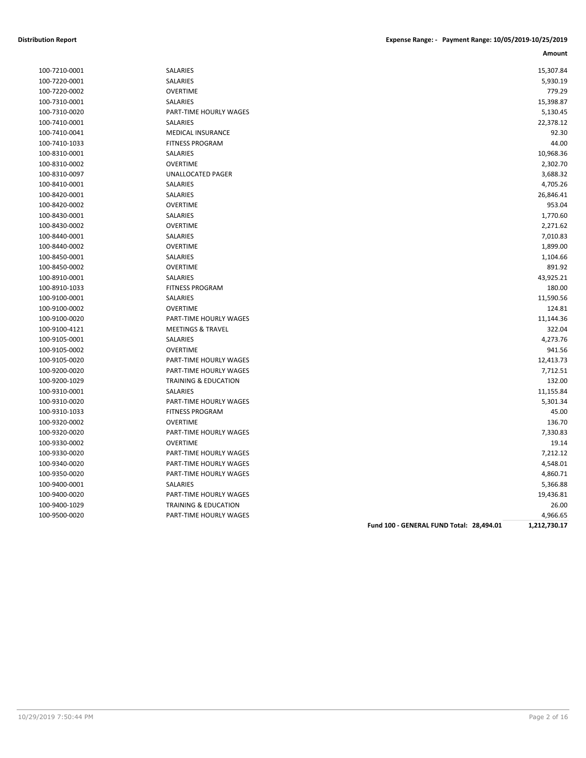**Distribution Report** | **Expense Range: - Payment Range: 10/05/2019-10/25/2019**

| | | | **Amount** |
|---|---|---|---|
| 100-7210-0001 | SALARIES | | 15,307.84 |
| 100-7220-0001 | SALARIES | | 5,930.19 |
| 100-7220-0002 | OVERTIME | | 779.29 |
| 100-7310-0001 | SALARIES | | 15,398.87 |
| 100-7310-0020 | PART-TIME HOURLY WAGES | | 5,130.45 |
| 100-7410-0001 | SALARIES | | 22,378.12 |
| 100-7410-0041 | MEDICAL INSURANCE | | 92.30 |
| 100-7410-1033 | FITNESS PROGRAM | | 44.00 |
| 100-8310-0001 | SALARIES | | 10,968.36 |
| 100-8310-0002 | OVERTIME | | 2,302.70 |
| 100-8310-0097 | UNALLOCATED PAGER | | 3,688.32 |
| 100-8410-0001 | SALARIES | | 4,705.26 |
| 100-8420-0001 | SALARIES | | 26,846.41 |
| 100-8420-0002 | OVERTIME | | 953.04 |
| 100-8430-0001 | SALARIES | | 1,770.60 |
| 100-8430-0002 | OVERTIME | | 2,271.62 |
| 100-8440-0001 | SALARIES | | 7,010.83 |
| 100-8440-0002 | OVERTIME | | 1,899.00 |
| 100-8450-0001 | SALARIES | | 1,104.66 |
| 100-8450-0002 | OVERTIME | | 891.92 |
| 100-8910-0001 | SALARIES | | 43,925.21 |
| 100-8910-1033 | FITNESS PROGRAM | | 180.00 |
| 100-9100-0001 | SALARIES | | 11,590.56 |
| 100-9100-0002 | OVERTIME | | 124.81 |
| 100-9100-0020 | PART-TIME HOURLY WAGES | | 11,144.36 |
| 100-9100-4121 | MEETINGS & TRAVEL | | 322.04 |
| 100-9105-0001 | SALARIES | | 4,273.76 |
| 100-9105-0002 | OVERTIME | | 941.56 |
| 100-9105-0020 | PART-TIME HOURLY WAGES | | 12,413.73 |
| 100-9200-0020 | PART-TIME HOURLY WAGES | | 7,712.51 |
| 100-9200-1029 | TRAINING & EDUCATION | | 132.00 |
| 100-9310-0001 | SALARIES | | 11,155.84 |
| 100-9310-0020 | PART-TIME HOURLY WAGES | | 5,301.34 |
| 100-9310-1033 | FITNESS PROGRAM | | 45.00 |
| 100-9320-0002 | OVERTIME | | 136.70 |
| 100-9320-0020 | PART-TIME HOURLY WAGES | | 7,330.83 |
| 100-9330-0002 | OVERTIME | | 19.14 |
| 100-9330-0020 | PART-TIME HOURLY WAGES | | 7,212.12 |
| 100-9340-0020 | PART-TIME HOURLY WAGES | | 4,548.01 |
| 100-9350-0020 | PART-TIME HOURLY WAGES | | 4,860.71 |
| 100-9400-0001 | SALARIES | | 5,366.88 |
| 100-9400-0020 | PART-TIME HOURLY WAGES | | 19,436.81 |
| 100-9400-1029 | TRAINING & EDUCATION | | 26.00 |
| 100-9500-0020 | PART-TIME HOURLY WAGES | | 4,966.65 |
| | | **Fund 100 - GENERAL FUND Total: 28,494.01** | **1,212,730.17** |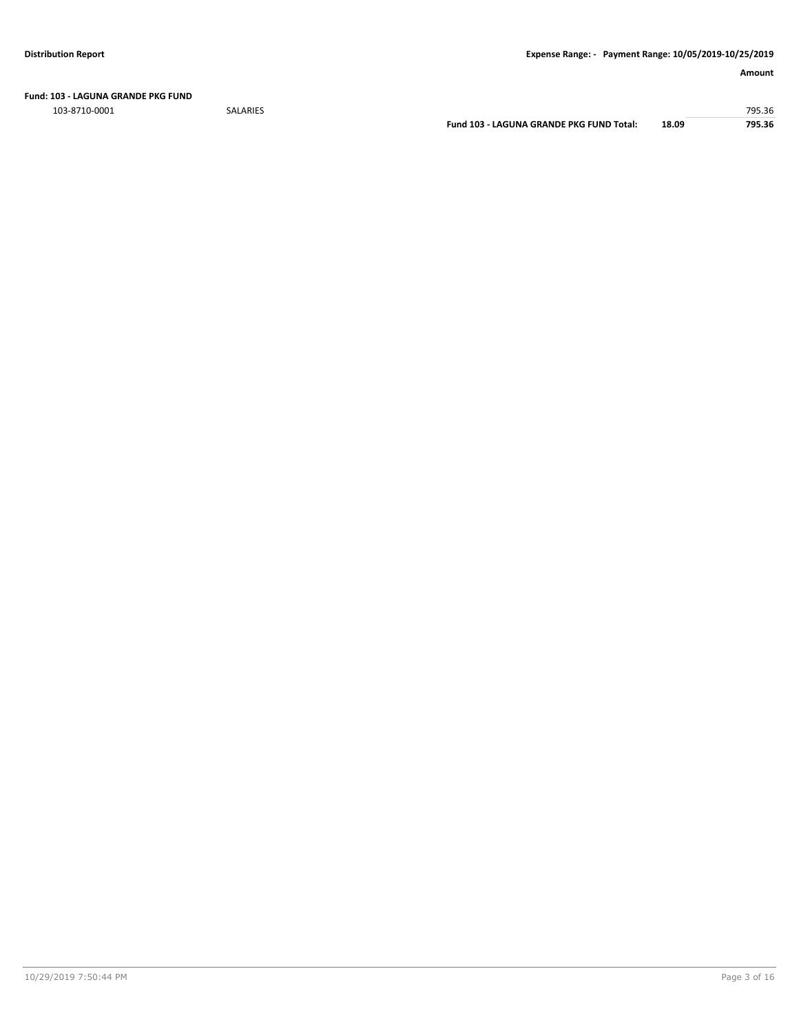| | | | Amount |
|---|---|---|---|
| **Fund: 103 - LAGUNA GRANDE PKG FUND** | | | |
| 103-8710-0001 | SALARIES | | 795.36 |
| | **Fund 103 - LAGUNA GRANDE PKG FUND Total:** | **18.09** | **795.36** |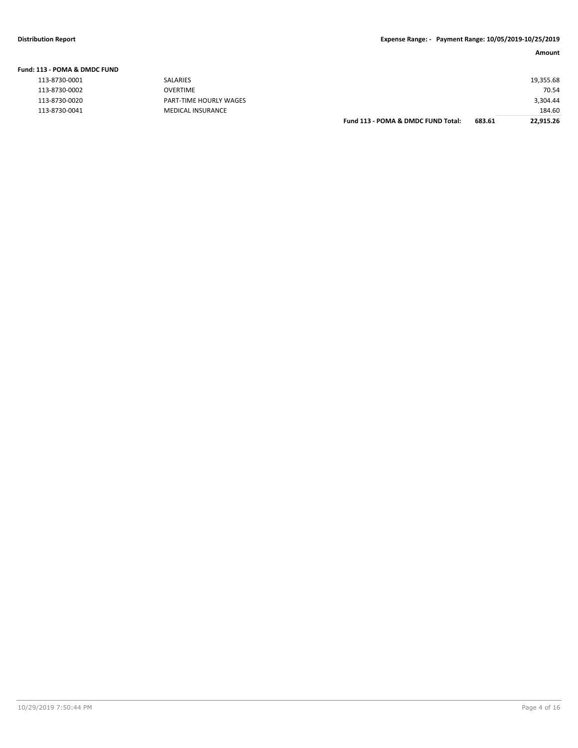**Distribution Report** **Expense Range: - Payment Range: 10/05/2019-10/25/2019**

**Fund: 113 - POMA & DMDC FUND**

| Account | Description | | | Amount |
|---|---|---|---|---|
| 113-8730-0001 | SALARIES | | | 19,355.68 |
| 113-8730-0002 | OVERTIME | | | 70.54 |
| 113-8730-0020 | PART-TIME HOURLY WAGES | | | 3,304.44 |
| 113-8730-0041 | MEDICAL INSURANCE | | | 184.60 |
| | | **Fund 113 - POMA & DMDC FUND Total:** | **683.61** | **22,915.26** |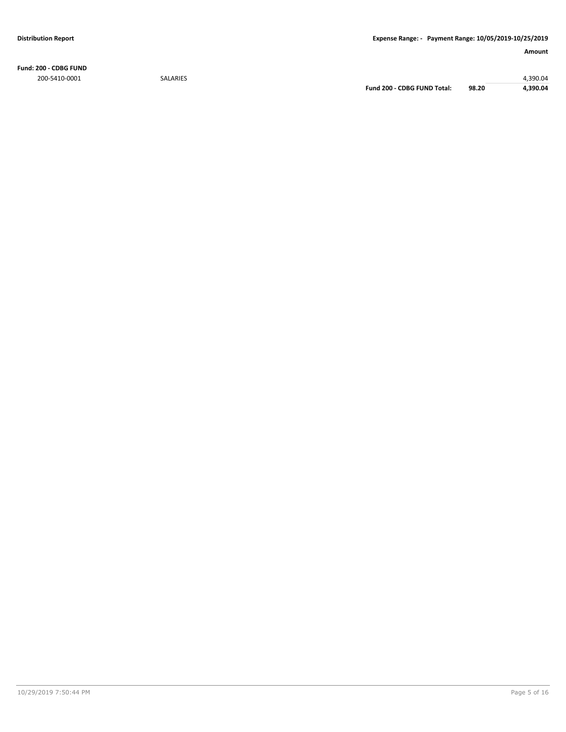| | | | Amount |
|---|---|---|---|
| **Fund: 200 - CDBG FUND** | | | |
| 200-5410-0001 | SALARIES | | 4,390.04 |
| | **Fund 200 - CDBG FUND Total:** | **98.20** | **4,390.04** |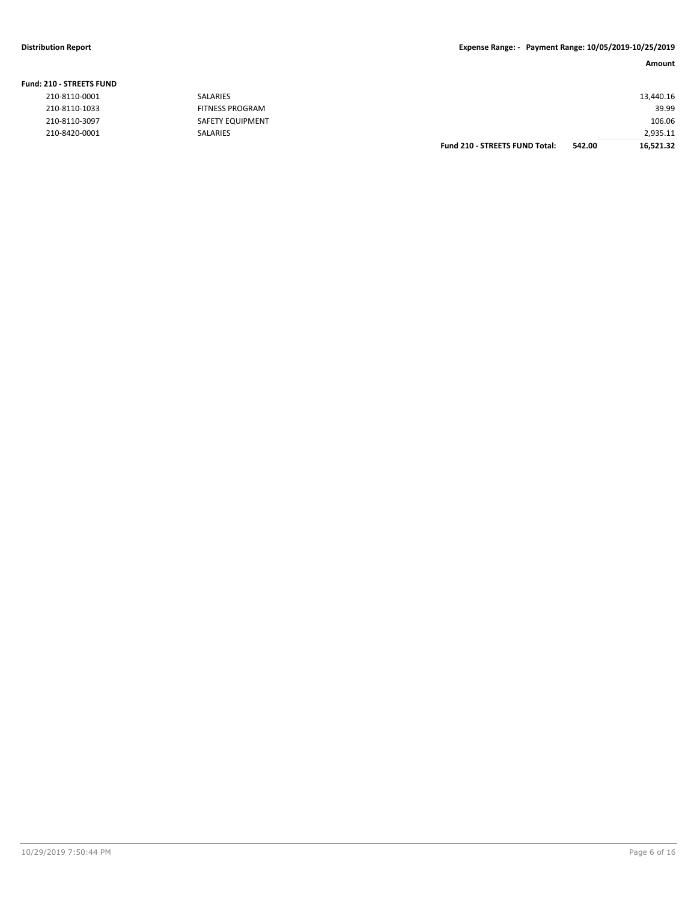**Distribution Report** — **Expense Range: - Payment Range: 10/05/2019-10/25/2019**

**Fund: 210 - STREETS FUND**

| Account | Description | | | Amount |
|---|---|---|---|---|
| 210-8110-0001 | SALARIES | | | 13,440.16 |
| 210-8110-1033 | FITNESS PROGRAM | | | 39.99 |
| 210-8110-3097 | SAFETY EQUIPMENT | | | 106.06 |
| 210-8420-0001 | SALARIES | | | 2,935.11 |
| | | **Fund 210 - STREETS FUND Total:** | **542.00** | **16,521.32** |

10/29/2019 7:50:44 PM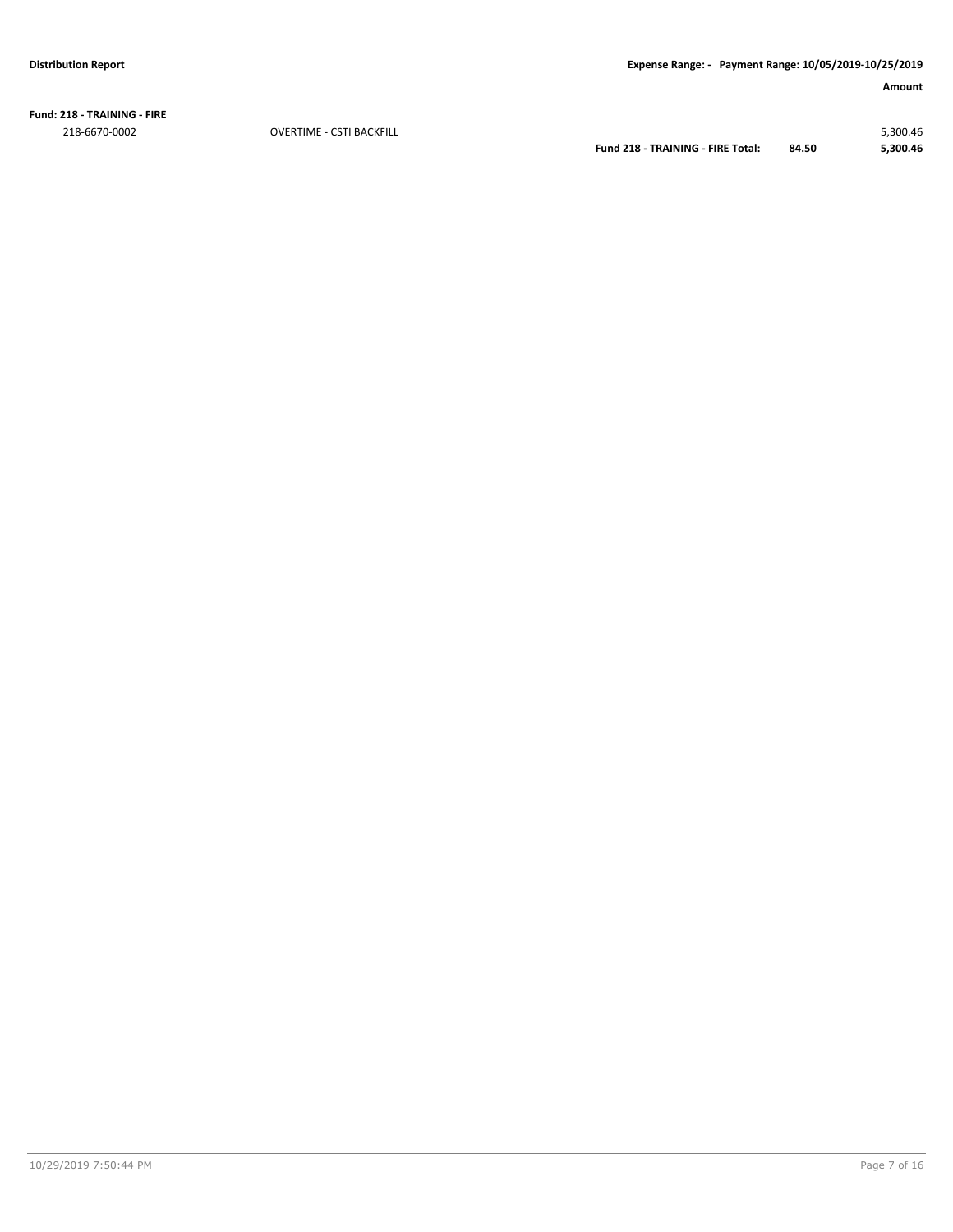**Fund: 218 - TRAINING - FIRE**

| | | | Amount |
|---|---|---|---|
| 218-6670-0002 | OVERTIME - CSTI BACKFILL | | 5,300.46 |
| | **Fund 218 - TRAINING - FIRE Total:** | **84.50** | **5,300.46** |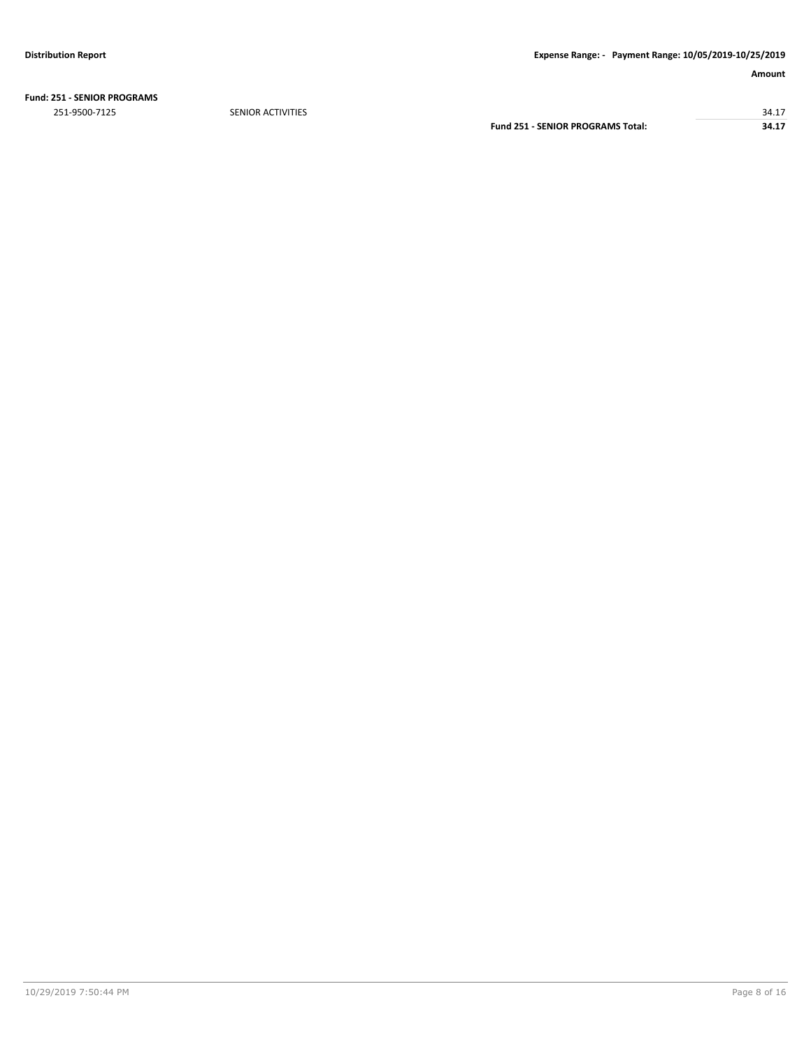**Fund: 251 - SENIOR PROGRAMS**

| | | Amount |
|---|---|---|
| 251-9500-7125 | SENIOR ACTIVITIES | 34.17 |
| | **Fund 251 - SENIOR PROGRAMS Total:** | **34.17** |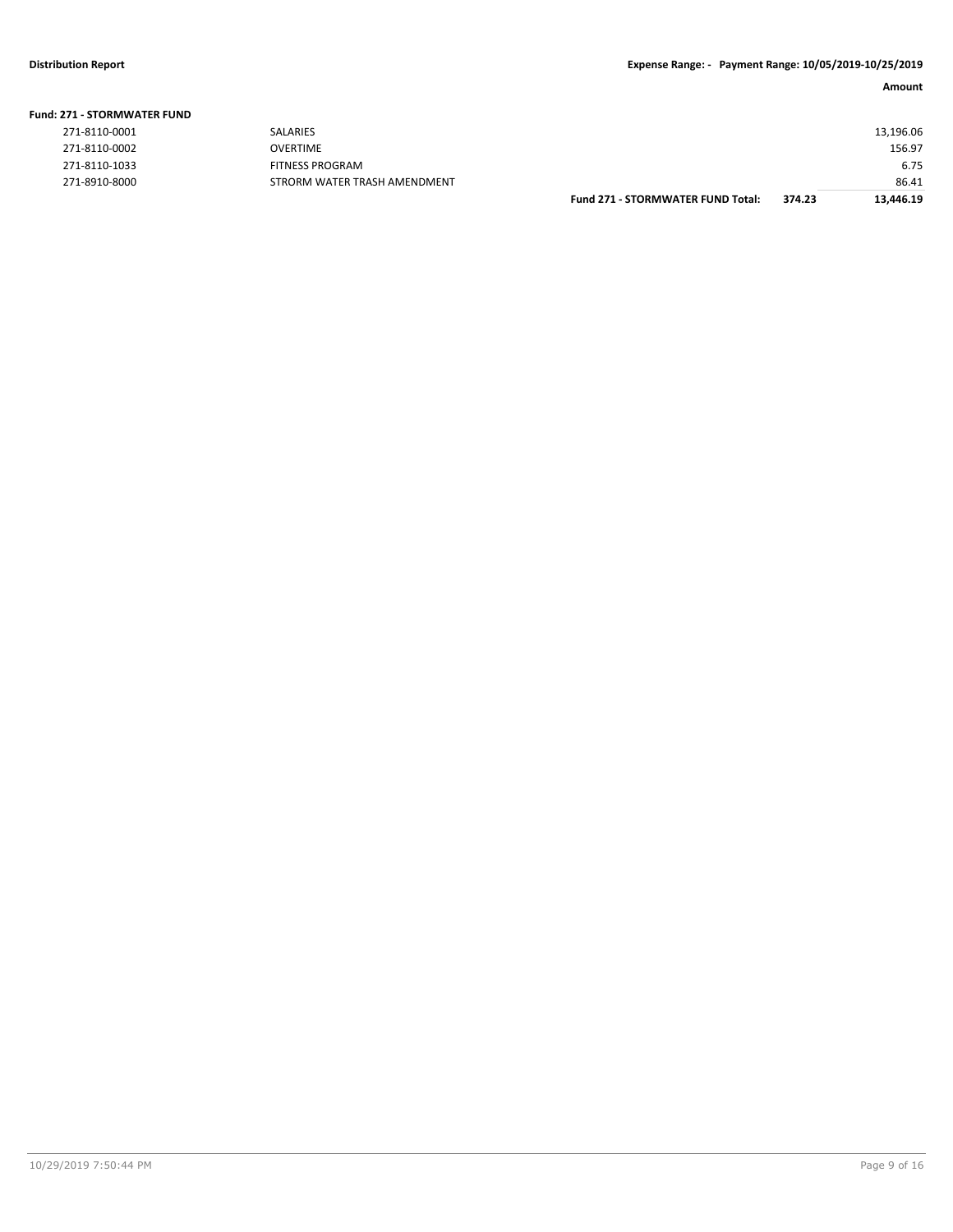**Fund: 271 - STORMWATER FUND**

| Account | Description | | | Amount |
|---|---|---|---|---|
| 271-8110-0001 | SALARIES | | | 13,196.06 |
| 271-8110-0002 | OVERTIME | | | 156.97 |
| 271-8110-1033 | FITNESS PROGRAM | | | 6.75 |
| 271-8910-8000 | STRORM WATER TRASH AMENDMENT | | | 86.41 |
| | | **Fund 271 - STORMWATER FUND Total:** | **374.23** | **13,446.19** |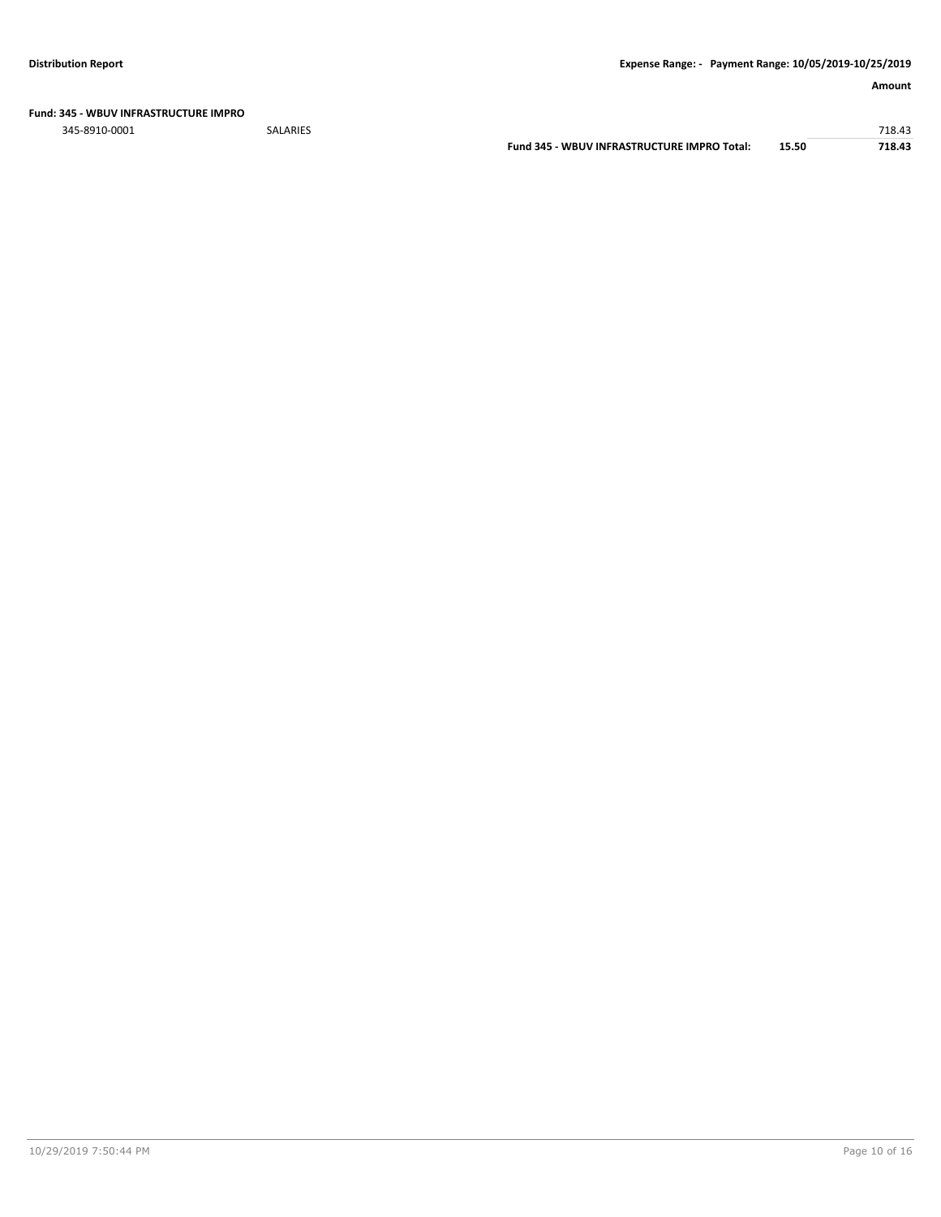**Fund: 345 - WBUV INFRASTRUCTURE IMPRO**

| | | | | Amount |
|---|---|---|---|---|
| 345-8910-0001 | SALARIES | | | 718.43 |
| | | **Fund 345 - WBUV INFRASTRUCTURE IMPRO Total:** | **15.50** | **718.43** |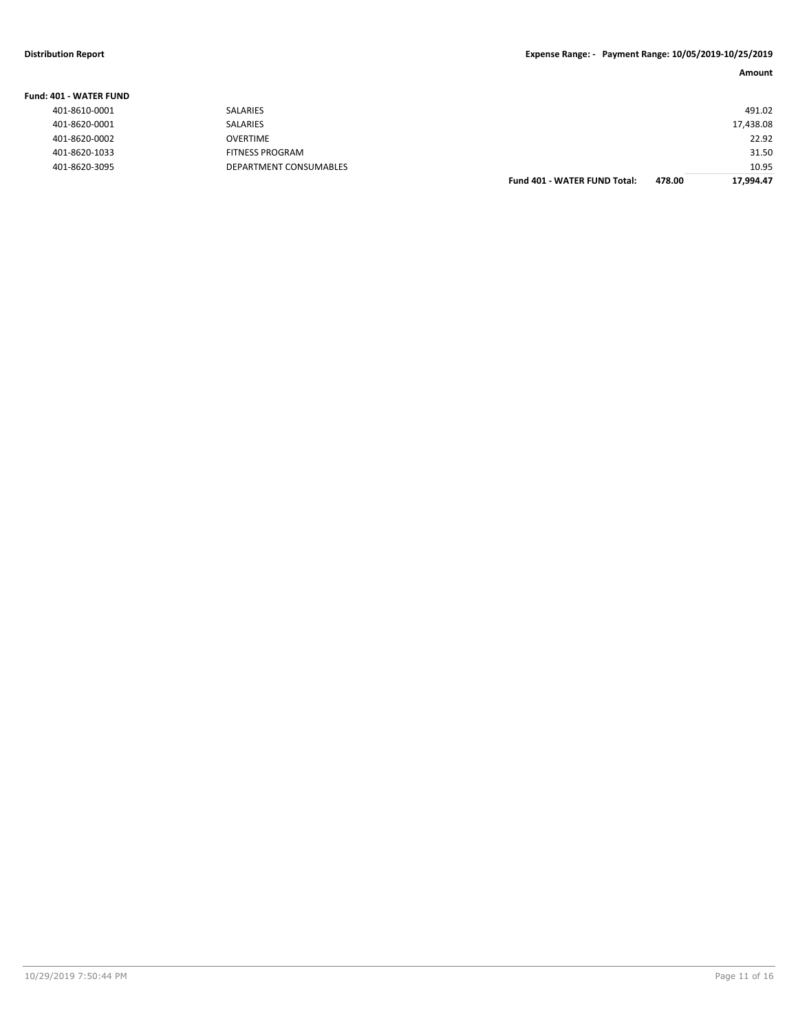**Distribution Report** **Expense Range: - Payment Range: 10/05/2019-10/25/2019**

| | | | | Amount |
|---|---|---|---|---|
| **Fund: 401 - WATER FUND** | | | | |
| 401-8610-0001 | SALARIES | | | 491.02 |
| 401-8620-0001 | SALARIES | | | 17,438.08 |
| 401-8620-0002 | OVERTIME | | | 22.92 |
| 401-8620-1033 | FITNESS PROGRAM | | | 31.50 |
| 401-8620-3095 | DEPARTMENT CONSUMABLES | | | 10.95 |
| | | **Fund 401 - WATER FUND Total:** | **478.00** | **17,994.47** |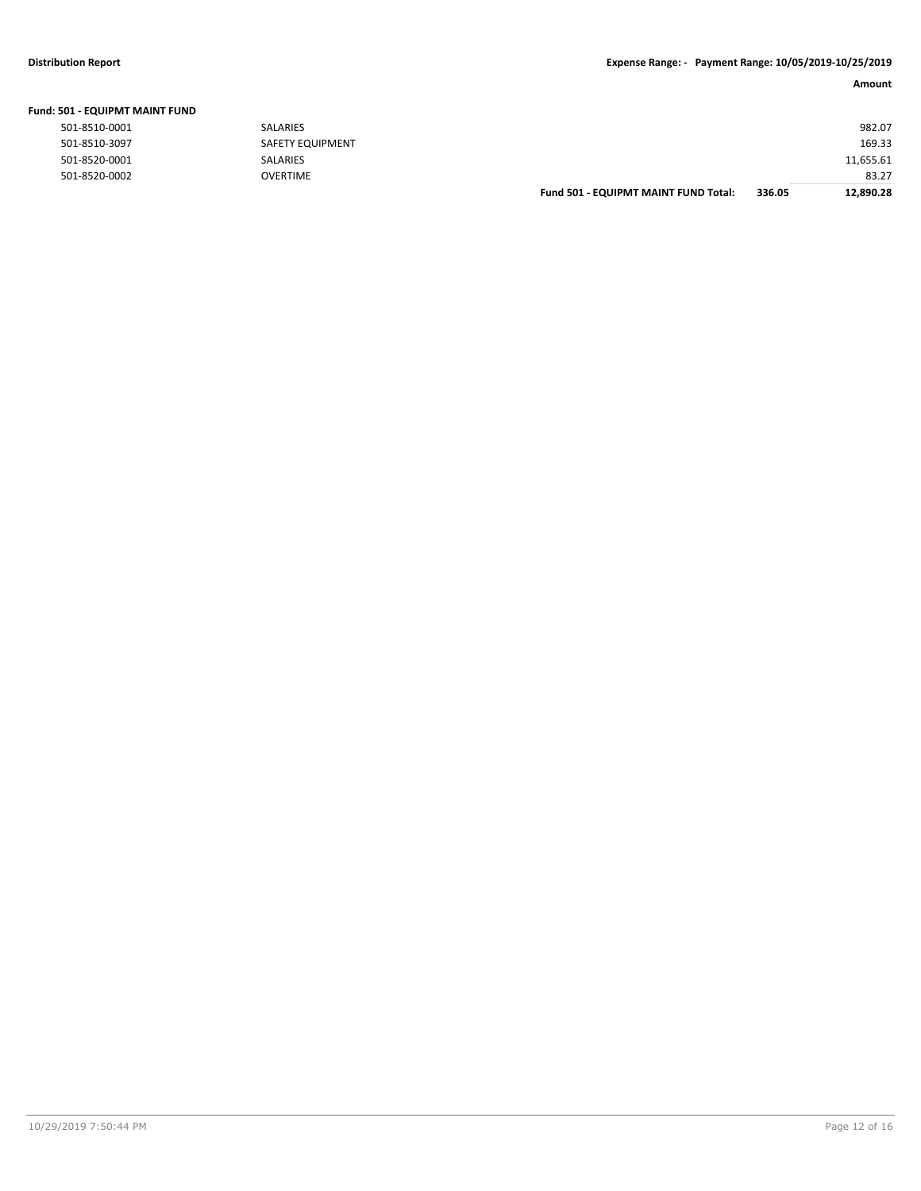**Distribution Report** **Expense Range: - Payment Range: 10/05/2019-10/25/2019**

**Fund: 501 - EQUIPMT MAINT FUND**

| Account | Description | | | Amount |
|---|---|---|---|---|
| 501-8510-0001 | SALARIES | | | 982.07 |
| 501-8510-3097 | SAFETY EQUIPMENT | | | 169.33 |
| 501-8520-0001 | SALARIES | | | 11,655.61 |
| 501-8520-0002 | OVERTIME | | | 83.27 |
| | | **Fund 501 - EQUIPMT MAINT FUND Total:** | **336.05** | **12,890.28** |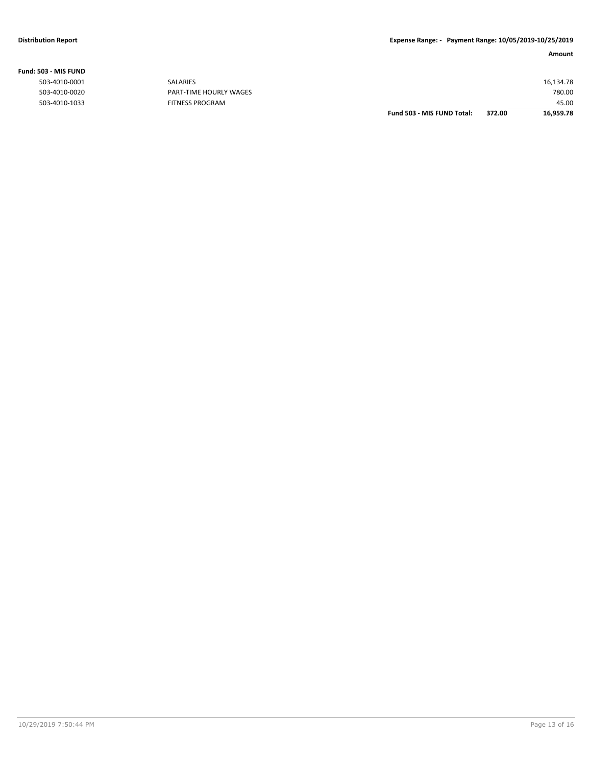**Distribution Report** **Expense Range: - Payment Range: 10/05/2019-10/25/2019**

**Fund: 503 - MIS FUND**

| Account | Description | | | Amount |
|---|---|---|---|---|
| 503-4010-0001 | SALARIES | | | 16,134.78 |
| 503-4010-0020 | PART-TIME HOURLY WAGES | | | 780.00 |
| 503-4010-1033 | FITNESS PROGRAM | | | 45.00 |
| | | **Fund 503 - MIS FUND Total:** | **372.00** | **16,959.78** |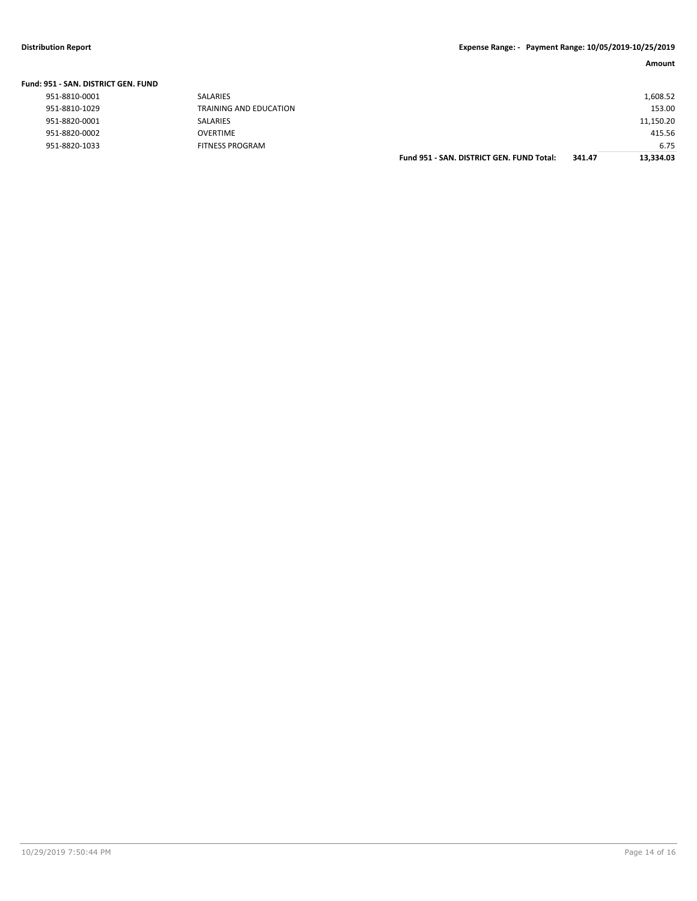| | | | Amount |
|---|---|---|---|
| **Fund: 951 - SAN. DISTRICT GEN. FUND** | | | |
| 951-8810-0001 | SALARIES | | 1,608.52 |
| 951-8810-1029 | TRAINING AND EDUCATION | | 153.00 |
| 951-8820-0001 | SALARIES | | 11,150.20 |
| 951-8820-0002 | OVERTIME | | 415.56 |
| 951-8820-1033 | FITNESS PROGRAM | | 6.75 |
| | **Fund 951 - SAN. DISTRICT GEN. FUND Total:** | **341.47** | **13,334.03** |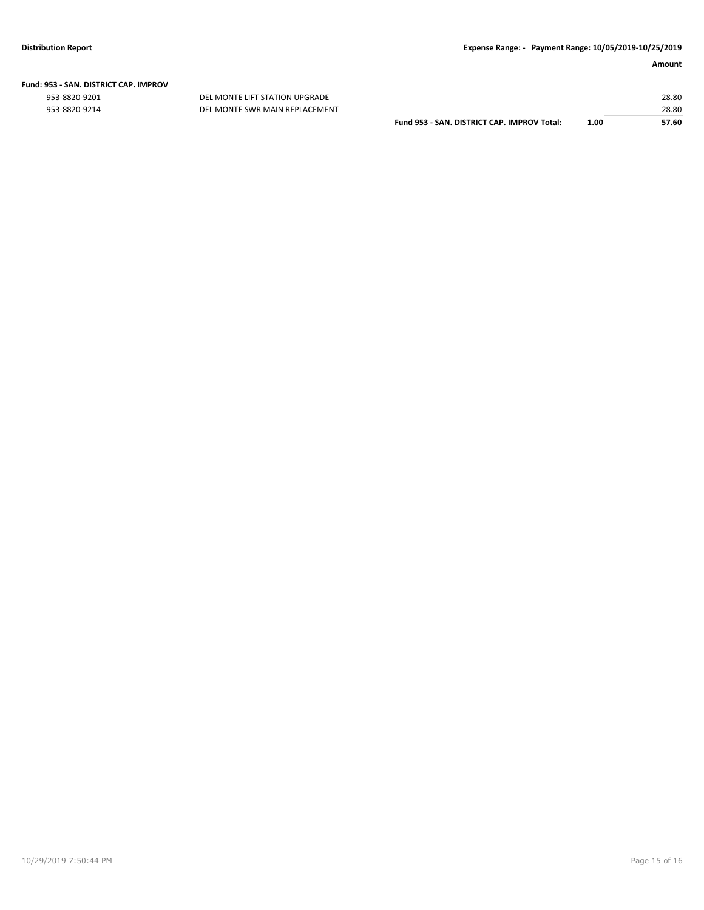**Fund: 953 - SAN. DISTRICT CAP. IMPROV**

| | | | | Amount |
|---|---|---|---|---|
| 953-8820-9201 | DEL MONTE LIFT STATION UPGRADE | | | 28.80 |
| 953-8820-9214 | DEL MONTE SWR MAIN REPLACEMENT | | | 28.80 |
| | | **Fund 953 - SAN. DISTRICT CAP. IMPROV Total:** | **1.00** | **57.60** |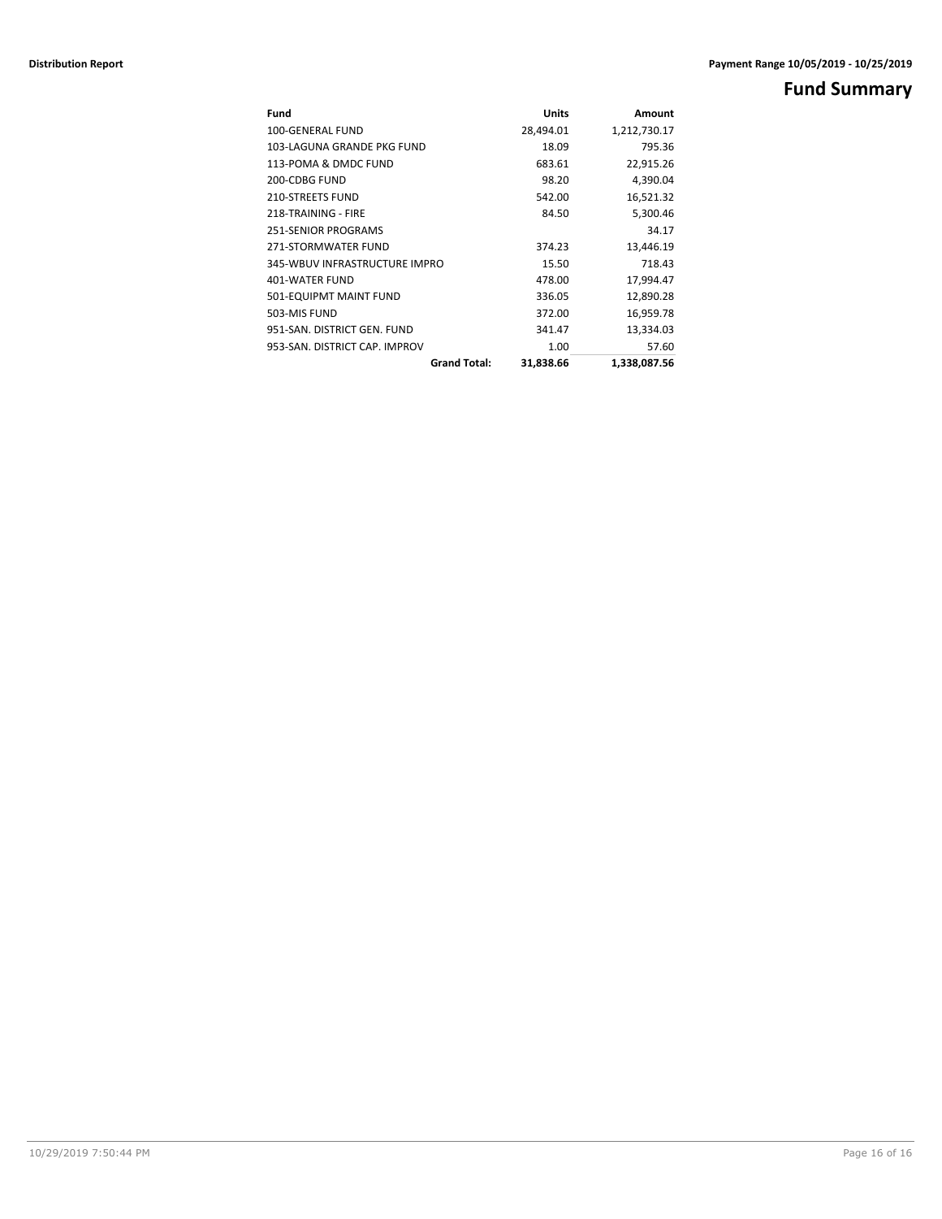# Fund Summary

| Fund | Units | Amount |
|---|---|---|
| 100-GENERAL FUND | 28,494.01 | 1,212,730.17 |
| 103-LAGUNA GRANDE PKG FUND | 18.09 | 795.36 |
| 113-POMA & DMDC FUND | 683.61 | 22,915.26 |
| 200-CDBG FUND | 98.20 | 4,390.04 |
| 210-STREETS FUND | 542.00 | 16,521.32 |
| 218-TRAINING - FIRE | 84.50 | 5,300.46 |
| 251-SENIOR PROGRAMS | | 34.17 |
| 271-STORMWATER FUND | 374.23 | 13,446.19 |
| 345-WBUV INFRASTRUCTURE IMPRO | 15.50 | 718.43 |
| 401-WATER FUND | 478.00 | 17,994.47 |
| 501-EQUIPMT MAINT FUND | 336.05 | 12,890.28 |
| 503-MIS FUND | 372.00 | 16,959.78 |
| 951-SAN. DISTRICT GEN. FUND | 341.47 | 13,334.03 |
| 953-SAN. DISTRICT CAP. IMPROV | 1.00 | 57.60 |
| **Grand Total:** | **31,838.66** | **1,338,087.56** |